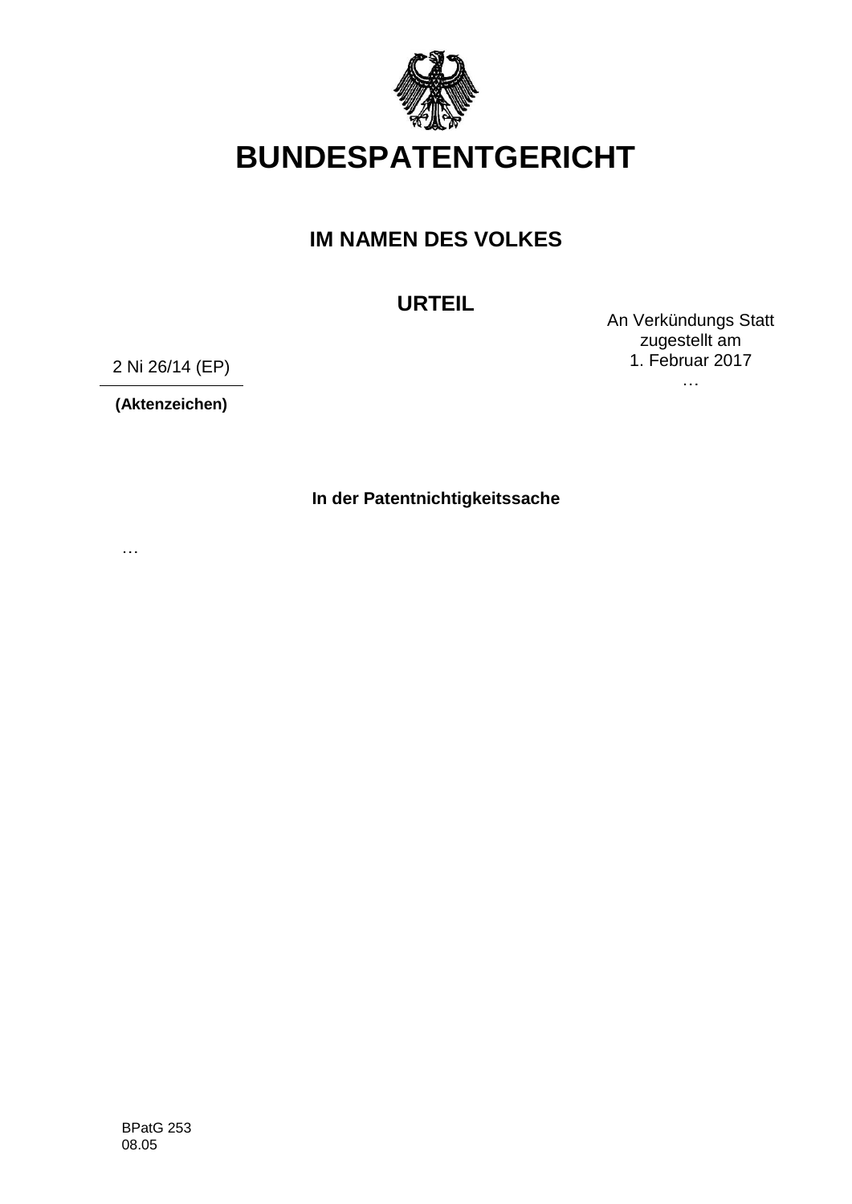# BUNDESPATENTGERICHT

## IM NAMEN DES VOLKES

## URTEIL

An Verkündungs Statt
zugestellt am
1. Februar 2017
…

2 Ni 26/14 (EP)

**(Aktenzeichen)**

**In der Patentnichtigkeitssache**

…

BPatG 253
08.05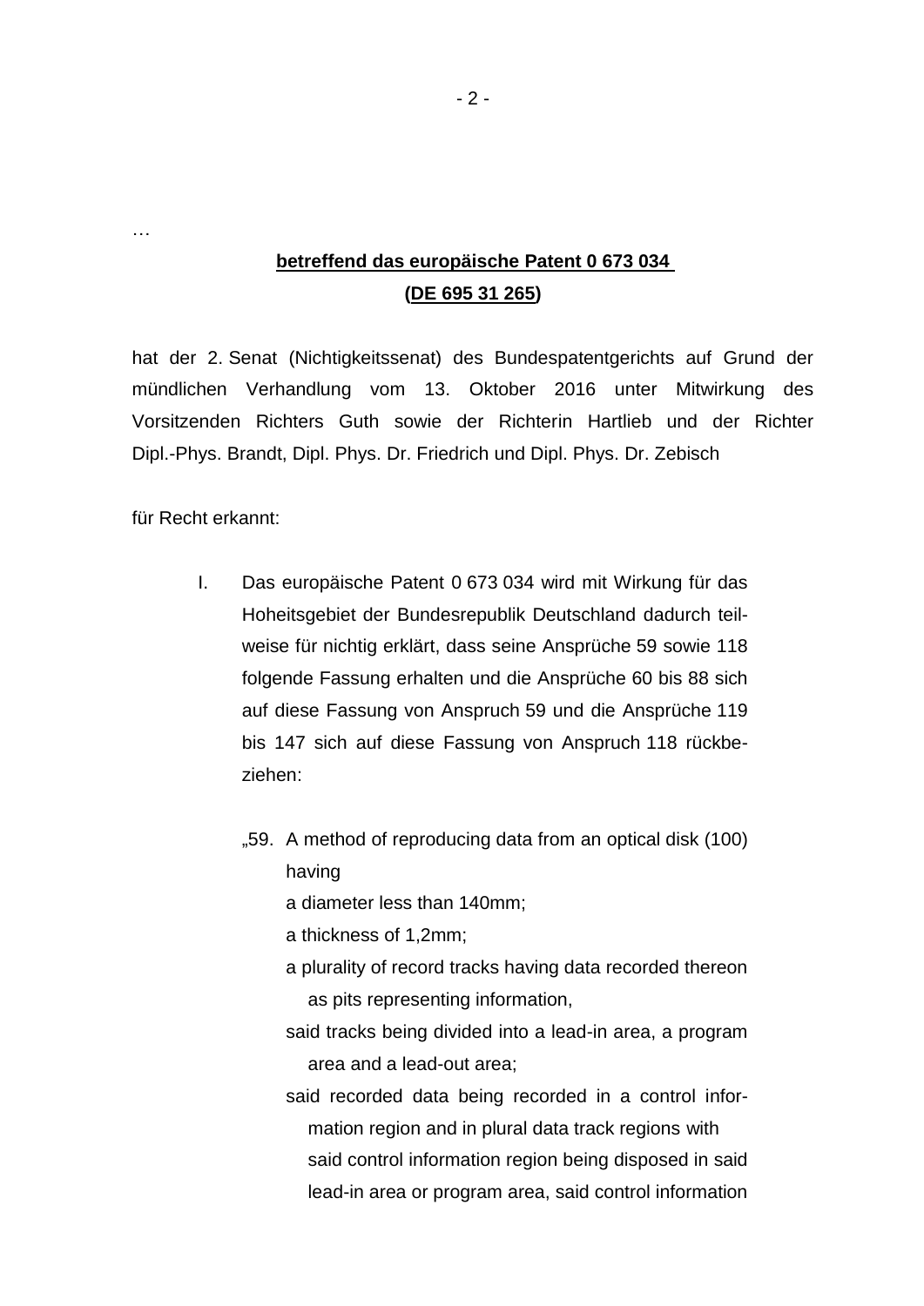…

**betreffend das europäische Patent 0 673 034**
**(DE 695 31 265)**

hat der 2. Senat (Nichtigkeitssenat) des Bundespatentgerichts auf Grund der mündlichen Verhandlung vom 13. Oktober 2016 unter Mitwirkung des Vorsitzenden Richters Guth sowie der Richterin Hartlieb und der Richter Dipl.-Phys. Brandt, Dipl. Phys. Dr. Friedrich und Dipl. Phys. Dr. Zebisch

für Recht erkannt:

I. Das europäische Patent 0 673 034 wird mit Wirkung für das Hoheitsgebiet der Bundesrepublik Deutschland dadurch teilweise für nichtig erklärt, dass seine Ansprüche 59 sowie 118 folgende Fassung erhalten und die Ansprüche 60 bis 88 sich auf diese Fassung von Anspruch 59 und die Ansprüche 119 bis 147 sich auf diese Fassung von Anspruch 118 rückbeziehen:

„59. A method of reproducing data from an optical disk (100) having
a diameter less than 140mm;
a thickness of 1,2mm;
a plurality of record tracks having data recorded thereon as pits representing information,
said tracks being divided into a lead-in area, a program area and a lead-out area;
said recorded data being recorded in a control information region and in plural data track regions with said control information region being disposed in said lead-in area or program area, said control information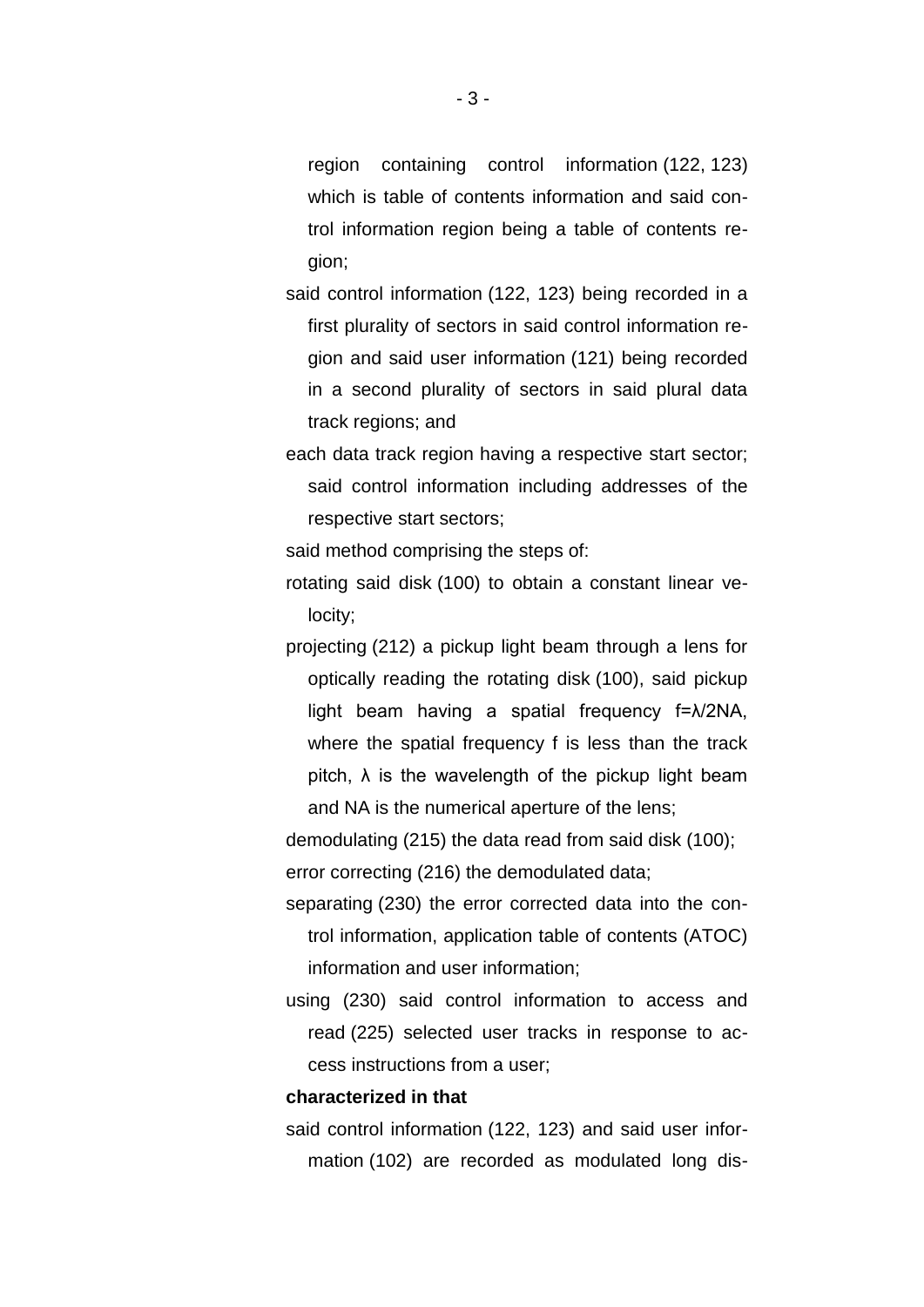region containing control information (122, 123) which is table of contents information and said control information region being a table of contents region;

said control information (122, 123) being recorded in a first plurality of sectors in said control information region and said user information (121) being recorded in a second plurality of sectors in said plural data track regions; and

each data track region having a respective start sector; said control information including addresses of the respective start sectors;

said method comprising the steps of:

rotating said disk (100) to obtain a constant linear velocity;

projecting (212) a pickup light beam through a lens for optically reading the rotating disk (100), said pickup light beam having a spatial frequency $f=\lambda/2NA$, where the spatial frequency f is less than the track pitch, $\lambda$ is the wavelength of the pickup light beam and NA is the numerical aperture of the lens;

demodulating (215) the data read from said disk (100);

error correcting (216) the demodulated data;

separating (230) the error corrected data into the control information, application table of contents (ATOC) information and user information;

using (230) said control information to access and read (225) selected user tracks in response to access instructions from a user;

**characterized in that**

said control information (122, 123) and said user information (102) are recorded as modulated long dis-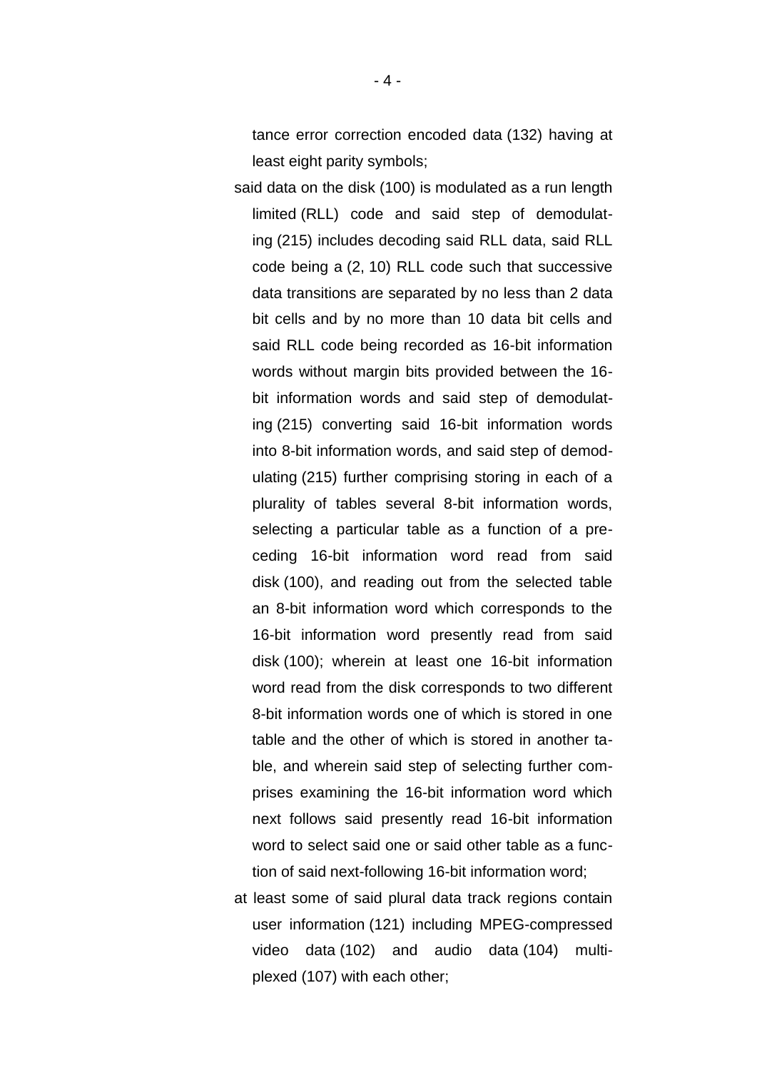tance error correction encoded data (132) having at least eight parity symbols;

said data on the disk (100) is modulated as a run length limited (RLL) code and said step of demodulating (215) includes decoding said RLL data, said RLL code being a (2, 10) RLL code such that successive data transitions are separated by no less than 2 data bit cells and by no more than 10 data bit cells and said RLL code being recorded as 16-bit information words without margin bits provided between the 16-bit information words and said step of demodulating (215) converting said 16-bit information words into 8-bit information words, and said step of demodulating (215) further comprising storing in each of a plurality of tables several 8-bit information words, selecting a particular table as a function of a preceding 16-bit information word read from said disk (100), and reading out from the selected table an 8-bit information word which corresponds to the 16-bit information word presently read from said disk (100); wherein at least one 16-bit information word read from the disk corresponds to two different 8-bit information words one of which is stored in one table and the other of which is stored in another table, and wherein said step of selecting further comprises examining the 16-bit information word which next follows said presently read 16-bit information word to select said one or said other table as a function of said next-following 16-bit information word;

at least some of said plural data track regions contain user information (121) including MPEG-compressed video data (102) and audio data (104) multiplexed (107) with each other;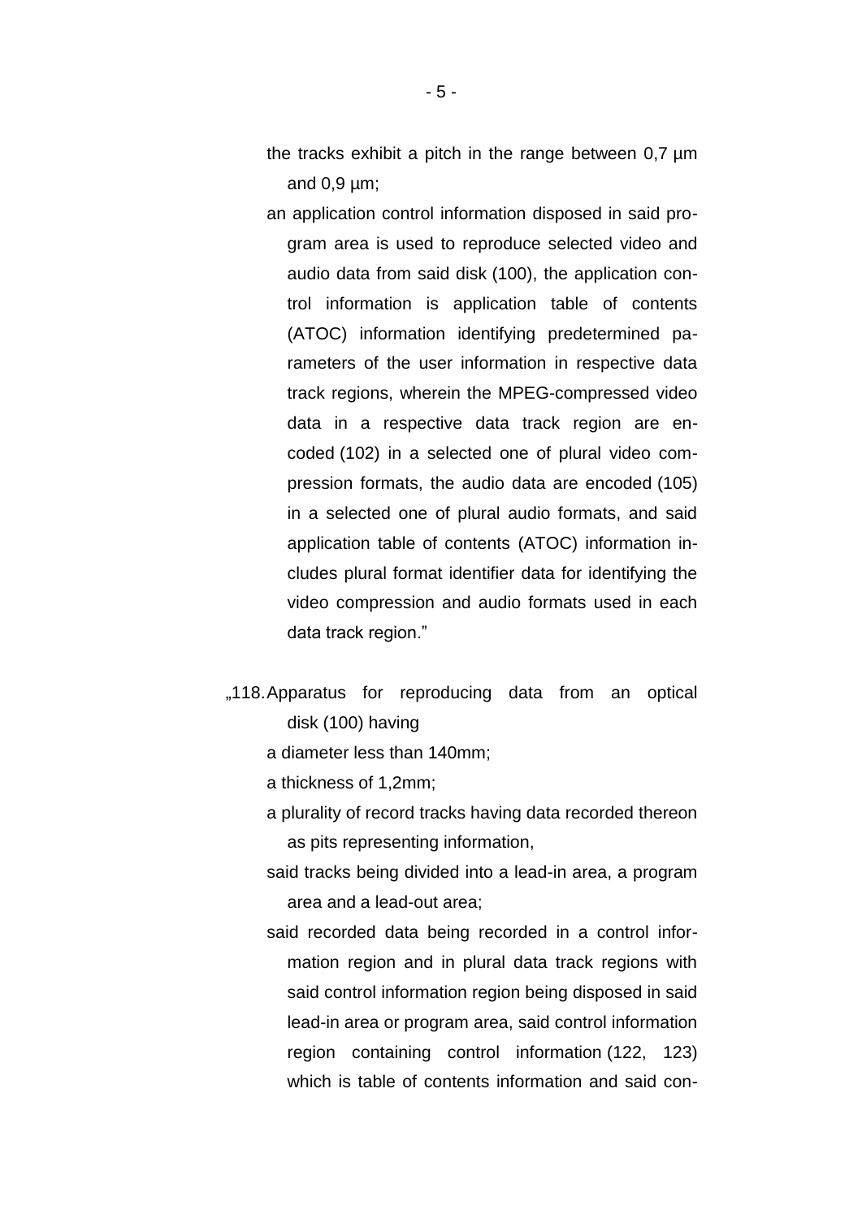the tracks exhibit a pitch in the range between 0,7 µm and 0,9 µm;

an application control information disposed in said program area is used to reproduce selected video and audio data from said disk (100), the application control information is application table of contents (ATOC) information identifying predetermined parameters of the user information in respective data track regions, wherein the MPEG-compressed video data in a respective data track region are encoded (102) in a selected one of plural video compression formats, the audio data are encoded (105) in a selected one of plural audio formats, and said application table of contents (ATOC) information includes plural format identifier data for identifying the video compression and audio formats used in each data track region."

„118. Apparatus for reproducing data from an optical disk (100) having

a diameter less than 140mm;

a thickness of 1,2mm;

a plurality of record tracks having data recorded thereon as pits representing information,

said tracks being divided into a lead-in area, a program area and a lead-out area;

said recorded data being recorded in a control information region and in plural data track regions with said control information region being disposed in said lead-in area or program area, said control information region containing control information (122, 123) which is table of contents information and said con-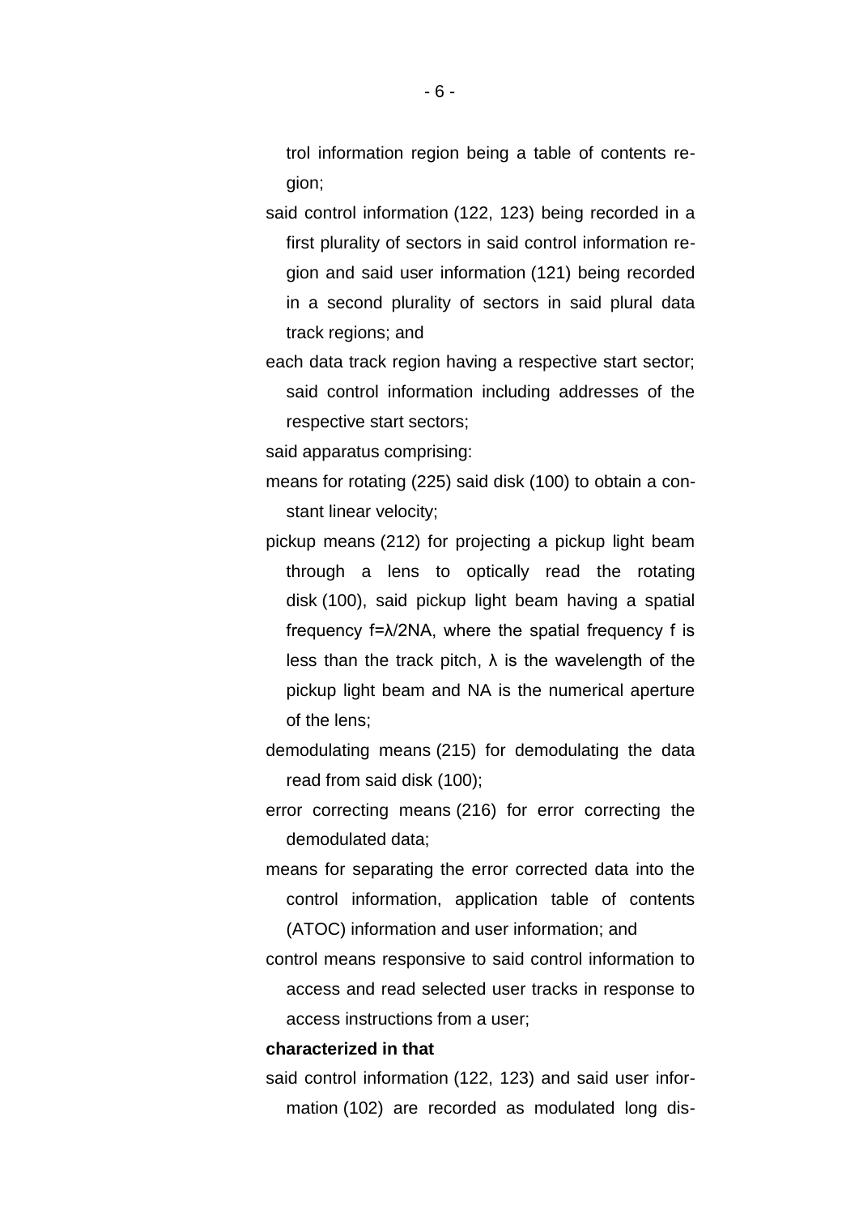trol information region being a table of contents region;

said control information (122, 123) being recorded in a first plurality of sectors in said control information region and said user information (121) being recorded in a second plurality of sectors in said plural data track regions; and

each data track region having a respective start sector; said control information including addresses of the respective start sectors;

said apparatus comprising:

means for rotating (225) said disk (100) to obtain a constant linear velocity;

pickup means (212) for projecting a pickup light beam through a lens to optically read the rotating disk (100), said pickup light beam having a spatial frequency $f=\lambda/2NA$, where the spatial frequency f is less than the track pitch, $\lambda$ is the wavelength of the pickup light beam and NA is the numerical aperture of the lens;

demodulating means (215) for demodulating the data read from said disk (100);

error correcting means (216) for error correcting the demodulated data;

means for separating the error corrected data into the control information, application table of contents (ATOC) information and user information; and

control means responsive to said control information to access and read selected user tracks in response to access instructions from a user;

**characterized in that**

said control information (122, 123) and said user information (102) are recorded as modulated long dis-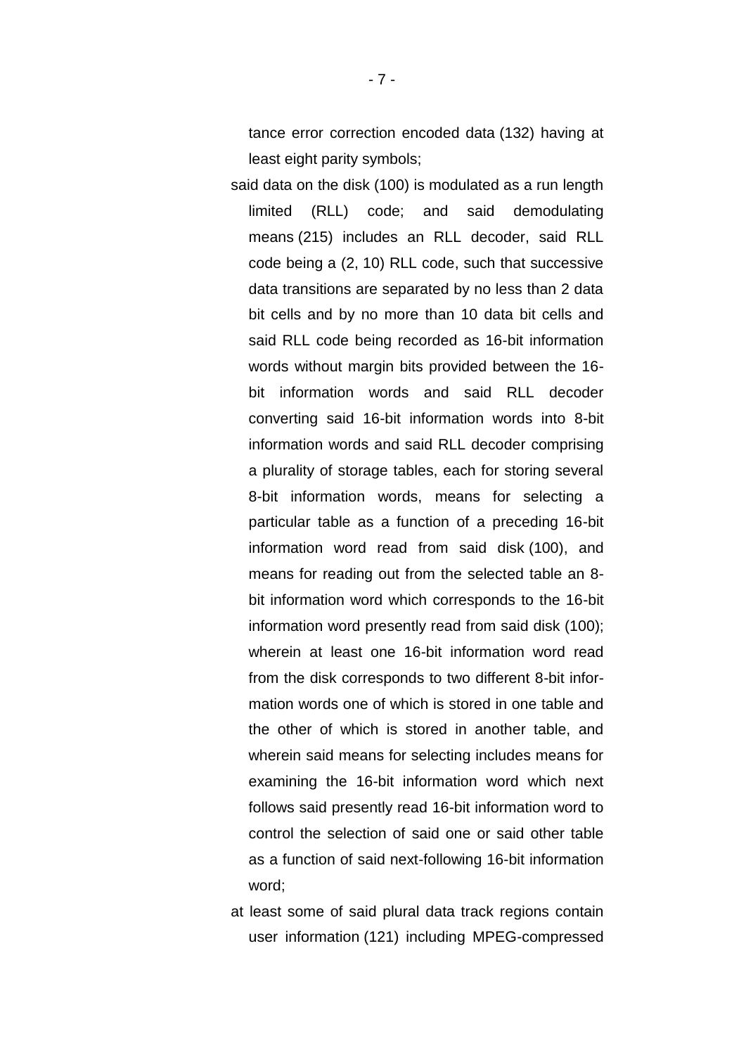tance error correction encoded data (132) having at least eight parity symbols;

said data on the disk (100) is modulated as a run length limited (RLL) code; and said demodulating means (215) includes an RLL decoder, said RLL code being a (2, 10) RLL code, such that successive data transitions are separated by no less than 2 data bit cells and by no more than 10 data bit cells and said RLL code being recorded as 16-bit information words without margin bits provided between the 16-bit information words and said RLL decoder converting said 16-bit information words into 8-bit information words and said RLL decoder comprising a plurality of storage tables, each for storing several 8-bit information words, means for selecting a particular table as a function of a preceding 16-bit information word read from said disk (100), and means for reading out from the selected table an 8-bit information word which corresponds to the 16-bit information word presently read from said disk (100); wherein at least one 16-bit information word read from the disk corresponds to two different 8-bit information words one of which is stored in one table and the other of which is stored in another table, and wherein said means for selecting includes means for examining the 16-bit information word which next follows said presently read 16-bit information word to control the selection of said one or said other table as a function of said next-following 16-bit information word;

at least some of said plural data track regions contain user information (121) including MPEG-compressed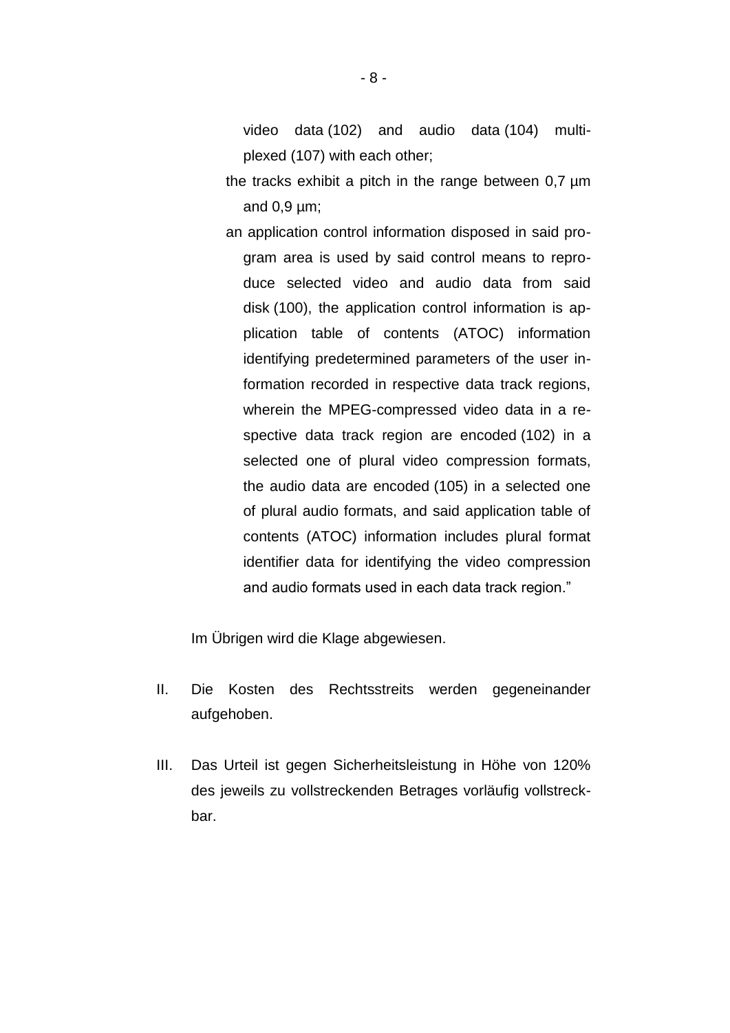video data (102) and audio data (104) multiplexed (107) with each other;

the tracks exhibit a pitch in the range between 0,7 µm and 0,9 µm;

an application control information disposed in said program area is used by said control means to reproduce selected video and audio data from said disk (100), the application control information is application table of contents (ATOC) information identifying predetermined parameters of the user information recorded in respective data track regions, wherein the MPEG-compressed video data in a respective data track region are encoded (102) in a selected one of plural video compression formats, the audio data are encoded (105) in a selected one of plural audio formats, and said application table of contents (ATOC) information includes plural format identifier data for identifying the video compression and audio formats used in each data track region."

Im Übrigen wird die Klage abgewiesen.

II. Die Kosten des Rechtsstreits werden gegeneinander aufgehoben.

III. Das Urteil ist gegen Sicherheitsleistung in Höhe von 120% des jeweils zu vollstreckenden Betrages vorläufig vollstreckbar.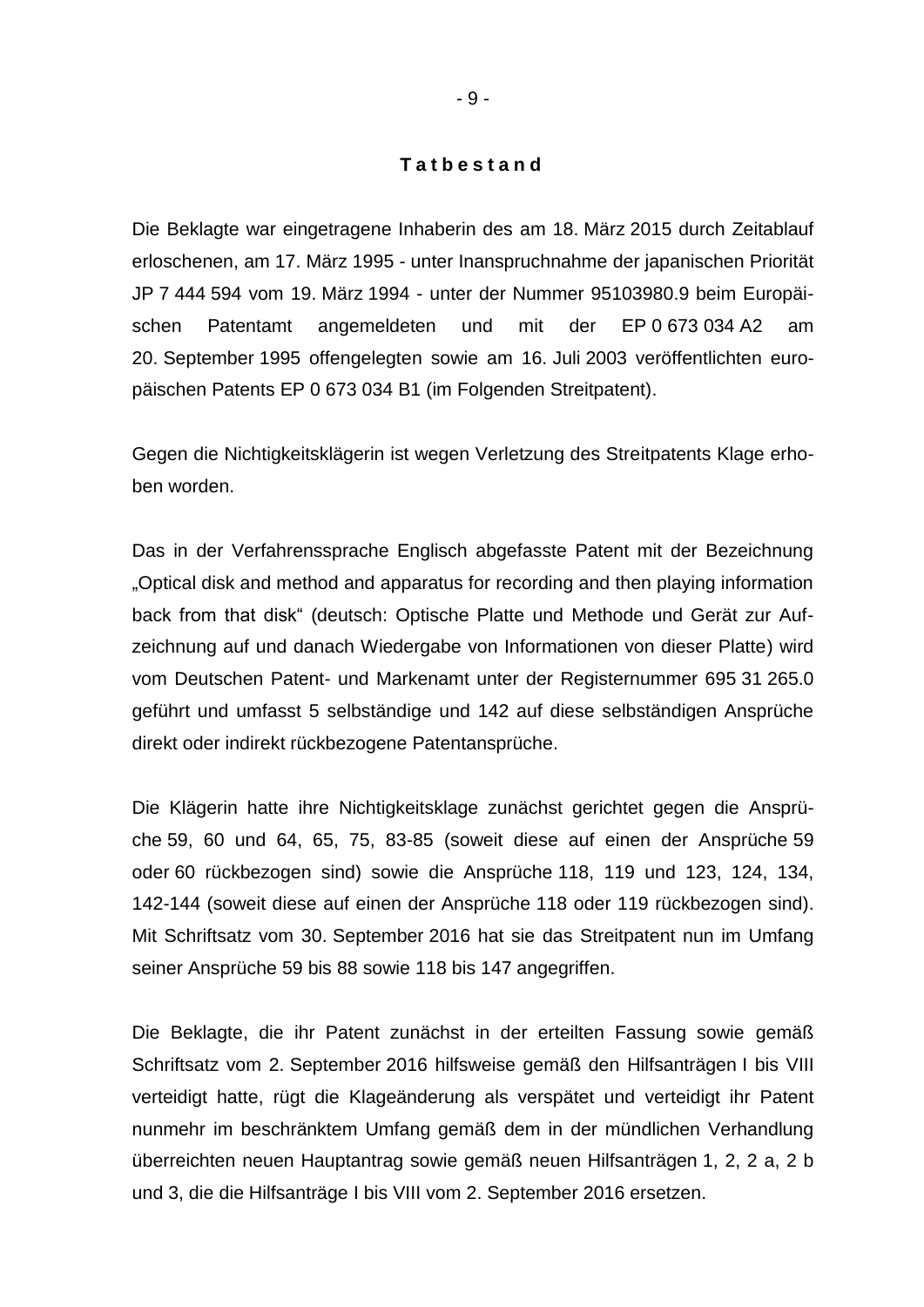## T a t b e s t a n d

Die Beklagte war eingetragene Inhaberin des am 18. März 2015 durch Zeitablauf erloschenen, am 17. März 1995 - unter Inanspruchnahme der japanischen Priorität JP 7 444 594 vom 19. März 1994 - unter der Nummer 95103980.9 beim Europäischen Patentamt angemeldeten und mit der EP 0 673 034 A2 am 20. September 1995 offengelegten sowie am 16. Juli 2003 veröffentlichten europäischen Patents EP 0 673 034 B1 (im Folgenden Streitpatent).

Gegen die Nichtigkeitsklägerin ist wegen Verletzung des Streitpatents Klage erhoben worden.

Das in der Verfahrenssprache Englisch abgefasste Patent mit der Bezeichnung „Optical disk and method and apparatus for recording and then playing information back from that disk“ (deutsch: Optische Platte und Methode und Gerät zur Aufzeichnung auf und danach Wiedergabe von Informationen von dieser Platte) wird vom Deutschen Patent- und Markenamt unter der Registernummer 695 31 265.0 geführt und umfasst 5 selbständige und 142 auf diese selbständigen Ansprüche direkt oder indirekt rückbezogene Patentansprüche.

Die Klägerin hatte ihre Nichtigkeitsklage zunächst gerichtet gegen die Ansprüche 59, 60 und 64, 65, 75, 83-85 (soweit diese auf einen der Ansprüche 59 oder 60 rückbezogen sind) sowie die Ansprüche 118, 119 und 123, 124, 134, 142-144 (soweit diese auf einen der Ansprüche 118 oder 119 rückbezogen sind). Mit Schriftsatz vom 30. September 2016 hat sie das Streitpatent nun im Umfang seiner Ansprüche 59 bis 88 sowie 118 bis 147 angegriffen.

Die Beklagte, die ihr Patent zunächst in der erteilten Fassung sowie gemäß Schriftsatz vom 2. September 2016 hilfsweise gemäß den Hilfsanträgen I bis VIII verteidigt hatte, rügt die Klageänderung als verspätet und verteidigt ihr Patent nunmehr im beschränktem Umfang gemäß dem in der mündlichen Verhandlung überreichten neuen Hauptantrag sowie gemäß neuen Hilfsanträgen 1, 2, 2 a, 2 b und 3, die die Hilfsanträge I bis VIII vom 2. September 2016 ersetzen.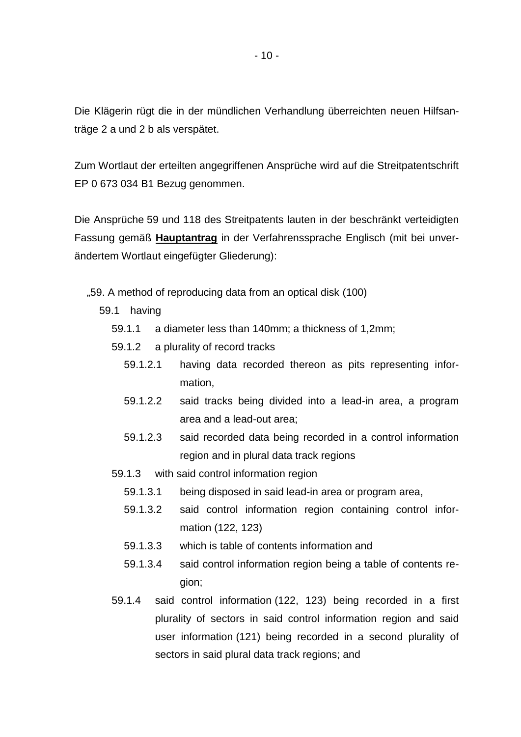Die Klägerin rügt die in der mündlichen Verhandlung überreichten neuen Hilfsanträge 2 a und 2 b als verspätet.

Zum Wortlaut der erteilten angegriffenen Ansprüche wird auf die Streitpatentschrift EP 0 673 034 B1 Bezug genommen.

Die Ansprüche 59 und 118 des Streitpatents lauten in der beschränkt verteidigten Fassung gemäß **Hauptantrag** in der Verfahrenssprache Englisch (mit bei unverändertem Wortlaut eingefügter Gliederung):

„59. A method of reproducing data from an optical disk (100)

- 59.1 having
  - 59.1.1 a diameter less than 140mm; a thickness of 1,2mm;
  - 59.1.2 a plurality of record tracks
    - 59.1.2.1 having data recorded thereon as pits representing information,
    - 59.1.2.2 said tracks being divided into a lead-in area, a program area and a lead-out area;
    - 59.1.2.3 said recorded data being recorded in a control information region and in plural data track regions
  - 59.1.3 with said control information region
    - 59.1.3.1 being disposed in said lead-in area or program area,
    - 59.1.3.2 said control information region containing control information (122, 123)
    - 59.1.3.3 which is table of contents information and
    - 59.1.3.4 said control information region being a table of contents region;
  - 59.1.4 said control information (122, 123) being recorded in a first plurality of sectors in said control information region and said user information (121) being recorded in a second plurality of sectors in said plural data track regions; and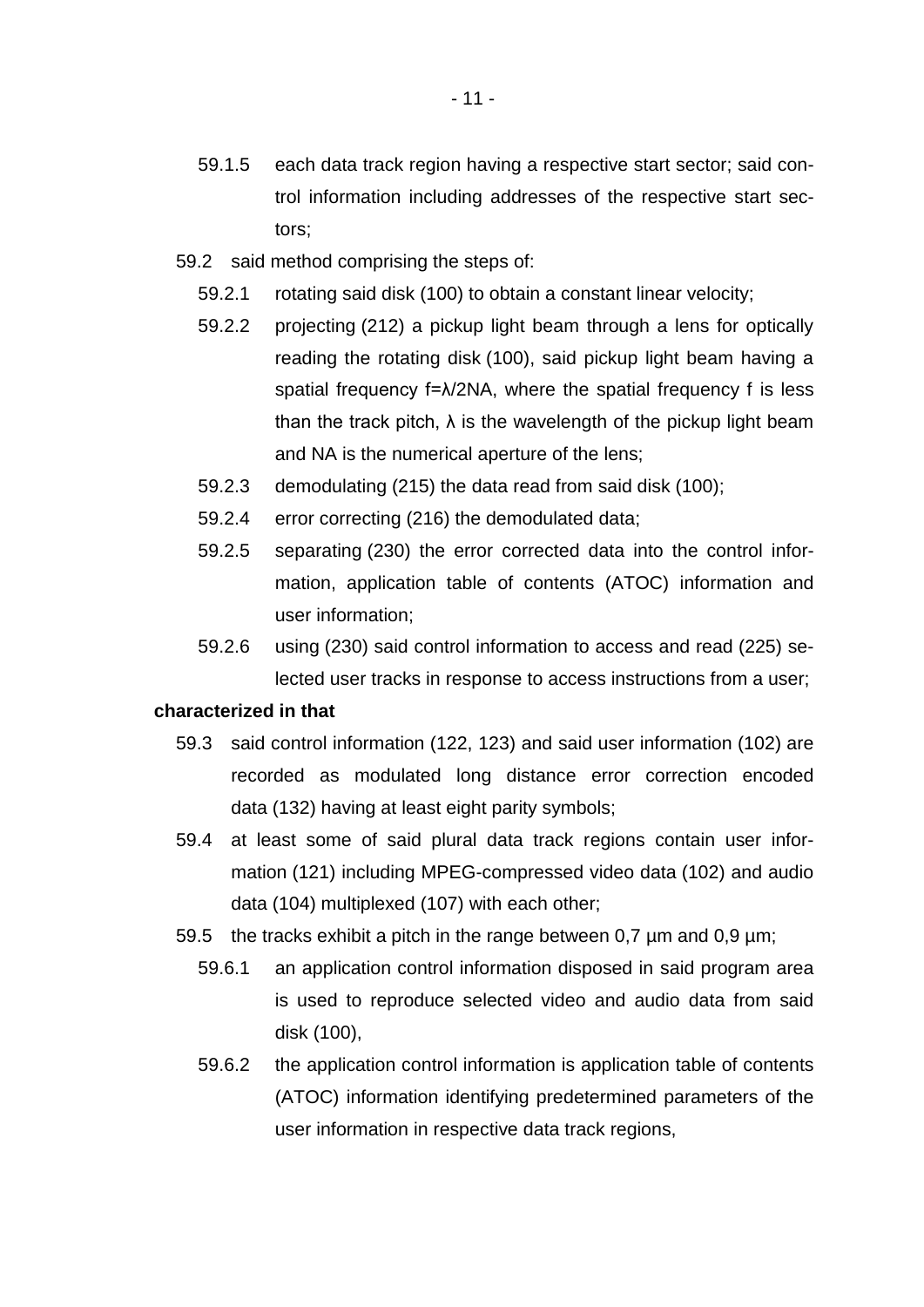59.1.5 each data track region having a respective start sector; said control information including addresses of the respective start sectors;

59.2 said method comprising the steps of:

59.2.1 rotating said disk (100) to obtain a constant linear velocity;

59.2.2 projecting (212) a pickup light beam through a lens for optically reading the rotating disk (100), said pickup light beam having a spatial frequency $f=\lambda/2NA$, where the spatial frequency f is less than the track pitch, $\lambda$ is the wavelength of the pickup light beam and NA is the numerical aperture of the lens;

59.2.3 demodulating (215) the data read from said disk (100);

59.2.4 error correcting (216) the demodulated data;

59.2.5 separating (230) the error corrected data into the control information, application table of contents (ATOC) information and user information;

59.2.6 using (230) said control information to access and read (225) selected user tracks in response to access instructions from a user;

**characterized in that**

59.3 said control information (122, 123) and said user information (102) are recorded as modulated long distance error correction encoded data (132) having at least eight parity symbols;

59.4 at least some of said plural data track regions contain user information (121) including MPEG-compressed video data (102) and audio data (104) multiplexed (107) with each other;

59.5 the tracks exhibit a pitch in the range between 0,7 µm and 0,9 µm;

59.6.1 an application control information disposed in said program area is used to reproduce selected video and audio data from said disk (100),

59.6.2 the application control information is application table of contents (ATOC) information identifying predetermined parameters of the user information in respective data track regions,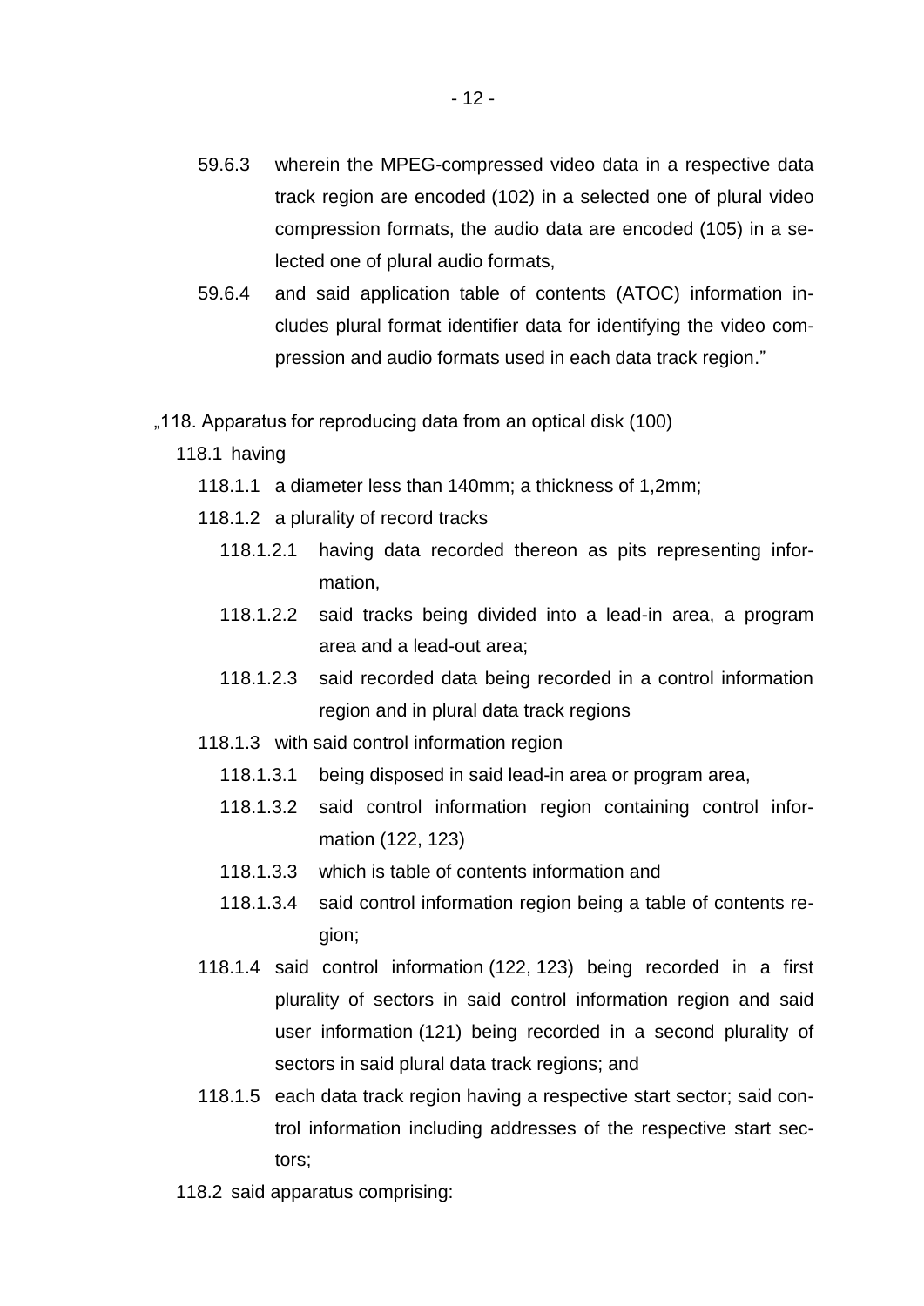59.6.3 wherein the MPEG-compressed video data in a respective data track region are encoded (102) in a selected one of plural video compression formats, the audio data are encoded (105) in a selected one of plural audio formats,

59.6.4 and said application table of contents (ATOC) information includes plural format identifier data for identifying the video compression and audio formats used in each data track region."

„118. Apparatus for reproducing data from an optical disk (100)

118.1 having

118.1.1 a diameter less than 140mm; a thickness of 1,2mm;

118.1.2 a plurality of record tracks

118.1.2.1 having data recorded thereon as pits representing information,

118.1.2.2 said tracks being divided into a lead-in area, a program area and a lead-out area;

118.1.2.3 said recorded data being recorded in a control information region and in plural data track regions

118.1.3 with said control information region

118.1.3.1 being disposed in said lead-in area or program area,

118.1.3.2 said control information region containing control information (122, 123)

118.1.3.3 which is table of contents information and

118.1.3.4 said control information region being a table of contents region;

118.1.4 said control information (122, 123) being recorded in a first plurality of sectors in said control information region and said user information (121) being recorded in a second plurality of sectors in said plural data track regions; and

118.1.5 each data track region having a respective start sector; said control information including addresses of the respective start sectors;

118.2 said apparatus comprising: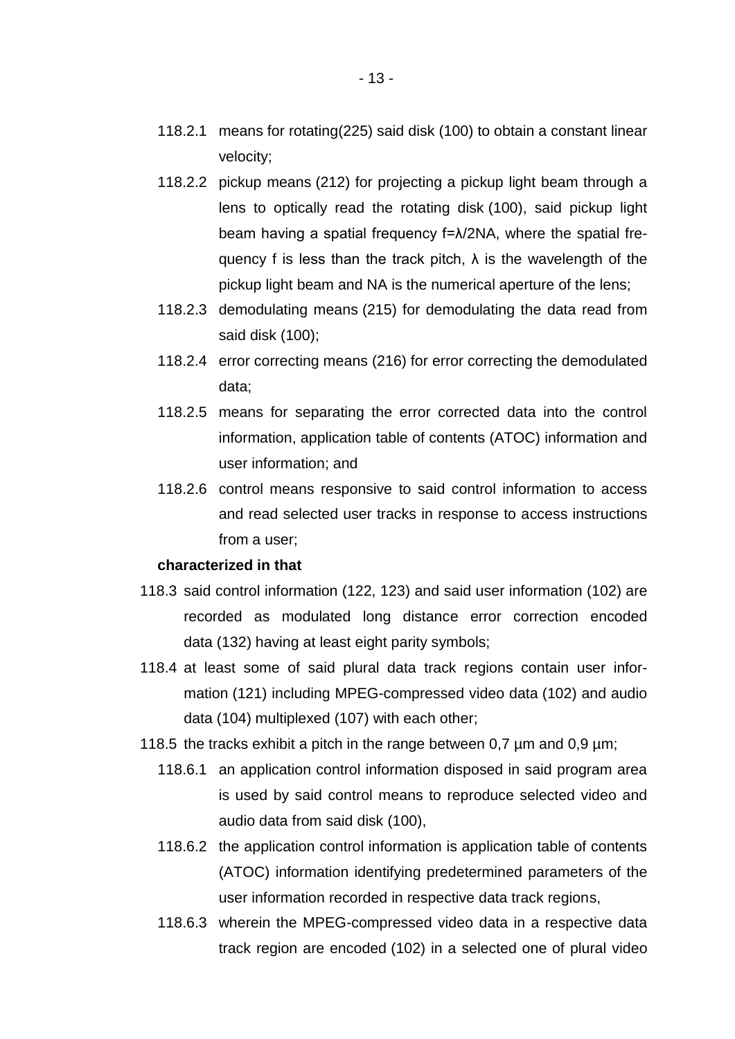118.2.1 means for rotating(225) said disk (100) to obtain a constant linear velocity;

118.2.2 pickup means (212) for projecting a pickup light beam through a lens to optically read the rotating disk (100), said pickup light beam having a spatial frequency $f=\lambda/2NA$, where the spatial frequency f is less than the track pitch, $\lambda$ is the wavelength of the pickup light beam and NA is the numerical aperture of the lens;

118.2.3 demodulating means (215) for demodulating the data read from said disk (100);

118.2.4 error correcting means (216) for error correcting the demodulated data;

118.2.5 means for separating the error corrected data into the control information, application table of contents (ATOC) information and user information; and

118.2.6 control means responsive to said control information to access and read selected user tracks in response to access instructions from a user;

**characterized in that**

118.3 said control information (122, 123) and said user information (102) are recorded as modulated long distance error correction encoded data (132) having at least eight parity symbols;

118.4 at least some of said plural data track regions contain user information (121) including MPEG-compressed video data (102) and audio data (104) multiplexed (107) with each other;

118.5 the tracks exhibit a pitch in the range between 0,7 µm and 0,9 µm;

118.6.1 an application control information disposed in said program area is used by said control means to reproduce selected video and audio data from said disk (100),

118.6.2 the application control information is application table of contents (ATOC) information identifying predetermined parameters of the user information recorded in respective data track regions,

118.6.3 wherein the MPEG-compressed video data in a respective data track region are encoded (102) in a selected one of plural video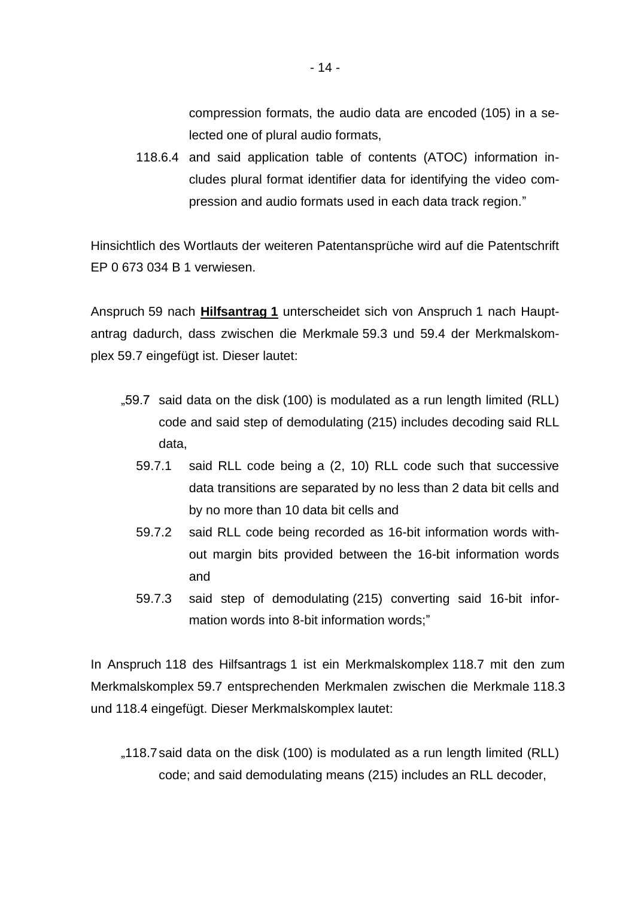compression formats, the audio data are encoded (105) in a selected one of plural audio formats,

118.6.4 and said application table of contents (ATOC) information includes plural format identifier data for identifying the video compression and audio formats used in each data track region."

Hinsichtlich des Wortlauts der weiteren Patentansprüche wird auf die Patentschrift EP 0 673 034 B 1 verwiesen.

Anspruch 59 nach **Hilfsantrag 1** unterscheidet sich von Anspruch 1 nach Hauptantrag dadurch, dass zwischen die Merkmale 59.3 und 59.4 der Merkmalskomplex 59.7 eingefügt ist. Dieser lautet:

„59.7 said data on the disk (100) is modulated as a run length limited (RLL) code and said step of demodulating (215) includes decoding said RLL data,

59.7.1 said RLL code being a (2, 10) RLL code such that successive data transitions are separated by no less than 2 data bit cells and by no more than 10 data bit cells and

59.7.2 said RLL code being recorded as 16-bit information words without margin bits provided between the 16-bit information words and

59.7.3 said step of demodulating (215) converting said 16-bit information words into 8-bit information words;"

In Anspruch 118 des Hilfsantrags 1 ist ein Merkmalskomplex 118.7 mit den zum Merkmalskomplex 59.7 entsprechenden Merkmalen zwischen die Merkmale 118.3 und 118.4 eingefügt. Dieser Merkmalskomplex lautet:

„118.7 said data on the disk (100) is modulated as a run length limited (RLL) code; and said demodulating means (215) includes an RLL decoder,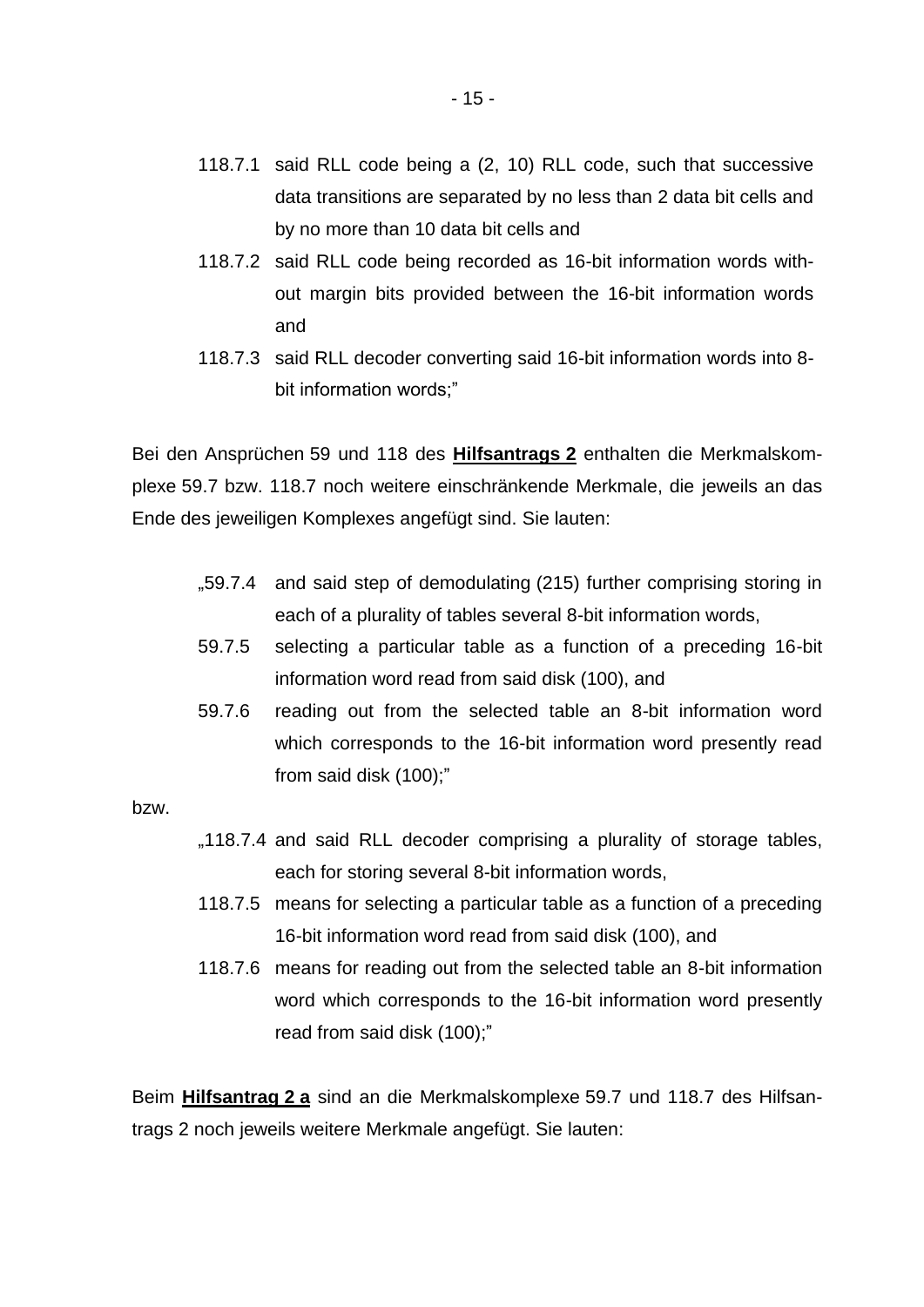118.7.1 said RLL code being a (2, 10) RLL code, such that successive data transitions are separated by no less than 2 data bit cells and by no more than 10 data bit cells and

118.7.2 said RLL code being recorded as 16-bit information words without margin bits provided between the 16-bit information words and

118.7.3 said RLL decoder converting said 16-bit information words into 8-bit information words;"

Bei den Ansprüchen 59 und 118 des **Hilfsantrags 2** enthalten die Merkmalskomplexe 59.7 bzw. 118.7 noch weitere einschränkende Merkmale, die jeweils an das Ende des jeweiligen Komplexes angefügt sind. Sie lauten:

„59.7.4 and said step of demodulating (215) further comprising storing in each of a plurality of tables several 8-bit information words,

59.7.5 selecting a particular table as a function of a preceding 16-bit information word read from said disk (100), and

59.7.6 reading out from the selected table an 8-bit information word which corresponds to the 16-bit information word presently read from said disk (100);"

bzw.

„118.7.4 and said RLL decoder comprising a plurality of storage tables, each for storing several 8-bit information words,

118.7.5 means for selecting a particular table as a function of a preceding 16-bit information word read from said disk (100), and

118.7.6 means for reading out from the selected table an 8-bit information word which corresponds to the 16-bit information word presently read from said disk (100);"

Beim **Hilfsantrag 2 a** sind an die Merkmalskomplexe 59.7 und 118.7 des Hilfsantrags 2 noch jeweils weitere Merkmale angefügt. Sie lauten: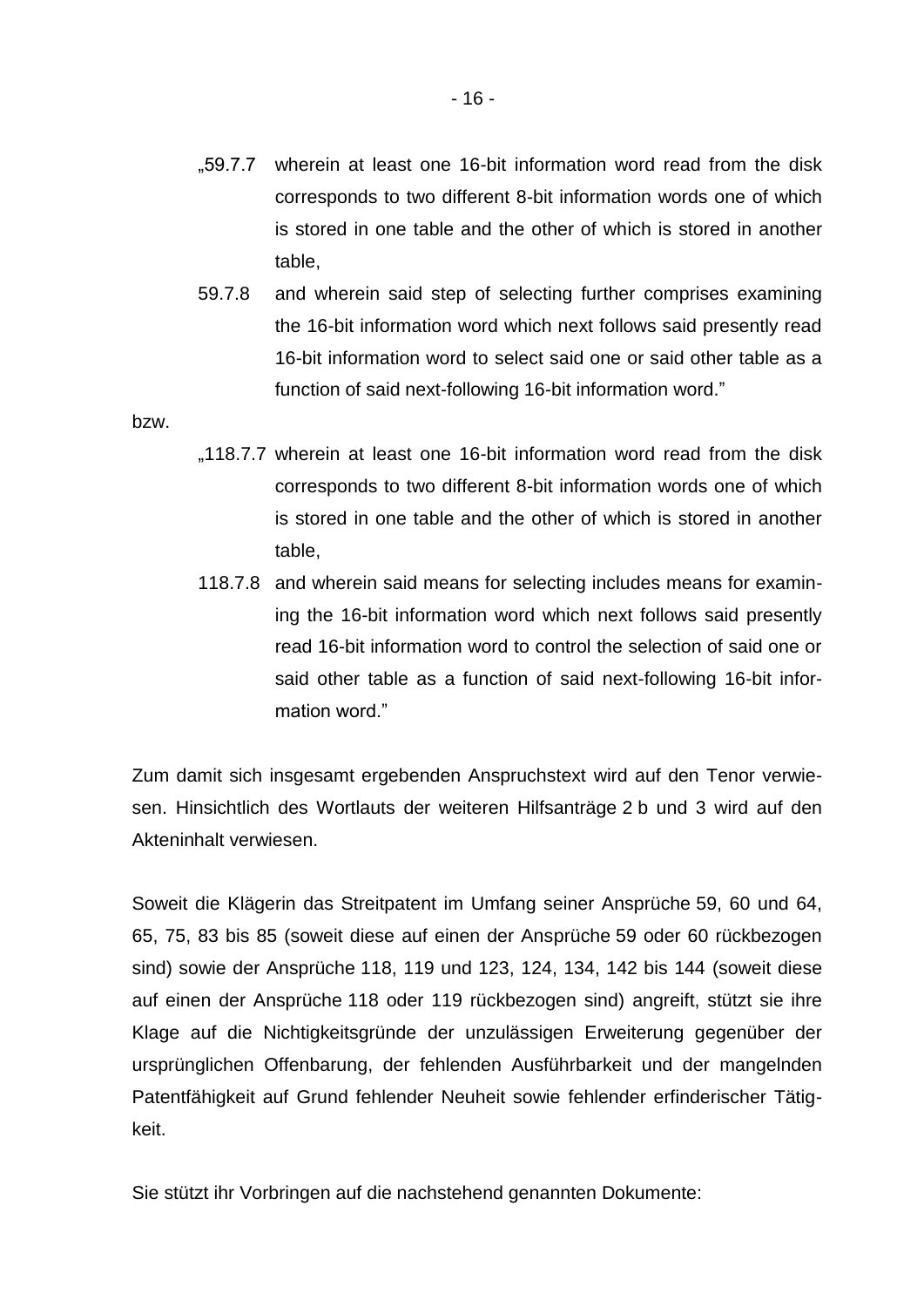„59.7.7 wherein at least one 16-bit information word read from the disk corresponds to two different 8-bit information words one of which is stored in one table and the other of which is stored in another table,

59.7.8 and wherein said step of selecting further comprises examining the 16-bit information word which next follows said presently read 16-bit information word to select said one or said other table as a function of said next-following 16-bit information word."

bzw.

„118.7.7 wherein at least one 16-bit information word read from the disk corresponds to two different 8-bit information words one of which is stored in one table and the other of which is stored in another table,

118.7.8 and wherein said means for selecting includes means for examining the 16-bit information word which next follows said presently read 16-bit information word to control the selection of said one or said other table as a function of said next-following 16-bit information word."

Zum damit sich insgesamt ergebenden Anspruchstext wird auf den Tenor verwiesen. Hinsichtlich des Wortlauts der weiteren Hilfsanträge 2 b und 3 wird auf den Akteninhalt verwiesen.

Soweit die Klägerin das Streitpatent im Umfang seiner Ansprüche 59, 60 und 64, 65, 75, 83 bis 85 (soweit diese auf einen der Ansprüche 59 oder 60 rückbezogen sind) sowie der Ansprüche 118, 119 und 123, 124, 134, 142 bis 144 (soweit diese auf einen der Ansprüche 118 oder 119 rückbezogen sind) angreift, stützt sie ihre Klage auf die Nichtigkeitsgründe der unzulässigen Erweiterung gegenüber der ursprünglichen Offenbarung, der fehlenden Ausführbarkeit und der mangelnden Patentfähigkeit auf Grund fehlender Neuheit sowie fehlender erfinderischer Tätigkeit.

Sie stützt ihr Vorbringen auf die nachstehend genannten Dokumente: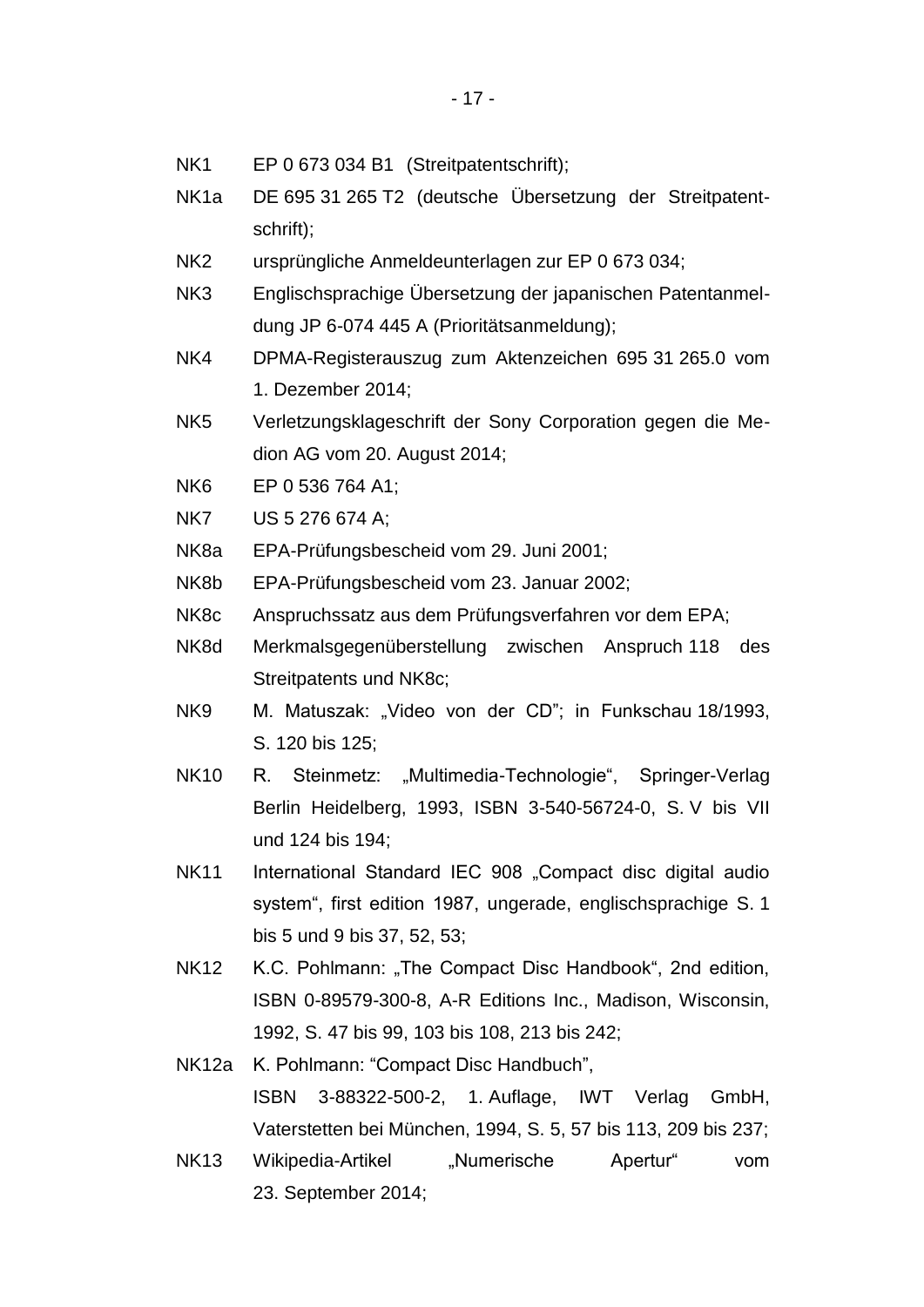NK1 EP 0 673 034 B1 (Streitpatentschrift);

NK1a DE 695 31 265 T2 (deutsche Übersetzung der Streitpatentschrift);

NK2 ursprüngliche Anmeldeunterlagen zur EP 0 673 034;

NK3 Englischsprachige Übersetzung der japanischen Patentanmeldung JP 6-074 445 A (Prioritätsanmeldung);

NK4 DPMA-Registerauszug zum Aktenzeichen 695 31 265.0 vom 1. Dezember 2014;

NK5 Verletzungsklageschrift der Sony Corporation gegen die Medion AG vom 20. August 2014;

NK6 EP 0 536 764 A1;

NK7 US 5 276 674 A;

NK8a EPA-Prüfungsbescheid vom 29. Juni 2001;

NK8b EPA-Prüfungsbescheid vom 23. Januar 2002;

NK8c Anspruchssatz aus dem Prüfungsverfahren vor dem EPA;

NK8d Merkmalsgegenüberstellung zwischen Anspruch 118 des Streitpatents und NK8c;

NK9 M. Matuszak: „Video von der CD"; in Funkschau 18/1993, S. 120 bis 125;

NK10 R. Steinmetz: „Multimedia-Technologie", Springer-Verlag Berlin Heidelberg, 1993, ISBN 3-540-56724-0, S. V bis VII und 124 bis 194;

NK11 International Standard IEC 908 „Compact disc digital audio system", first edition 1987, ungerade, englischsprachige S. 1 bis 5 und 9 bis 37, 52, 53;

NK12 K.C. Pohlmann: „The Compact Disc Handbook", 2nd edition, ISBN 0-89579-300-8, A-R Editions Inc., Madison, Wisconsin, 1992, S. 47 bis 99, 103 bis 108, 213 bis 242;

NK12a K. Pohlmann: "Compact Disc Handbuch", ISBN 3-88322-500-2, 1. Auflage, IWT Verlag GmbH, Vaterstetten bei München, 1994, S. 5, 57 bis 113, 209 bis 237;

NK13 Wikipedia-Artikel „Numerische Apertur" vom 23. September 2014;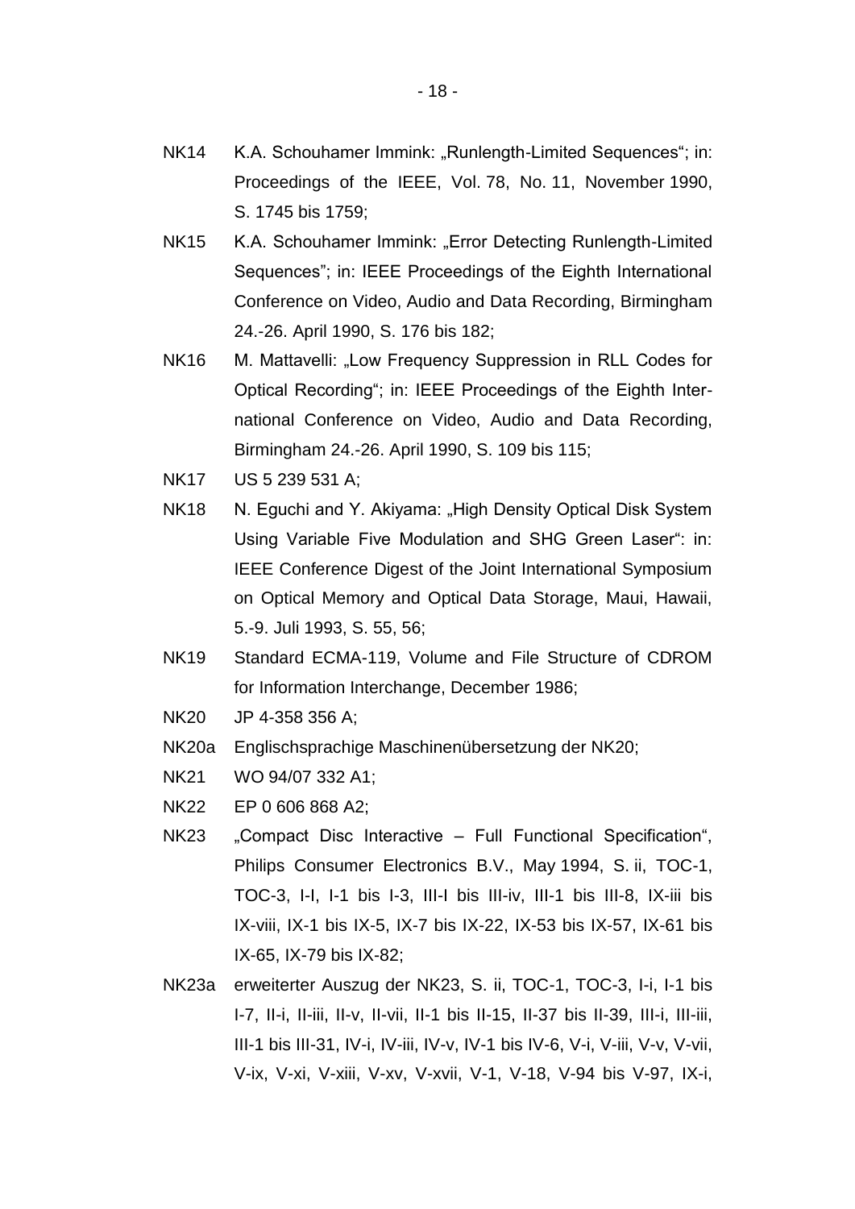NK14 K.A. Schouhamer Immink: „Runlength-Limited Sequences“; in: Proceedings of the IEEE, Vol. 78, No. 11, November 1990, S. 1745 bis 1759;

NK15 K.A. Schouhamer Immink: „Error Detecting Runlength-Limited Sequences”; in: IEEE Proceedings of the Eighth International Conference on Video, Audio and Data Recording, Birmingham 24.-26. April 1990, S. 176 bis 182;

NK16 M. Mattavelli: „Low Frequency Suppression in RLL Codes for Optical Recording“; in: IEEE Proceedings of the Eighth International Conference on Video, Audio and Data Recording, Birmingham 24.-26. April 1990, S. 109 bis 115;

NK17 US 5 239 531 A;

NK18 N. Eguchi and Y. Akiyama: „High Density Optical Disk System Using Variable Five Modulation and SHG Green Laser“: in: IEEE Conference Digest of the Joint International Symposium on Optical Memory and Optical Data Storage, Maui, Hawaii, 5.-9. Juli 1993, S. 55, 56;

NK19 Standard ECMA-119, Volume and File Structure of CDROM for Information Interchange, December 1986;

NK20 JP 4-358 356 A;

NK20a Englischsprachige Maschinenübersetzung der NK20;

NK21 WO 94/07 332 A1;

NK22 EP 0 606 868 A2;

NK23 „Compact Disc Interactive – Full Functional Specification“, Philips Consumer Electronics B.V., May 1994, S. ii, TOC-1, TOC-3, I-I, I-1 bis I-3, III-I bis III-iv, III-1 bis III-8, IX-iii bis IX-viii, IX-1 bis IX-5, IX-7 bis IX-22, IX-53 bis IX-57, IX-61 bis IX-65, IX-79 bis IX-82;

NK23a erweiterter Auszug der NK23, S. ii, TOC-1, TOC-3, I-i, I-1 bis I-7, II-i, II-iii, II-v, II-vii, II-1 bis II-15, II-37 bis II-39, III-i, III-iii, III-1 bis III-31, IV-i, IV-iii, IV-v, IV-1 bis IV-6, V-i, V-iii, V-v, V-vii, V-ix, V-xi, V-xiii, V-xv, V-xvii, V-1, V-18, V-94 bis V-97, IX-i,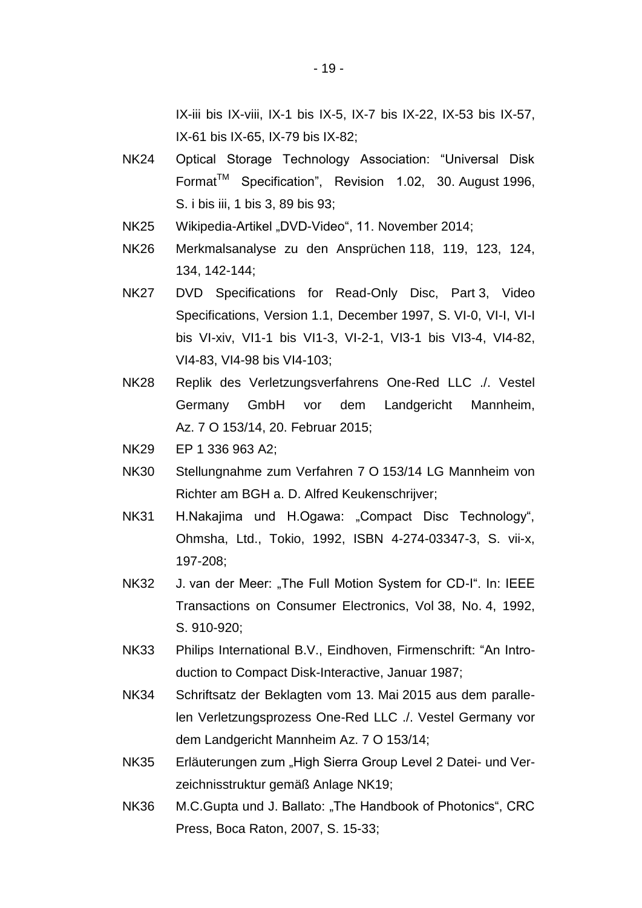IX-iii bis IX-viii, IX-1 bis IX-5, IX-7 bis IX-22, IX-53 bis IX-57, IX-61 bis IX-65, IX-79 bis IX-82;

NK24 Optical Storage Technology Association: “Universal Disk Format™ Specification”, Revision 1.02, 30. August 1996, S. i bis iii, 1 bis 3, 89 bis 93;

NK25 Wikipedia-Artikel „DVD-Video“, 11. November 2014;

NK26 Merkmalsanalyse zu den Ansprüchen 118, 119, 123, 124, 134, 142-144;

NK27 DVD Specifications for Read-Only Disc, Part 3, Video Specifications, Version 1.1, December 1997, S. VI-0, VI-I, VI-I bis VI-xiv, VI1-1 bis VI1-3, VI-2-1, VI3-1 bis VI3-4, VI4-82, VI4-83, VI4-98 bis VI4-103;

NK28 Replik des Verletzungsverfahrens One-Red LLC ./. Vestel Germany GmbH vor dem Landgericht Mannheim, Az. 7 O 153/14, 20. Februar 2015;

NK29 EP 1 336 963 A2;

NK30 Stellungnahme zum Verfahren 7 O 153/14 LG Mannheim von Richter am BGH a. D. Alfred Keukenschrijver;

NK31 H.Nakajima und H.Ogawa: „Compact Disc Technology“, Ohmsha, Ltd., Tokio, 1992, ISBN 4-274-03347-3, S. vii-x, 197-208;

NK32 J. van der Meer: „The Full Motion System for CD-I“. In: IEEE Transactions on Consumer Electronics, Vol 38, No. 4, 1992, S. 910-920;

NK33 Philips International B.V., Eindhoven, Firmenschrift: “An Introduction to Compact Disk-Interactive, Januar 1987;

NK34 Schriftsatz der Beklagten vom 13. Mai 2015 aus dem parallelen Verletzungsprozess One-Red LLC ./. Vestel Germany vor dem Landgericht Mannheim Az. 7 O 153/14;

NK35 Erläuterungen zum „High Sierra Group Level 2 Datei- und Verzeichnisstruktur gemäß Anlage NK19;

NK36 M.C.Gupta und J. Ballato: „The Handbook of Photonics“, CRC Press, Boca Raton, 2007, S. 15-33;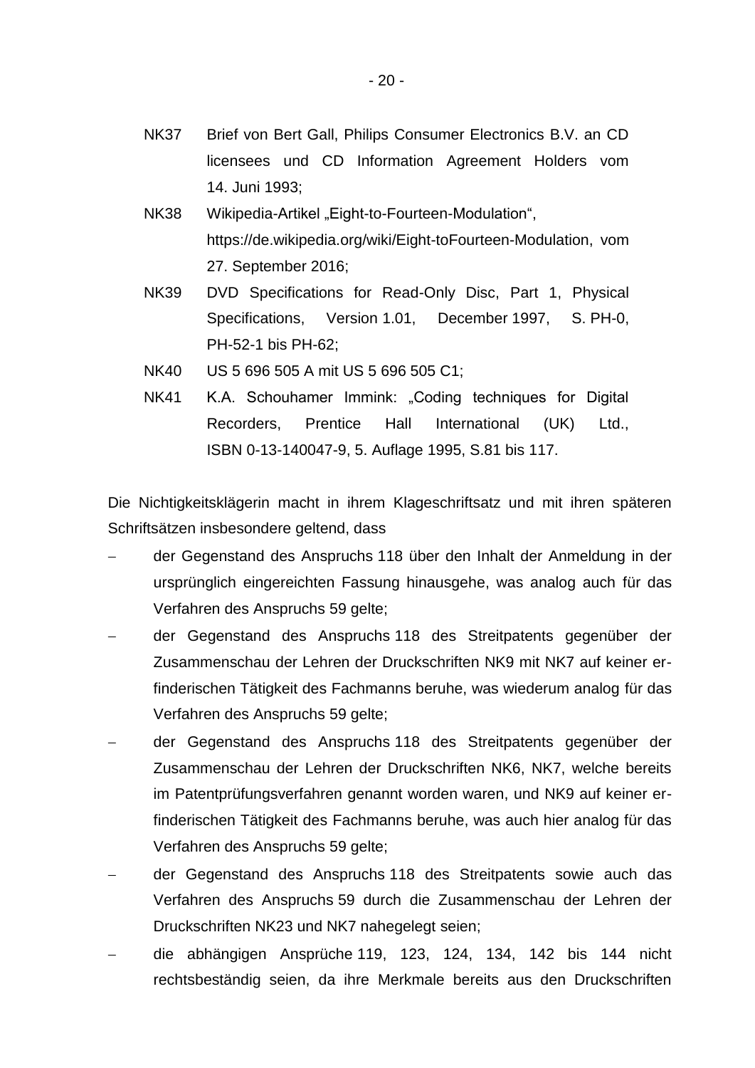NK37 Brief von Bert Gall, Philips Consumer Electronics B.V. an CD licensees und CD Information Agreement Holders vom 14. Juni 1993;

NK38 Wikipedia-Artikel „Eight-to-Fourteen-Modulation“, https://de.wikipedia.org/wiki/Eight-toFourteen-Modulation, vom 27. September 2016;

NK39 DVD Specifications for Read-Only Disc, Part 1, Physical Specifications, Version 1.01, December 1997, S. PH-0, PH-52-1 bis PH-62;

NK40 US 5 696 505 A mit US 5 696 505 C1;

NK41 K.A. Schouhamer Immink: „Coding techniques for Digital Recorders, Prentice Hall International (UK) Ltd., ISBN 0-13-140047-9, 5. Auflage 1995, S.81 bis 117.

Die Nichtigkeitsklägerin macht in ihrem Klageschriftsatz und mit ihren späteren Schriftsätzen insbesondere geltend, dass

- der Gegenstand des Anspruchs 118 über den Inhalt der Anmeldung in der ursprünglich eingereichten Fassung hinausgehe, was analog auch für das Verfahren des Anspruchs 59 gelte;
- der Gegenstand des Anspruchs 118 des Streitpatents gegenüber der Zusammenschau der Lehren der Druckschriften NK9 mit NK7 auf keiner erfinderischen Tätigkeit des Fachmanns beruhe, was wiederum analog für das Verfahren des Anspruchs 59 gelte;
- der Gegenstand des Anspruchs 118 des Streitpatents gegenüber der Zusammenschau der Lehren der Druckschriften NK6, NK7, welche bereits im Patentprüfungsverfahren genannt worden waren, und NK9 auf keiner erfinderischen Tätigkeit des Fachmanns beruhe, was auch hier analog für das Verfahren des Anspruchs 59 gelte;
- der Gegenstand des Anspruchs 118 des Streitpatents sowie auch das Verfahren des Anspruchs 59 durch die Zusammenschau der Lehren der Druckschriften NK23 und NK7 nahegelegt seien;
- die abhängigen Ansprüche 119, 123, 124, 134, 142 bis 144 nicht rechtsbeständig seien, da ihre Merkmale bereits aus den Druckschriften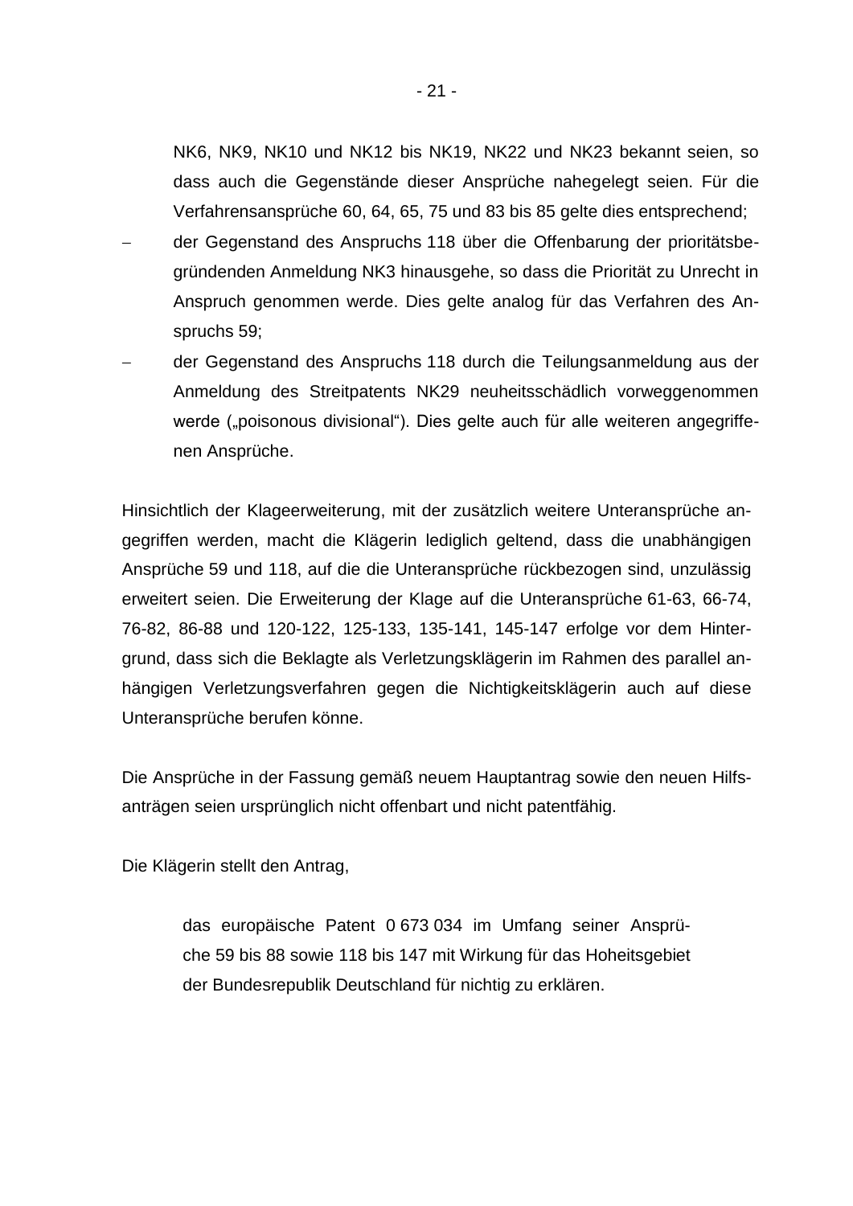NK6, NK9, NK10 und NK12 bis NK19, NK22 und NK23 bekannt seien, so dass auch die Gegenstände dieser Ansprüche nahegelegt seien. Für die Verfahrensansprüche 60, 64, 65, 75 und 83 bis 85 gelte dies entsprechend;

- der Gegenstand des Anspruchs 118 über die Offenbarung der prioritätsbegründenden Anmeldung NK3 hinausgehe, so dass die Priorität zu Unrecht in Anspruch genommen werde. Dies gelte analog für das Verfahren des Anspruchs 59;
- der Gegenstand des Anspruchs 118 durch die Teilungsanmeldung aus der Anmeldung des Streitpatents NK29 neuheitsschädlich vorweggenommen werde („poisonous divisional"). Dies gelte auch für alle weiteren angegriffenen Ansprüche.

Hinsichtlich der Klageerweiterung, mit der zusätzlich weitere Unteransprüche angegriffen werden, macht die Klägerin lediglich geltend, dass die unabhängigen Ansprüche 59 und 118, auf die die Unteransprüche rückbezogen sind, unzulässig erweitert seien. Die Erweiterung der Klage auf die Unteransprüche 61-63, 66-74, 76-82, 86-88 und 120-122, 125-133, 135-141, 145-147 erfolge vor dem Hintergrund, dass sich die Beklagte als Verletzungsklägerin im Rahmen des parallel anhängigen Verletzungsverfahren gegen die Nichtigkeitsklägerin auch auf diese Unteransprüche berufen könne.

Die Ansprüche in der Fassung gemäß neuem Hauptantrag sowie den neuen Hilfsanträgen seien ursprünglich nicht offenbart und nicht patentfähig.

Die Klägerin stellt den Antrag,

> das europäische Patent 0 673 034 im Umfang seiner Ansprüche 59 bis 88 sowie 118 bis 147 mit Wirkung für das Hoheitsgebiet der Bundesrepublik Deutschland für nichtig zu erklären.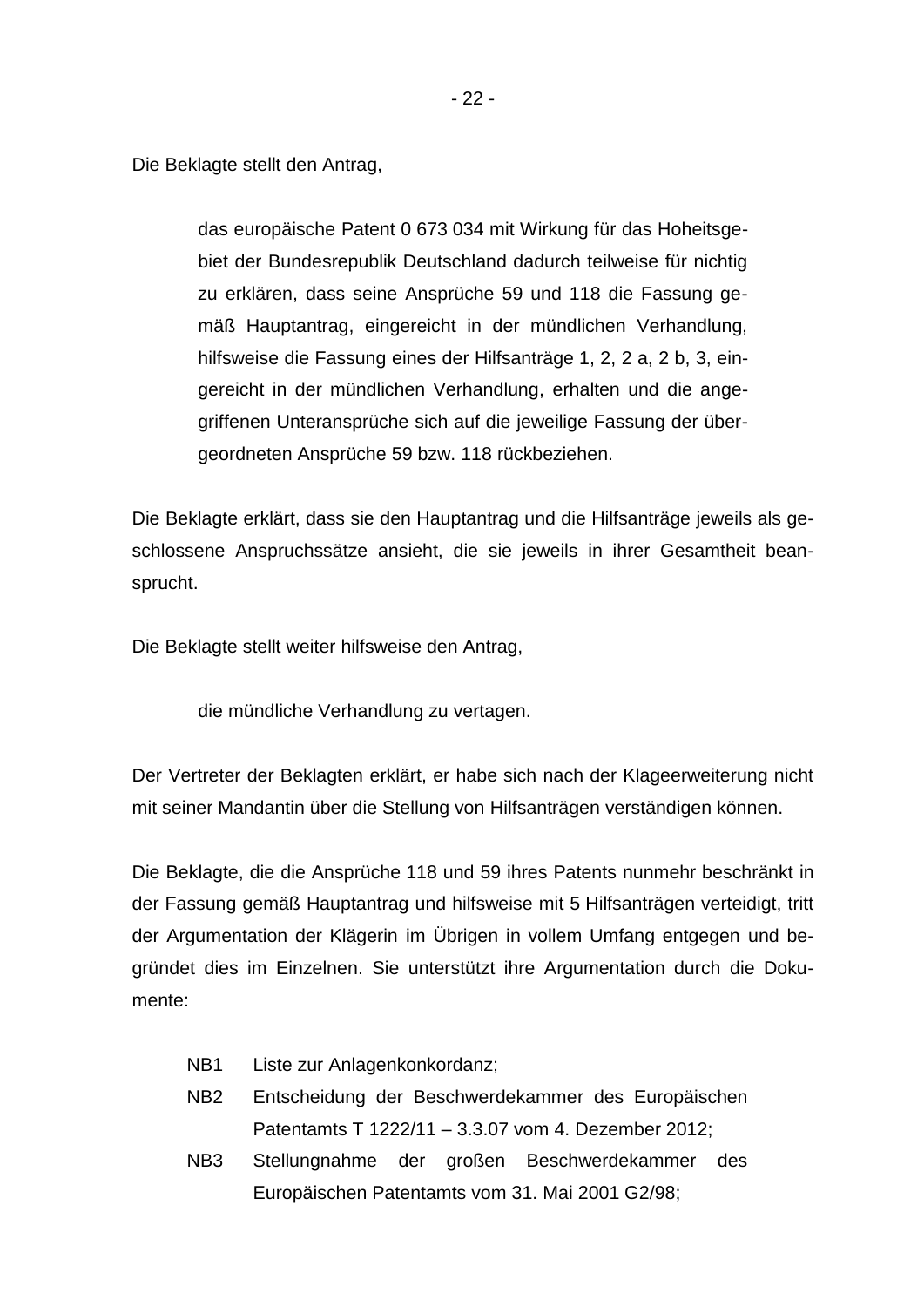Die Beklagte stellt den Antrag,

> das europäische Patent 0 673 034 mit Wirkung für das Hoheitsgebiet der Bundesrepublik Deutschland dadurch teilweise für nichtig zu erklären, dass seine Ansprüche 59 und 118 die Fassung gemäß Hauptantrag, eingereicht in der mündlichen Verhandlung, hilfsweise die Fassung eines der Hilfsanträge 1, 2, 2 a, 2 b, 3, eingereicht in der mündlichen Verhandlung, erhalten und die angegriffenen Unteransprüche sich auf die jeweilige Fassung der übergeordneten Ansprüche 59 bzw. 118 rückbeziehen.

Die Beklagte erklärt, dass sie den Hauptantrag und die Hilfsanträge jeweils als geschlossene Anspruchssätze ansieht, die sie jeweils in ihrer Gesamtheit beansprucht.

Die Beklagte stellt weiter hilfsweise den Antrag,

> die mündliche Verhandlung zu vertagen.

Der Vertreter der Beklagten erklärt, er habe sich nach der Klageerweiterung nicht mit seiner Mandantin über die Stellung von Hilfsanträgen verständigen können.

Die Beklagte, die die Ansprüche 118 und 59 ihres Patents nunmehr beschränkt in der Fassung gemäß Hauptantrag und hilfsweise mit 5 Hilfsanträgen verteidigt, tritt der Argumentation der Klägerin im Übrigen in vollem Umfang entgegen und begründet dies im Einzelnen. Sie unterstützt ihre Argumentation durch die Dokumente:

- NB1 Liste zur Anlagenkonkordanz;
- NB2 Entscheidung der Beschwerdekammer des Europäischen Patentamts T 1222/11 – 3.3.07 vom 4. Dezember 2012;
- NB3 Stellungnahme der großen Beschwerdekammer des Europäischen Patentamts vom 31. Mai 2001 G2/98;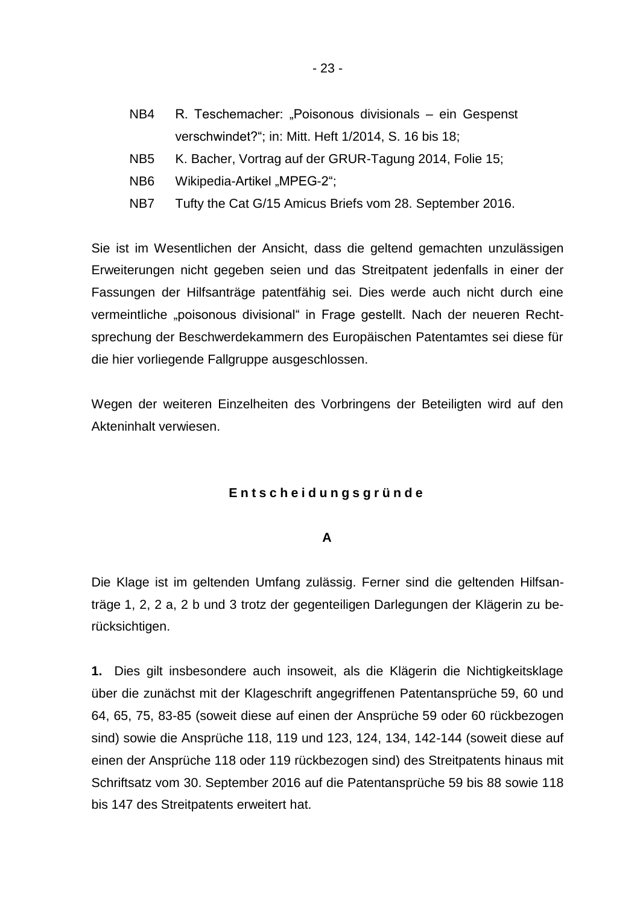NB4 R. Teschemacher: „Poisonous divisionals – ein Gespenst verschwindet?"; in: Mitt. Heft 1/2014, S. 16 bis 18;

NB5 K. Bacher, Vortrag auf der GRUR-Tagung 2014, Folie 15;

NB6 Wikipedia-Artikel „MPEG-2";

NB7 Tufty the Cat G/15 Amicus Briefs vom 28. September 2016.

Sie ist im Wesentlichen der Ansicht, dass die geltend gemachten unzulässigen Erweiterungen nicht gegeben seien und das Streitpatent jedenfalls in einer der Fassungen der Hilfsanträge patentfähig sei. Dies werde auch nicht durch eine vermeintliche „poisonous divisional" in Frage gestellt. Nach der neueren Rechtsprechung der Beschwerdekammern des Europäischen Patentamtes sei diese für die hier vorliegende Fallgruppe ausgeschlossen.

Wegen der weiteren Einzelheiten des Vorbringens der Beteiligten wird auf den Akteninhalt verwiesen.

## E n t s c h e i d u n g s g r ü n d e

### A

Die Klage ist im geltenden Umfang zulässig. Ferner sind die geltenden Hilfsanträge 1, 2, 2 a, 2 b und 3 trotz der gegenteiligen Darlegungen der Klägerin zu berücksichtigen.

**1.** Dies gilt insbesondere auch insoweit, als die Klägerin die Nichtigkeitsklage über die zunächst mit der Klageschrift angegriffenen Patentansprüche 59, 60 und 64, 65, 75, 83-85 (soweit diese auf einen der Ansprüche 59 oder 60 rückbezogen sind) sowie die Ansprüche 118, 119 und 123, 124, 134, 142-144 (soweit diese auf einen der Ansprüche 118 oder 119 rückbezogen sind) des Streitpatents hinaus mit Schriftsatz vom 30. September 2016 auf die Patentansprüche 59 bis 88 sowie 118 bis 147 des Streitpatents erweitert hat.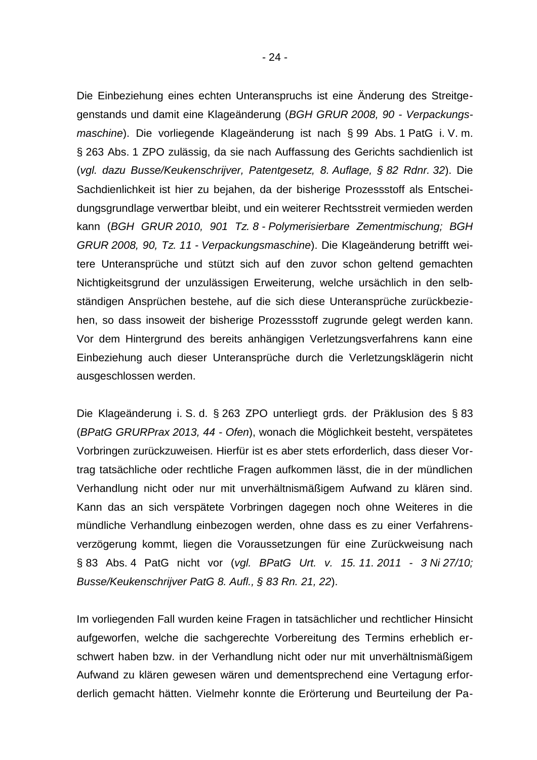Die Einbeziehung eines echten Unteranspruchs ist eine Änderung des Streitgegenstands und damit eine Klageänderung (*BGH GRUR 2008, 90 - Verpackungsmaschine*). Die vorliegende Klageänderung ist nach § 99 Abs. 1 PatG i. V. m. § 263 Abs. 1 ZPO zulässig, da sie nach Auffassung des Gerichts sachdienlich ist (*vgl. dazu Busse/Keukenschrijver, Patentgesetz, 8. Auflage, § 82 Rdnr. 32*). Die Sachdienlichkeit ist hier zu bejahen, da der bisherige Prozessstoff als Entscheidungsgrundlage verwertbar bleibt, und ein weiterer Rechtsstreit vermieden werden kann (*BGH GRUR 2010, 901 Tz. 8 - Polymerisierbare Zementmischung; BGH GRUR 2008, 90, Tz. 11 - Verpackungsmaschine*). Die Klageänderung betrifft weitere Unteransprüche und stützt sich auf den zuvor schon geltend gemachten Nichtigkeitsgrund der unzulässigen Erweiterung, welche ursächlich in den selbständigen Ansprüchen bestehe, auf die sich diese Unteransprüche zurückbeziehen, so dass insoweit der bisherige Prozessstoff zugrunde gelegt werden kann. Vor dem Hintergrund des bereits anhängigen Verletzungsverfahrens kann eine Einbeziehung auch dieser Unteransprüche durch die Verletzungsklägerin nicht ausgeschlossen werden.

Die Klageänderung i. S. d. § 263 ZPO unterliegt grds. der Präklusion des § 83 (*BPatG GRURPrax 2013, 44 - Ofen*), wonach die Möglichkeit besteht, verspätetes Vorbringen zurückzuweisen. Hierfür ist es aber stets erforderlich, dass dieser Vortrag tatsächliche oder rechtliche Fragen aufkommen lässt, die in der mündlichen Verhandlung nicht oder nur mit unverhältnismäßigem Aufwand zu klären sind. Kann das an sich verspätete Vorbringen dagegen noch ohne Weiteres in die mündliche Verhandlung einbezogen werden, ohne dass es zu einer Verfahrensverzögerung kommt, liegen die Voraussetzungen für eine Zurückweisung nach § 83 Abs. 4 PatG nicht vor (*vgl. BPatG Urt. v. 15. 11. 2011 - 3 Ni 27/10; Busse/Keukenschrijver PatG 8. Aufl., § 83 Rn. 21, 22*).

Im vorliegenden Fall wurden keine Fragen in tatsächlicher und rechtlicher Hinsicht aufgeworfen, welche die sachgerechte Vorbereitung des Termins erheblich erschwert haben bzw. in der Verhandlung nicht oder nur mit unverhältnismäßigem Aufwand zu klären gewesen wären und dementsprechend eine Vertagung erforderlich gemacht hätten. Vielmehr konnte die Erörterung und Beurteilung der Pa-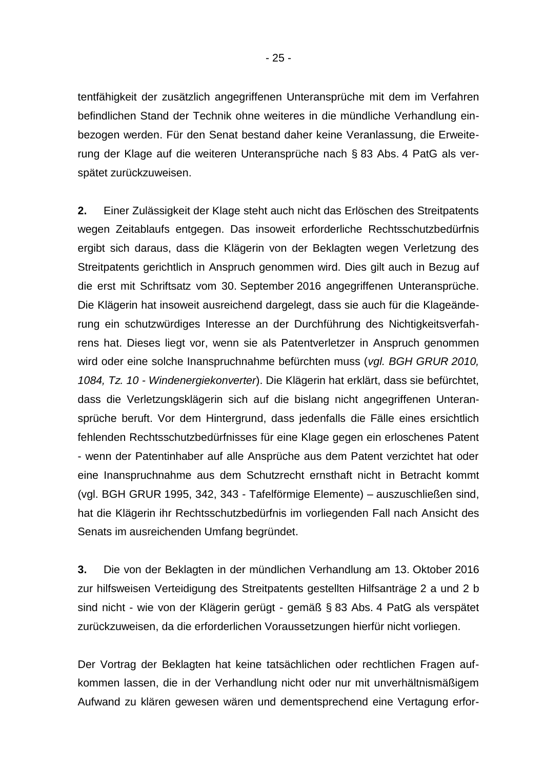tentfähigkeit der zusätzlich angegriffenen Unteransprüche mit dem im Verfahren befindlichen Stand der Technik ohne weiteres in die mündliche Verhandlung einbezogen werden. Für den Senat bestand daher keine Veranlassung, die Erweiterung der Klage auf die weiteren Unteransprüche nach § 83 Abs. 4 PatG als verspätet zurückzuweisen.

**2.** Einer Zulässigkeit der Klage steht auch nicht das Erlöschen des Streitpatents wegen Zeitablaufs entgegen. Das insoweit erforderliche Rechtsschutzbedürfnis ergibt sich daraus, dass die Klägerin von der Beklagten wegen Verletzung des Streitpatents gerichtlich in Anspruch genommen wird. Dies gilt auch in Bezug auf die erst mit Schriftsatz vom 30. September 2016 angegriffenen Unteransprüche. Die Klägerin hat insoweit ausreichend dargelegt, dass sie auch für die Klageänderung ein schutzwürdiges Interesse an der Durchführung des Nichtigkeitsverfahrens hat. Dieses liegt vor, wenn sie als Patentverletzer in Anspruch genommen wird oder eine solche Inanspruchnahme befürchten muss (*vgl. BGH GRUR 2010, 1084, Tz. 10 - Windenergiekonverter*). Die Klägerin hat erklärt, dass sie befürchtet, dass die Verletzungsklägerin sich auf die bislang nicht angegriffenen Unteransprüche beruft. Vor dem Hintergrund, dass jedenfalls die Fälle eines ersichtlich fehlenden Rechtsschutzbedürfnisses für eine Klage gegen ein erloschenes Patent - wenn der Patentinhaber auf alle Ansprüche aus dem Patent verzichtet hat oder eine Inanspruchnahme aus dem Schutzrecht ernsthaft nicht in Betracht kommt (vgl. BGH GRUR 1995, 342, 343 - Tafelförmige Elemente) – auszuschließen sind, hat die Klägerin ihr Rechtsschutzbedürfnis im vorliegenden Fall nach Ansicht des Senats im ausreichenden Umfang begründet.

**3.** Die von der Beklagten in der mündlichen Verhandlung am 13. Oktober 2016 zur hilfsweisen Verteidigung des Streitpatents gestellten Hilfsanträge 2 a und 2 b sind nicht - wie von der Klägerin gerügt - gemäß § 83 Abs. 4 PatG als verspätet zurückzuweisen, da die erforderlichen Voraussetzungen hierfür nicht vorliegen.

Der Vortrag der Beklagten hat keine tatsächlichen oder rechtlichen Fragen aufkommen lassen, die in der Verhandlung nicht oder nur mit unverhältnismäßigem Aufwand zu klären gewesen wären und dementsprechend eine Vertagung erfor-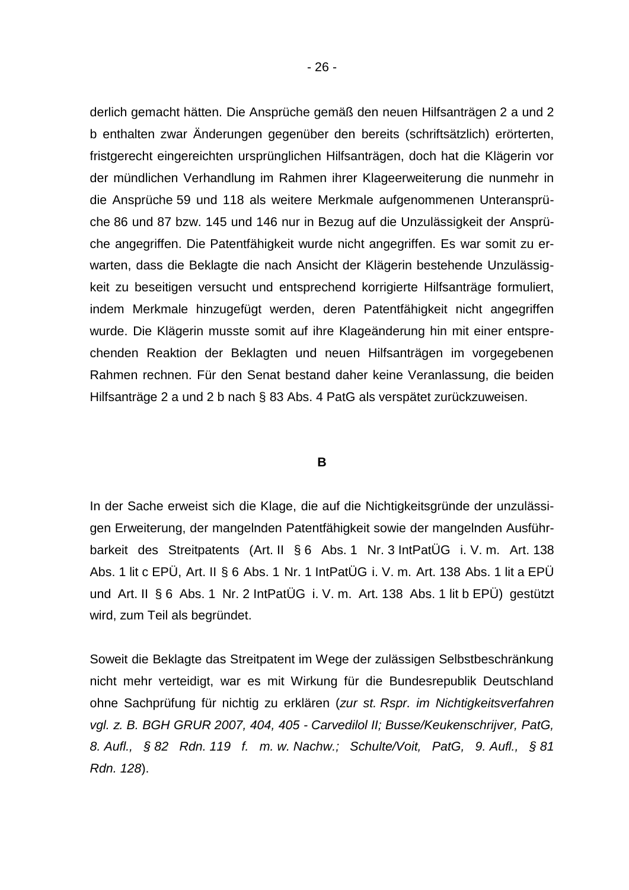derlich gemacht hätten. Die Ansprüche gemäß den neuen Hilfsanträgen 2 a und 2 b enthalten zwar Änderungen gegenüber den bereits (schriftsätzlich) erörterten, fristgerecht eingereichten ursprünglichen Hilfsanträgen, doch hat die Klägerin vor der mündlichen Verhandlung im Rahmen ihrer Klageerweiterung die nunmehr in die Ansprüche 59 und 118 als weitere Merkmale aufgenommenen Unteransprüche 86 und 87 bzw. 145 und 146 nur in Bezug auf die Unzulässigkeit der Ansprüche angegriffen. Die Patentfähigkeit wurde nicht angegriffen. Es war somit zu erwarten, dass die Beklagte die nach Ansicht der Klägerin bestehende Unzulässigkeit zu beseitigen versucht und entsprechend korrigierte Hilfsanträge formuliert, indem Merkmale hinzugefügt werden, deren Patentfähigkeit nicht angegriffen wurde. Die Klägerin musste somit auf ihre Klageänderung hin mit einer entsprechenden Reaktion der Beklagten und neuen Hilfsanträgen im vorgegebenen Rahmen rechnen. Für den Senat bestand daher keine Veranlassung, die beiden Hilfsanträge 2 a und 2 b nach § 83 Abs. 4 PatG als verspätet zurückzuweisen.

**B**

In der Sache erweist sich die Klage, die auf die Nichtigkeitsgründe der unzulässigen Erweiterung, der mangelnden Patentfähigkeit sowie der mangelnden Ausführbarkeit des Streitpatents (Art. II § 6 Abs. 1 Nr. 3 IntPatÜG i. V. m. Art. 138 Abs. 1 lit c EPÜ, Art. II § 6 Abs. 1 Nr. 1 IntPatÜG i. V. m. Art. 138 Abs. 1 lit a EPÜ und Art. II § 6 Abs. 1 Nr. 2 IntPatÜG i. V. m. Art. 138 Abs. 1 lit b EPÜ) gestützt wird, zum Teil als begründet.

Soweit die Beklagte das Streitpatent im Wege der zulässigen Selbstbeschränkung nicht mehr verteidigt, war es mit Wirkung für die Bundesrepublik Deutschland ohne Sachprüfung für nichtig zu erklären (*zur st. Rspr. im Nichtigkeitsverfahren vgl. z. B. BGH GRUR 2007, 404, 405 - Carvedilol II; Busse/Keukenschrijver, PatG, 8. Aufl., § 82 Rdn. 119 f. m. w. Nachw.; Schulte/Voit, PatG, 9. Aufl., § 81 Rdn. 128*).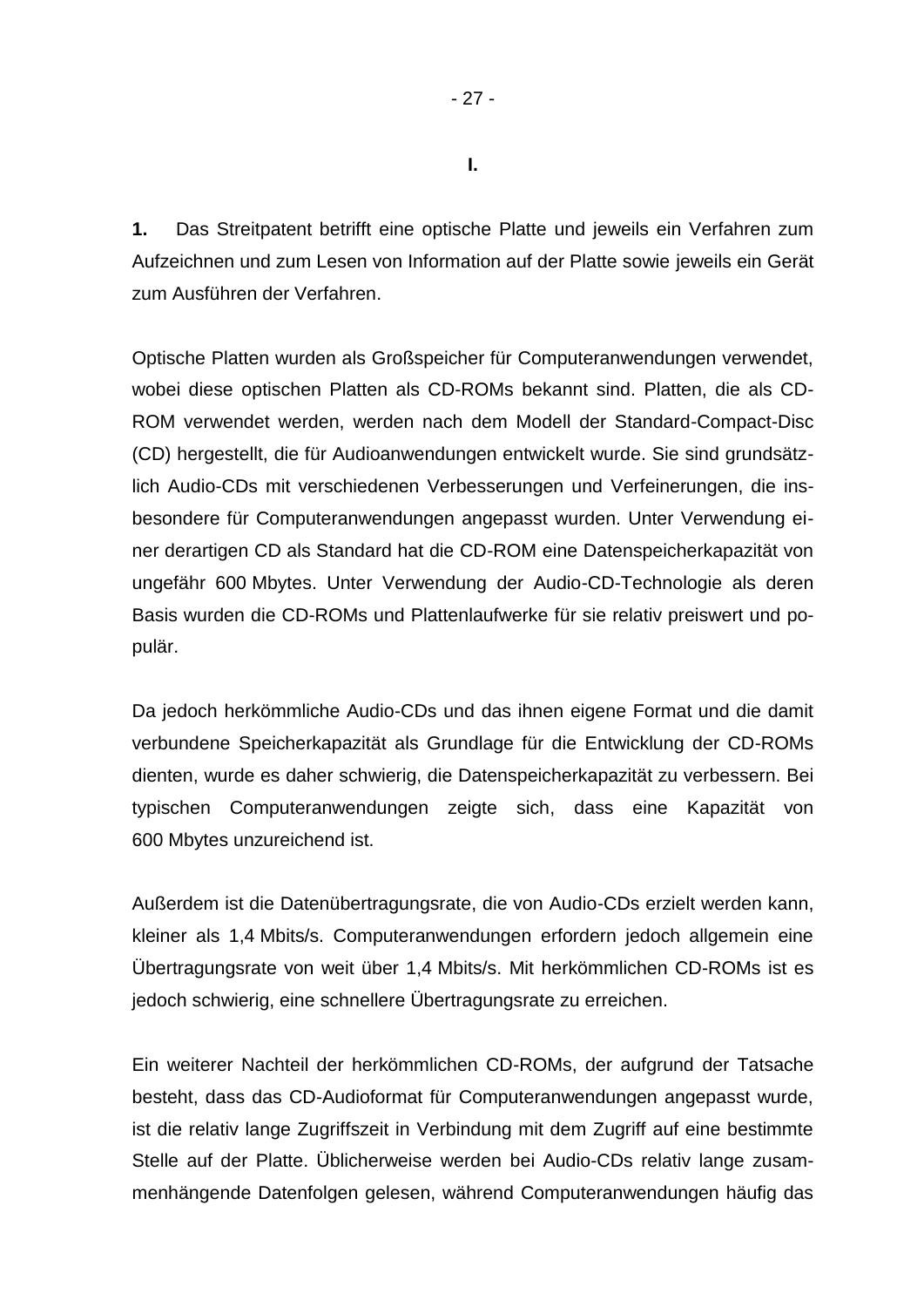**I.**

**1.** Das Streitpatent betrifft eine optische Platte und jeweils ein Verfahren zum Aufzeichnen und zum Lesen von Information auf der Platte sowie jeweils ein Gerät zum Ausführen der Verfahren.

Optische Platten wurden als Großspeicher für Computeranwendungen verwendet, wobei diese optischen Platten als CD-ROMs bekannt sind. Platten, die als CD-ROM verwendet werden, werden nach dem Modell der Standard-Compact-Disc (CD) hergestellt, die für Audioanwendungen entwickelt wurde. Sie sind grundsätzlich Audio-CDs mit verschiedenen Verbesserungen und Verfeinerungen, die insbesondere für Computeranwendungen angepasst wurden. Unter Verwendung einer derartigen CD als Standard hat die CD-ROM eine Datenspeicherkapazität von ungefähr 600 Mbytes. Unter Verwendung der Audio-CD-Technologie als deren Basis wurden die CD-ROMs und Plattenlaufwerke für sie relativ preiswert und populär.

Da jedoch herkömmliche Audio-CDs und das ihnen eigene Format und die damit verbundene Speicherkapazität als Grundlage für die Entwicklung der CD-ROMs dienten, wurde es daher schwierig, die Datenspeicherkapazität zu verbessern. Bei typischen Computeranwendungen zeigte sich, dass eine Kapazität von 600 Mbytes unzureichend ist.

Außerdem ist die Datenübertragungsrate, die von Audio-CDs erzielt werden kann, kleiner als 1,4 Mbits/s. Computeranwendungen erfordern jedoch allgemein eine Übertragungsrate von weit über 1,4 Mbits/s. Mit herkömmlichen CD-ROMs ist es jedoch schwierig, eine schnellere Übertragungsrate zu erreichen.

Ein weiterer Nachteil der herkömmlichen CD-ROMs, der aufgrund der Tatsache besteht, dass das CD-Audioformat für Computeranwendungen angepasst wurde, ist die relativ lange Zugriffszeit in Verbindung mit dem Zugriff auf eine bestimmte Stelle auf der Platte. Üblicherweise werden bei Audio-CDs relativ lange zusammenhängende Datenfolgen gelesen, während Computeranwendungen häufig das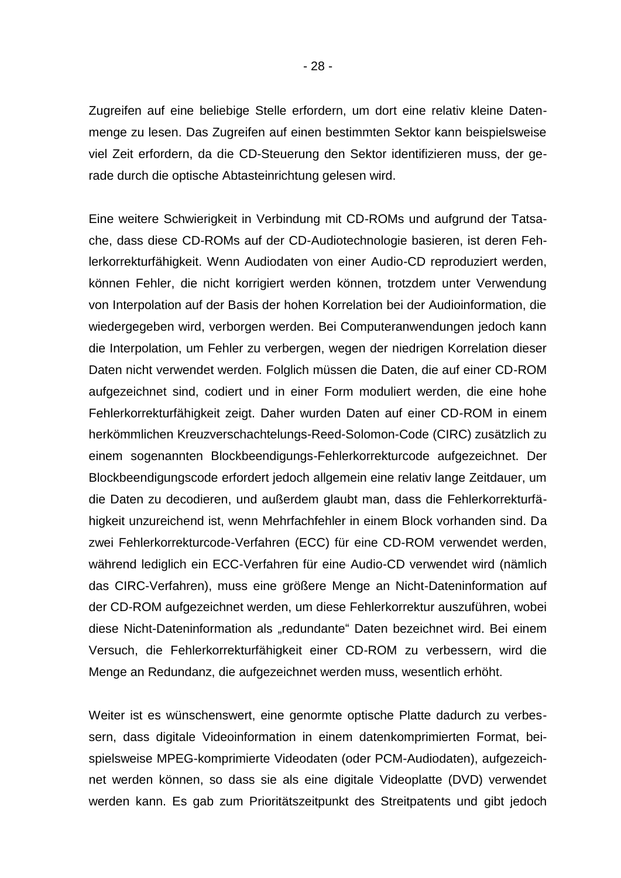Zugreifen auf eine beliebige Stelle erfordern, um dort eine relativ kleine Datenmenge zu lesen. Das Zugreifen auf einen bestimmten Sektor kann beispielsweise viel Zeit erfordern, da die CD-Steuerung den Sektor identifizieren muss, der gerade durch die optische Abtasteinrichtung gelesen wird.

Eine weitere Schwierigkeit in Verbindung mit CD-ROMs und aufgrund der Tatsache, dass diese CD-ROMs auf der CD-Audiotechnologie basieren, ist deren Fehlerkorrekturfähigkeit. Wenn Audiodaten von einer Audio-CD reproduziert werden, können Fehler, die nicht korrigiert werden können, trotzdem unter Verwendung von Interpolation auf der Basis der hohen Korrelation bei der Audioinformation, die wiedergegeben wird, verborgen werden. Bei Computeranwendungen jedoch kann die Interpolation, um Fehler zu verbergen, wegen der niedrigen Korrelation dieser Daten nicht verwendet werden. Folglich müssen die Daten, die auf einer CD-ROM aufgezeichnet sind, codiert und in einer Form moduliert werden, die eine hohe Fehlerkorrekturfähigkeit zeigt. Daher wurden Daten auf einer CD-ROM in einem herkömmlichen Kreuzverschachtelungs-Reed-Solomon-Code (CIRC) zusätzlich zu einem sogenannten Blockbeendigungs-Fehlerkorrekturcode aufgezeichnet. Der Blockbeendigungscode erfordert jedoch allgemein eine relativ lange Zeitdauer, um die Daten zu decodieren, und außerdem glaubt man, dass die Fehlerkorrekturfähigkeit unzureichend ist, wenn Mehrfachfehler in einem Block vorhanden sind. Da zwei Fehlerkorrekturcode-Verfahren (ECC) für eine CD-ROM verwendet werden, während lediglich ein ECC-Verfahren für eine Audio-CD verwendet wird (nämlich das CIRC-Verfahren), muss eine größere Menge an Nicht-Dateninformation auf der CD-ROM aufgezeichnet werden, um diese Fehlerkorrektur auszuführen, wobei diese Nicht-Dateninformation als „redundante“ Daten bezeichnet wird. Bei einem Versuch, die Fehlerkorrekturfähigkeit einer CD-ROM zu verbessern, wird die Menge an Redundanz, die aufgezeichnet werden muss, wesentlich erhöht.

Weiter ist es wünschenswert, eine genormte optische Platte dadurch zu verbessern, dass digitale Videoinformation in einem datenkomprimierten Format, beispielsweise MPEG-komprimierte Videodaten (oder PCM-Audiodaten), aufgezeichnet werden können, so dass sie als eine digitale Videoplatte (DVD) verwendet werden kann. Es gab zum Prioritätszeitpunkt des Streitpatents und gibt jedoch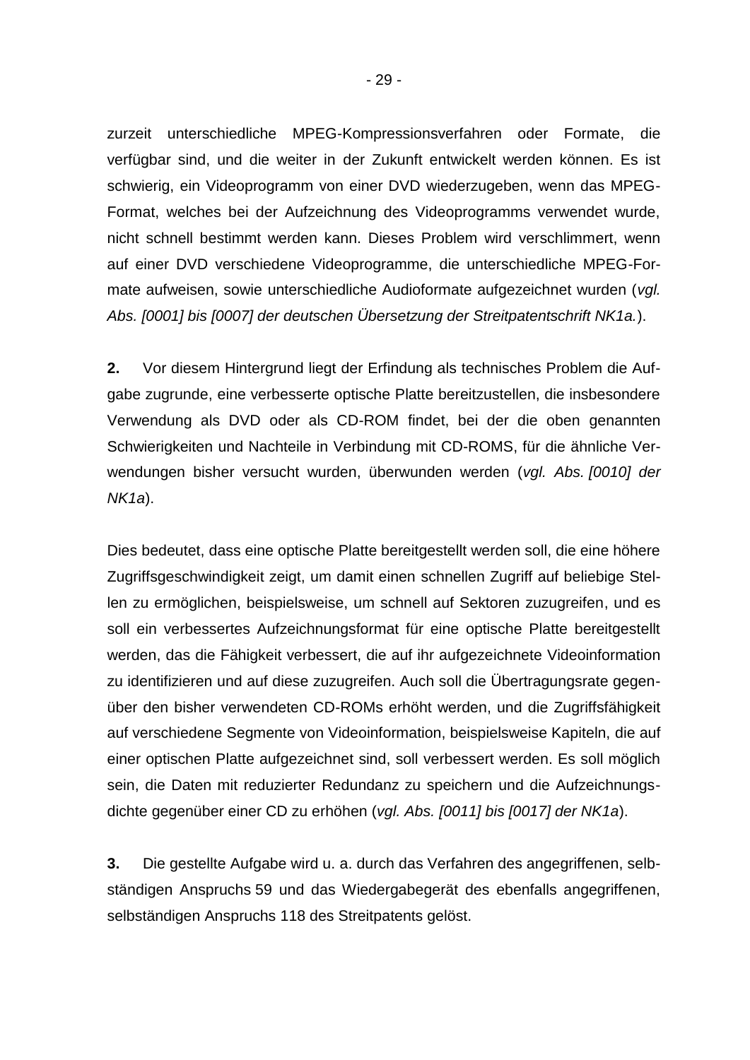zurzeit unterschiedliche MPEG-Kompressionsverfahren oder Formate, die verfügbar sind, und die weiter in der Zukunft entwickelt werden können. Es ist schwierig, ein Videoprogramm von einer DVD wiederzugeben, wenn das MPEG-Format, welches bei der Aufzeichnung des Videoprogramms verwendet wurde, nicht schnell bestimmt werden kann. Dieses Problem wird verschlimmert, wenn auf einer DVD verschiedene Videoprogramme, die unterschiedliche MPEG-Formate aufweisen, sowie unterschiedliche Audioformate aufgezeichnet wurden (*vgl. Abs. [0001] bis [0007] der deutschen Übersetzung der Streitpatentschrift NK1a.*).

**2.** Vor diesem Hintergrund liegt der Erfindung als technisches Problem die Aufgabe zugrunde, eine verbesserte optische Platte bereitzustellen, die insbesondere Verwendung als DVD oder als CD-ROM findet, bei der die oben genannten Schwierigkeiten und Nachteile in Verbindung mit CD-ROMS, für die ähnliche Verwendungen bisher versucht wurden, überwunden werden (*vgl. Abs. [0010] der NK1a*).

Dies bedeutet, dass eine optische Platte bereitgestellt werden soll, die eine höhere Zugriffsgeschwindigkeit zeigt, um damit einen schnellen Zugriff auf beliebige Stellen zu ermöglichen, beispielsweise, um schnell auf Sektoren zuzugreifen, und es soll ein verbessertes Aufzeichnungsformat für eine optische Platte bereitgestellt werden, das die Fähigkeit verbessert, die auf ihr aufgezeichnete Videoinformation zu identifizieren und auf diese zuzugreifen. Auch soll die Übertragungsrate gegenüber den bisher verwendeten CD-ROMs erhöht werden, und die Zugriffsfähigkeit auf verschiedene Segmente von Videoinformation, beispielsweise Kapiteln, die auf einer optischen Platte aufgezeichnet sind, soll verbessert werden. Es soll möglich sein, die Daten mit reduzierter Redundanz zu speichern und die Aufzeichnungsdichte gegenüber einer CD zu erhöhen (*vgl. Abs. [0011] bis [0017] der NK1a*).

**3.** Die gestellte Aufgabe wird u. a. durch das Verfahren des angegriffenen, selbständigen Anspruchs 59 und das Wiedergabegerät des ebenfalls angegriffenen, selbständigen Anspruchs 118 des Streitpatents gelöst.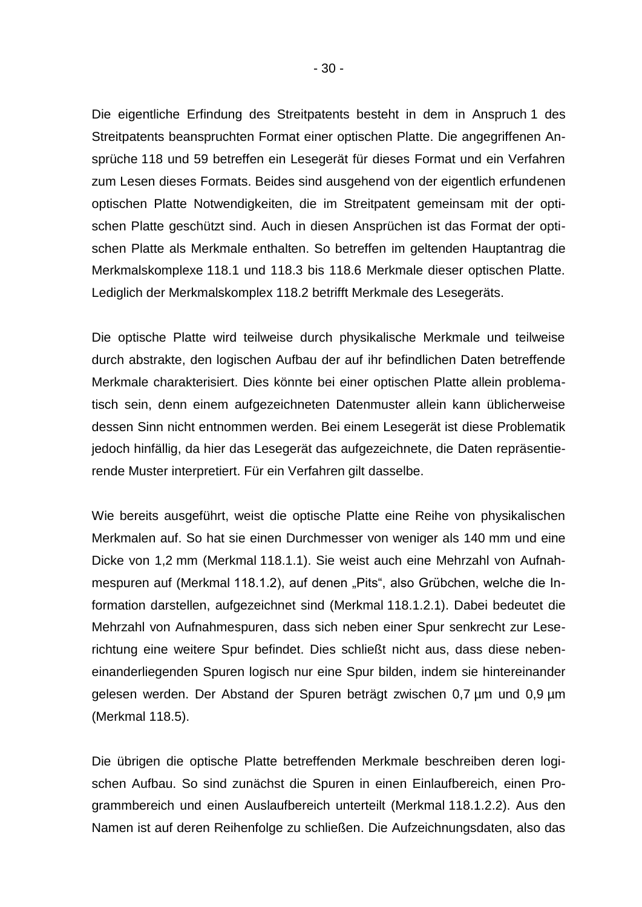Die eigentliche Erfindung des Streitpatents besteht in dem in Anspruch 1 des Streitpatents beanspruchten Format einer optischen Platte. Die angegriffenen Ansprüche 118 und 59 betreffen ein Lesegerät für dieses Format und ein Verfahren zum Lesen dieses Formats. Beides sind ausgehend von der eigentlich erfundenen optischen Platte Notwendigkeiten, die im Streitpatent gemeinsam mit der optischen Platte geschützt sind. Auch in diesen Ansprüchen ist das Format der optischen Platte als Merkmale enthalten. So betreffen im geltenden Hauptantrag die Merkmalskomplexe 118.1 und 118.3 bis 118.6 Merkmale dieser optischen Platte. Lediglich der Merkmalskomplex 118.2 betrifft Merkmale des Lesegeräts.

Die optische Platte wird teilweise durch physikalische Merkmale und teilweise durch abstrakte, den logischen Aufbau der auf ihr befindlichen Daten betreffende Merkmale charakterisiert. Dies könnte bei einer optischen Platte allein problematisch sein, denn einem aufgezeichneten Datenmuster allein kann üblicherweise dessen Sinn nicht entnommen werden. Bei einem Lesegerät ist diese Problematik jedoch hinfällig, da hier das Lesegerät das aufgezeichnete, die Daten repräsentierende Muster interpretiert. Für ein Verfahren gilt dasselbe.

Wie bereits ausgeführt, weist die optische Platte eine Reihe von physikalischen Merkmalen auf. So hat sie einen Durchmesser von weniger als 140 mm und eine Dicke von 1,2 mm (Merkmal 118.1.1). Sie weist auch eine Mehrzahl von Aufnahmespuren auf (Merkmal 118.1.2), auf denen „Pits", also Grübchen, welche die Information darstellen, aufgezeichnet sind (Merkmal 118.1.2.1). Dabei bedeutet die Mehrzahl von Aufnahmespuren, dass sich neben einer Spur senkrecht zur Leserichtung eine weitere Spur befindet. Dies schließt nicht aus, dass diese nebeneinanderliegenden Spuren logisch nur eine Spur bilden, indem sie hintereinander gelesen werden. Der Abstand der Spuren beträgt zwischen 0,7 µm und 0,9 µm (Merkmal 118.5).

Die übrigen die optische Platte betreffenden Merkmale beschreiben deren logischen Aufbau. So sind zunächst die Spuren in einen Einlaufbereich, einen Programmbereich und einen Auslaufbereich unterteilt (Merkmal 118.1.2.2). Aus den Namen ist auf deren Reihenfolge zu schließen. Die Aufzeichnungsdaten, also das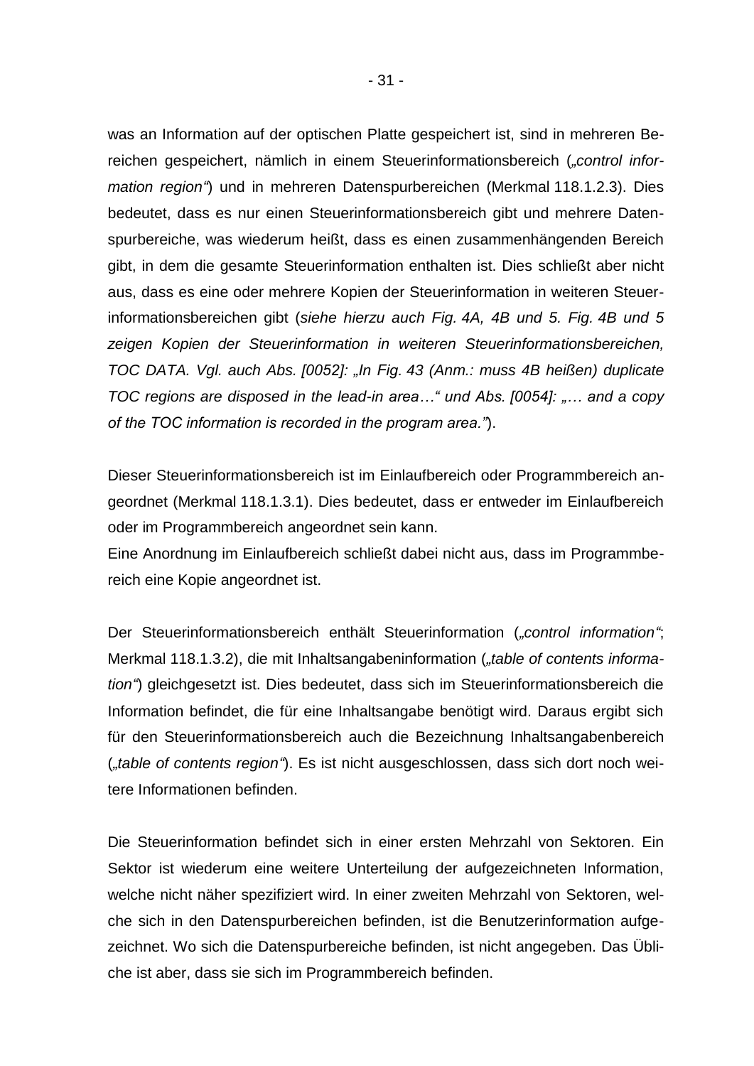was an Information auf der optischen Platte gespeichert ist, sind in mehreren Bereichen gespeichert, nämlich in einem Steuerinformationsbereich (*„control information region“*) und in mehreren Datenspurbereichen (Merkmal 118.1.2.3). Dies bedeutet, dass es nur einen Steuerinformationsbereich gibt und mehrere Datenspurbereiche, was wiederum heißt, dass es einen zusammenhängenden Bereich gibt, in dem die gesamte Steuerinformation enthalten ist. Dies schließt aber nicht aus, dass es eine oder mehrere Kopien der Steuerinformation in weiteren Steuerinformationsbereichen gibt (*siehe hierzu auch Fig. 4A, 4B und 5. Fig. 4B und 5 zeigen Kopien der Steuerinformation in weiteren Steuerinformationsbereichen, TOC DATA. Vgl. auch Abs. [0052]: „In Fig. 43 (Anm.: muss 4B heißen) duplicate TOC regions are disposed in the lead-in area…“ und Abs. [0054]: „… and a copy of the TOC information is recorded in the program area.“*).

Dieser Steuerinformationsbereich ist im Einlaufbereich oder Programmbereich angeordnet (Merkmal 118.1.3.1). Dies bedeutet, dass er entweder im Einlaufbereich oder im Programmbereich angeordnet sein kann.
Eine Anordnung im Einlaufbereich schließt dabei nicht aus, dass im Programmbereich eine Kopie angeordnet ist.

Der Steuerinformationsbereich enthält Steuerinformation (*„control information“*; Merkmal 118.1.3.2), die mit Inhaltsangabeninformation (*„table of contents information“*) gleichgesetzt ist. Dies bedeutet, dass sich im Steuerinformationsbereich die Information befindet, die für eine Inhaltsangabe benötigt wird. Daraus ergibt sich für den Steuerinformationsbereich auch die Bezeichnung Inhaltsangabenbereich (*„table of contents region“*). Es ist nicht ausgeschlossen, dass sich dort noch weitere Informationen befinden.

Die Steuerinformation befindet sich in einer ersten Mehrzahl von Sektoren. Ein Sektor ist wiederum eine weitere Unterteilung der aufgezeichneten Information, welche nicht näher spezifiziert wird. In einer zweiten Mehrzahl von Sektoren, welche sich in den Datenspurbereichen befinden, ist die Benutzerinformation aufgezeichnet. Wo sich die Datenspurbereiche befinden, ist nicht angegeben. Das Übliche ist aber, dass sie sich im Programmbereich befinden.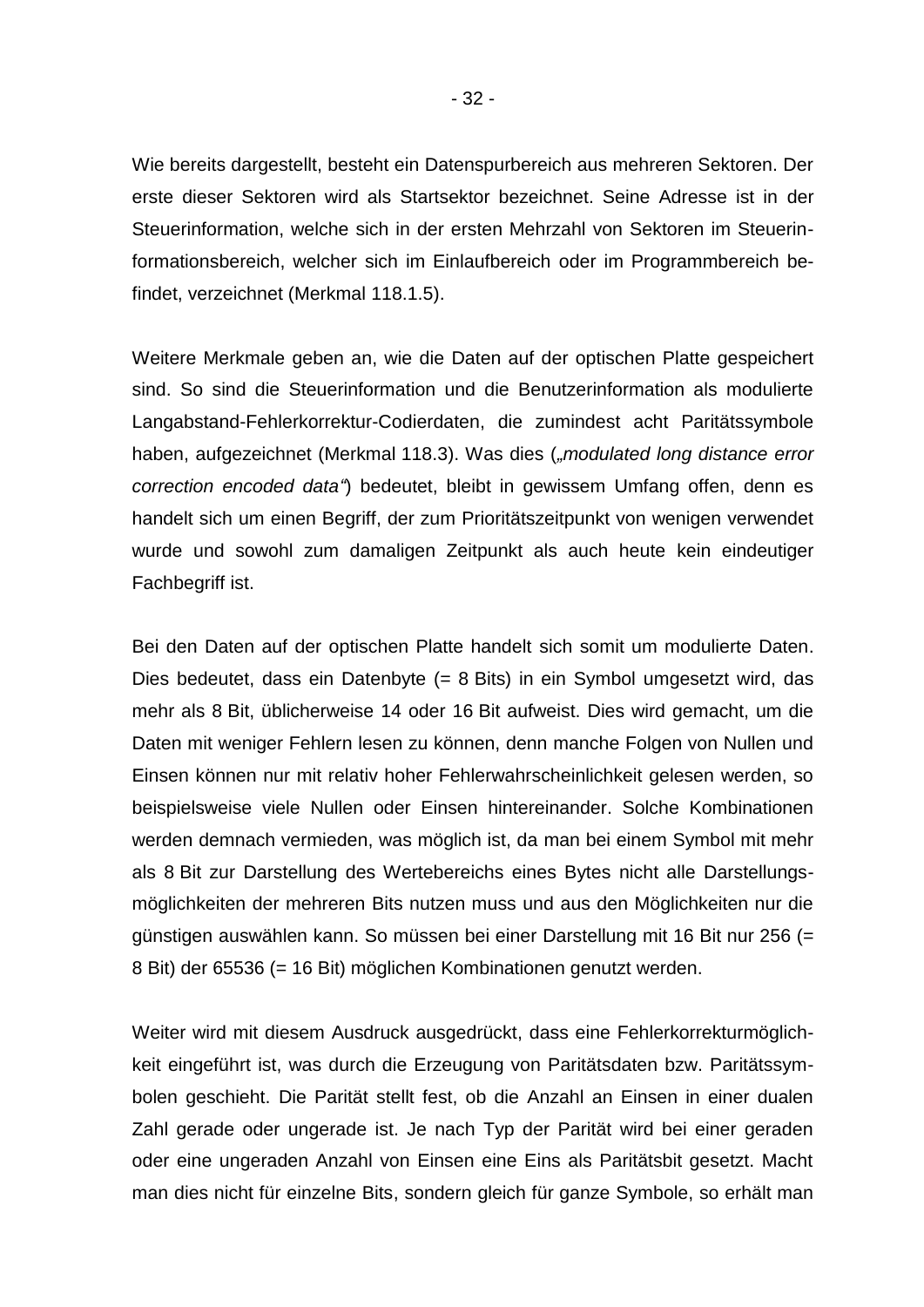Wie bereits dargestellt, besteht ein Datenspurbereich aus mehreren Sektoren. Der erste dieser Sektoren wird als Startsektor bezeichnet. Seine Adresse ist in der Steuerinformation, welche sich in der ersten Mehrzahl von Sektoren im Steuerinformationsbereich, welcher sich im Einlaufbereich oder im Programmbereich befindet, verzeichnet (Merkmal 118.1.5).

Weitere Merkmale geben an, wie die Daten auf der optischen Platte gespeichert sind. So sind die Steuerinformation und die Benutzerinformation als modulierte Langabstand-Fehlerkorrektur-Codierdaten, die zumindest acht Paritätssymbole haben, aufgezeichnet (Merkmal 118.3). Was dies (*„modulated long distance error correction encoded data“*) bedeutet, bleibt in gewissem Umfang offen, denn es handelt sich um einen Begriff, der zum Prioritätszeitpunkt von wenigen verwendet wurde und sowohl zum damaligen Zeitpunkt als auch heute kein eindeutiger Fachbegriff ist.

Bei den Daten auf der optischen Platte handelt sich somit um modulierte Daten. Dies bedeutet, dass ein Datenbyte (= 8 Bits) in ein Symbol umgesetzt wird, das mehr als 8 Bit, üblicherweise 14 oder 16 Bit aufweist. Dies wird gemacht, um die Daten mit weniger Fehlern lesen zu können, denn manche Folgen von Nullen und Einsen können nur mit relativ hoher Fehlerwahrscheinlichkeit gelesen werden, so beispielsweise viele Nullen oder Einsen hintereinander. Solche Kombinationen werden demnach vermieden, was möglich ist, da man bei einem Symbol mit mehr als 8 Bit zur Darstellung des Wertebereichs eines Bytes nicht alle Darstellungsmöglichkeiten der mehreren Bits nutzen muss und aus den Möglichkeiten nur die günstigen auswählen kann. So müssen bei einer Darstellung mit 16 Bit nur 256 (= 8 Bit) der 65536 (= 16 Bit) möglichen Kombinationen genutzt werden.

Weiter wird mit diesem Ausdruck ausgedrückt, dass eine Fehlerkorrekturmöglichkeit eingeführt ist, was durch die Erzeugung von Paritätsdaten bzw. Paritätssymbolen geschieht. Die Parität stellt fest, ob die Anzahl an Einsen in einer dualen Zahl gerade oder ungerade ist. Je nach Typ der Parität wird bei einer geraden oder eine ungeraden Anzahl von Einsen eine Eins als Paritätsbit gesetzt. Macht man dies nicht für einzelne Bits, sondern gleich für ganze Symbole, so erhält man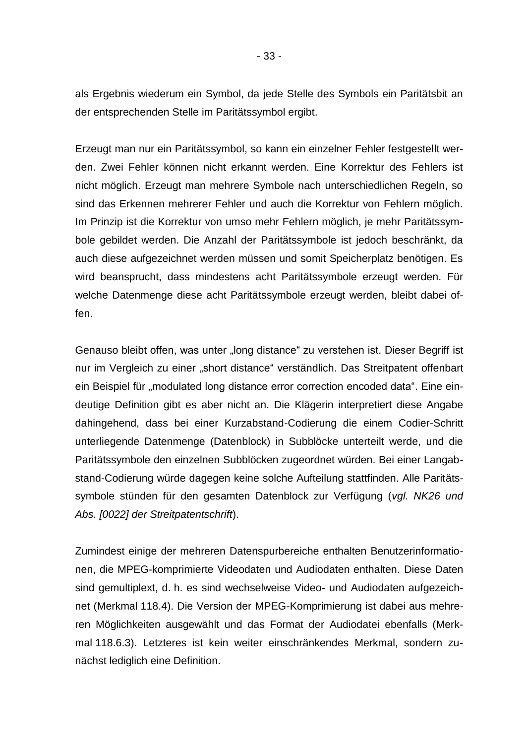als Ergebnis wiederum ein Symbol, da jede Stelle des Symbols ein Paritätsbit an der entsprechenden Stelle im Paritätssymbol ergibt.

Erzeugt man nur ein Paritätssymbol, so kann ein einzelner Fehler festgestellt werden. Zwei Fehler können nicht erkannt werden. Eine Korrektur des Fehlers ist nicht möglich. Erzeugt man mehrere Symbole nach unterschiedlichen Regeln, so sind das Erkennen mehrerer Fehler und auch die Korrektur von Fehlern möglich. Im Prinzip ist die Korrektur von umso mehr Fehlern möglich, je mehr Paritätssymbole gebildet werden. Die Anzahl der Paritätssymbole ist jedoch beschränkt, da auch diese aufgezeichnet werden müssen und somit Speicherplatz benötigen. Es wird beansprucht, dass mindestens acht Paritätssymbole erzeugt werden. Für welche Datenmenge diese acht Paritätssymbole erzeugt werden, bleibt dabei offen.

Genauso bleibt offen, was unter „long distance" zu verstehen ist. Dieser Begriff ist nur im Vergleich zu einer „short distance" verständlich. Das Streitpatent offenbart ein Beispiel für „modulated long distance error correction encoded data". Eine eindeutige Definition gibt es aber nicht an. Die Klägerin interpretiert diese Angabe dahingehend, dass bei einer Kurzabstand-Codierung die einem Codier-Schritt unterliegende Datenmenge (Datenblock) in Subblöcke unterteilt werde, und die Paritätssymbole den einzelnen Subblöcken zugeordnet würden. Bei einer Langabstand-Codierung würde dagegen keine solche Aufteilung stattfinden. Alle Paritätssymbole stünden für den gesamten Datenblock zur Verfügung (*vgl. NK26 und Abs. [0022] der Streitpatentschrift*).

Zumindest einige der mehreren Datenspurbereiche enthalten Benutzerinformationen, die MPEG-komprimierte Videodaten und Audiodaten enthalten. Diese Daten sind gemultiplext, d. h. es sind wechselweise Video- und Audiodaten aufgezeichnet (Merkmal 118.4). Die Version der MPEG-Komprimierung ist dabei aus mehreren Möglichkeiten ausgewählt und das Format der Audiodatei ebenfalls (Merkmal 118.6.3). Letzteres ist kein weiter einschränkendes Merkmal, sondern zunächst lediglich eine Definition.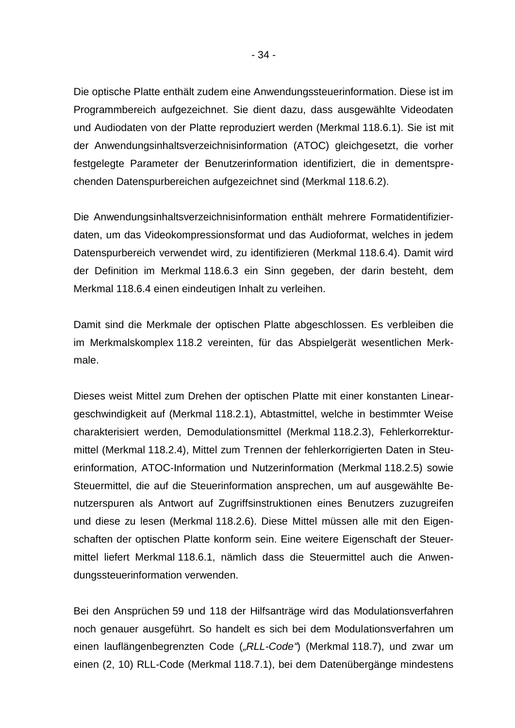Die optische Platte enthält zudem eine Anwendungssteuerinformation. Diese ist im Programmbereich aufgezeichnet. Sie dient dazu, dass ausgewählte Videodaten und Audiodaten von der Platte reproduziert werden (Merkmal 118.6.1). Sie ist mit der Anwendungsinhaltsverzeichnisinformation (ATOC) gleichgesetzt, die vorher festgelegte Parameter der Benutzerinformation identifiziert, die in dementsprechenden Datenspurbereichen aufgezeichnet sind (Merkmal 118.6.2).

Die Anwendungsinhaltsverzeichnisinformation enthält mehrere Formatidentifizierdaten, um das Videokompressionsformat und das Audioformat, welches in jedem Datenspurbereich verwendet wird, zu identifizieren (Merkmal 118.6.4). Damit wird der Definition im Merkmal 118.6.3 ein Sinn gegeben, der darin besteht, dem Merkmal 118.6.4 einen eindeutigen Inhalt zu verleihen.

Damit sind die Merkmale der optischen Platte abgeschlossen. Es verbleiben die im Merkmalskomplex 118.2 vereinten, für das Abspielgerät wesentlichen Merkmale.

Dieses weist Mittel zum Drehen der optischen Platte mit einer konstanten Lineargeschwindigkeit auf (Merkmal 118.2.1), Abtastmittel, welche in bestimmter Weise charakterisiert werden, Demodulationsmittel (Merkmal 118.2.3), Fehlerkorrekturmittel (Merkmal 118.2.4), Mittel zum Trennen der fehlerkorrigierten Daten in Steuerinformation, ATOC-Information und Nutzerinformation (Merkmal 118.2.5) sowie Steuermittel, die auf die Steuerinformation ansprechen, um auf ausgewählte Benutzerspuren als Antwort auf Zugriffsinstruktionen eines Benutzers zuzugreifen und diese zu lesen (Merkmal 118.2.6). Diese Mittel müssen alle mit den Eigenschaften der optischen Platte konform sein. Eine weitere Eigenschaft der Steuermittel liefert Merkmal 118.6.1, nämlich dass die Steuermittel auch die Anwendungssteuerinformation verwenden.

Bei den Ansprüchen 59 und 118 der Hilfsanträge wird das Modulationsverfahren noch genauer ausgeführt. So handelt es sich bei dem Modulationsverfahren um einen lauflängenbegrenzten Code („*RLL-Code*“) (Merkmal 118.7), und zwar um einen (2, 10) RLL-Code (Merkmal 118.7.1), bei dem Datenübergänge mindestens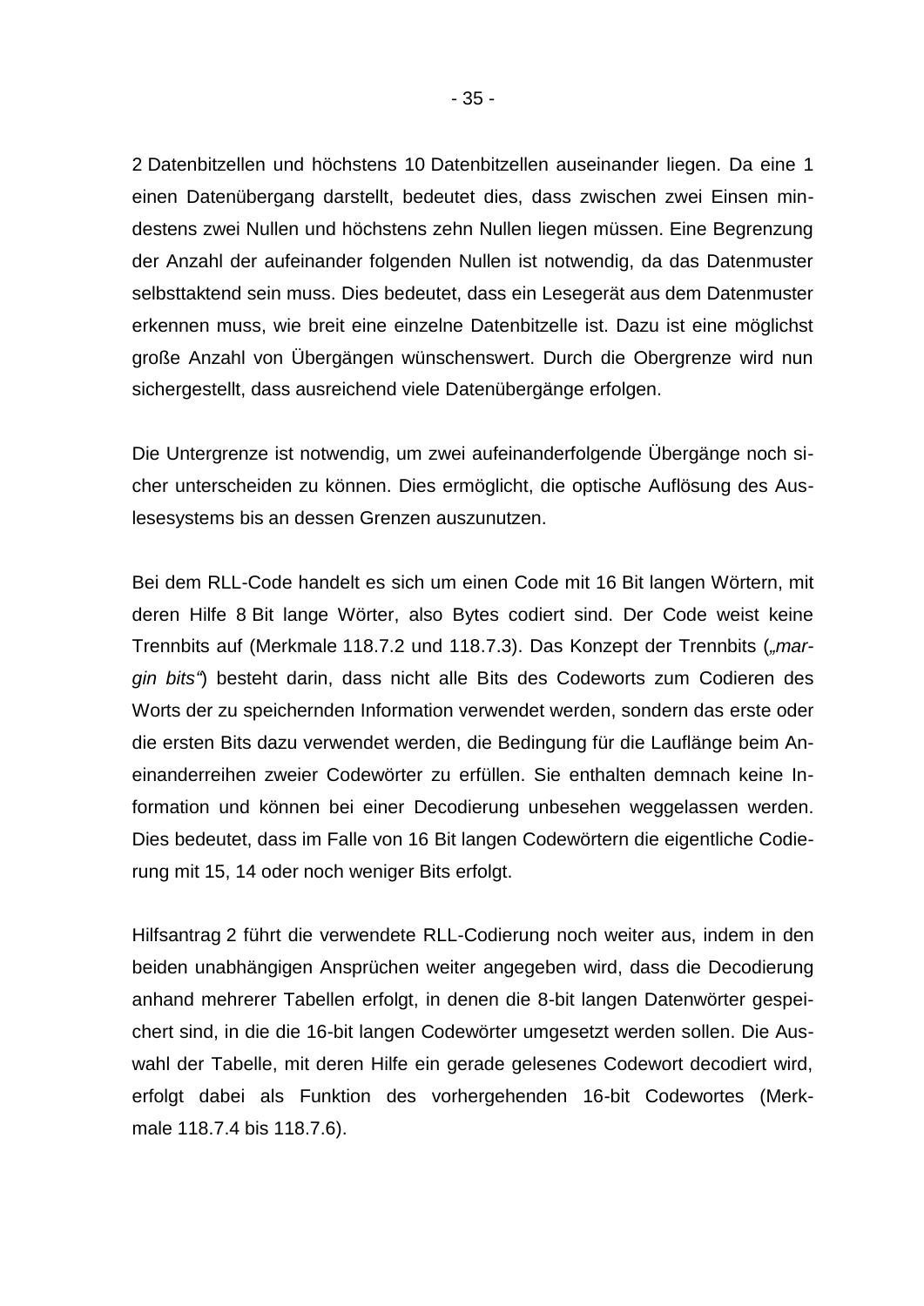2 Datenbitzellen und höchstens 10 Datenbitzellen auseinander liegen. Da eine 1 einen Datenübergang darstellt, bedeutet dies, dass zwischen zwei Einsen mindestens zwei Nullen und höchstens zehn Nullen liegen müssen. Eine Begrenzung der Anzahl der aufeinander folgenden Nullen ist notwendig, da das Datenmuster selbsttaktend sein muss. Dies bedeutet, dass ein Lesegerät aus dem Datenmuster erkennen muss, wie breit eine einzelne Datenbitzelle ist. Dazu ist eine möglichst große Anzahl von Übergängen wünschenswert. Durch die Obergrenze wird nun sichergestellt, dass ausreichend viele Datenübergänge erfolgen.

Die Untergrenze ist notwendig, um zwei aufeinanderfolgende Übergänge noch sicher unterscheiden zu können. Dies ermöglicht, die optische Auflösung des Auslesesystems bis an dessen Grenzen auszunutzen.

Bei dem RLL-Code handelt es sich um einen Code mit 16 Bit langen Wörtern, mit deren Hilfe 8 Bit lange Wörter, also Bytes codiert sind. Der Code weist keine Trennbits auf (Merkmale 118.7.2 und 118.7.3). Das Konzept der Trennbits (*„margin bits"*) besteht darin, dass nicht alle Bits des Codeworts zum Codieren des Worts der zu speichernden Information verwendet werden, sondern das erste oder die ersten Bits dazu verwendet werden, die Bedingung für die Lauflänge beim Aneinanderreihen zweier Codewörter zu erfüllen. Sie enthalten demnach keine Information und können bei einer Decodierung unbesehen weggelassen werden. Dies bedeutet, dass im Falle von 16 Bit langen Codewörtern die eigentliche Codierung mit 15, 14 oder noch weniger Bits erfolgt.

Hilfsantrag 2 führt die verwendete RLL-Codierung noch weiter aus, indem in den beiden unabhängigen Ansprüchen weiter angegeben wird, dass die Decodierung anhand mehrerer Tabellen erfolgt, in denen die 8-bit langen Datenwörter gespeichert sind, in die die 16-bit langen Codewörter umgesetzt werden sollen. Die Auswahl der Tabelle, mit deren Hilfe ein gerade gelesenes Codewort decodiert wird, erfolgt dabei als Funktion des vorhergehenden 16-bit Codewortes (Merkmale 118.7.4 bis 118.7.6).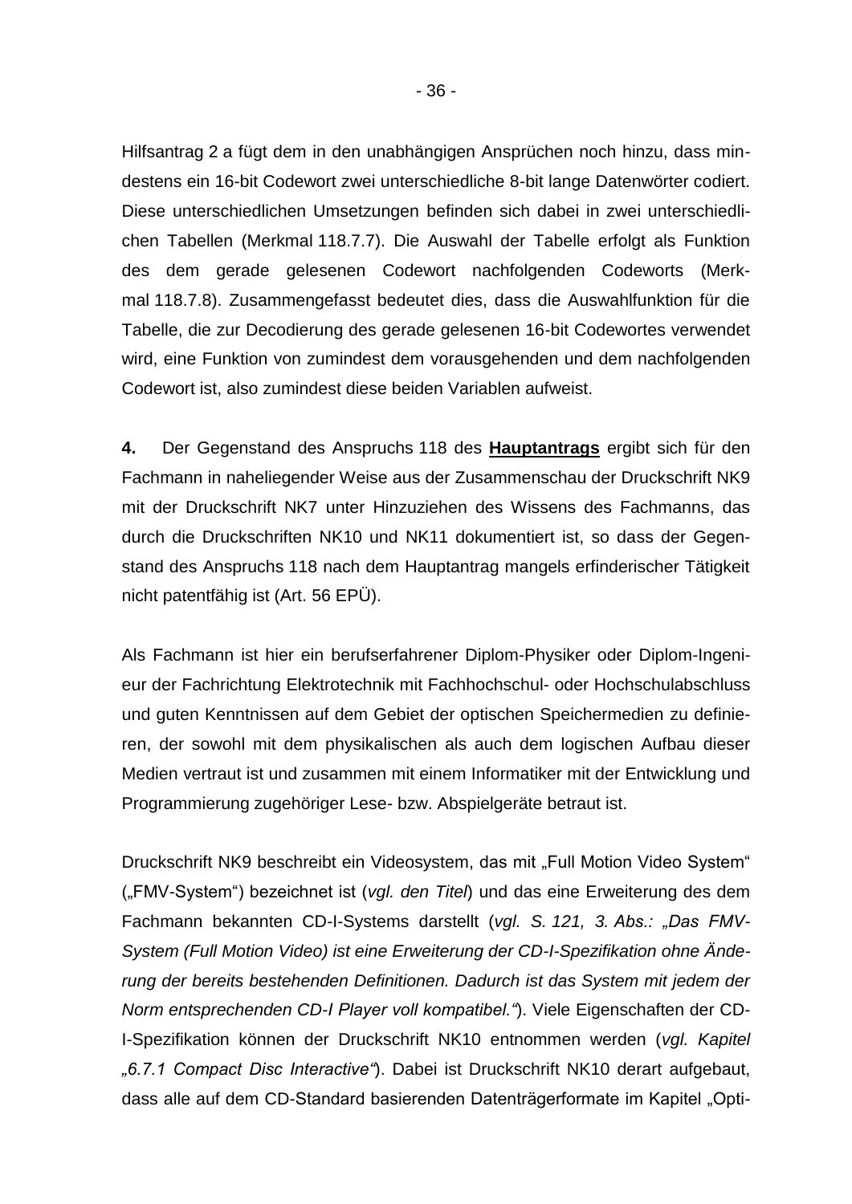Hilfsantrag 2 a fügt dem in den unabhängigen Ansprüchen noch hinzu, dass mindestens ein 16-bit Codewort zwei unterschiedliche 8-bit lange Datenwörter codiert. Diese unterschiedlichen Umsetzungen befinden sich dabei in zwei unterschiedlichen Tabellen (Merkmal 118.7.7). Die Auswahl der Tabelle erfolgt als Funktion des dem gerade gelesenen Codewort nachfolgenden Codeworts (Merkmal 118.7.8). Zusammengefasst bedeutet dies, dass die Auswahlfunktion für die Tabelle, die zur Decodierung des gerade gelesenen 16-bit Codewortes verwendet wird, eine Funktion von zumindest dem vorausgehenden und dem nachfolgenden Codewort ist, also zumindest diese beiden Variablen aufweist.

**4.** Der Gegenstand des Anspruchs 118 des **Hauptantrags** ergibt sich für den Fachmann in naheliegender Weise aus der Zusammenschau der Druckschrift NK9 mit der Druckschrift NK7 unter Hinzuziehen des Wissens des Fachmanns, das durch die Druckschriften NK10 und NK11 dokumentiert ist, so dass der Gegenstand des Anspruchs 118 nach dem Hauptantrag mangels erfinderischer Tätigkeit nicht patentfähig ist (Art. 56 EPÜ).

Als Fachmann ist hier ein berufserfahrener Diplom-Physiker oder Diplom-Ingenieur der Fachrichtung Elektrotechnik mit Fachhochschul- oder Hochschulabschluss und guten Kenntnissen auf dem Gebiet der optischen Speichermedien zu definieren, der sowohl mit dem physikalischen als auch dem logischen Aufbau dieser Medien vertraut ist und zusammen mit einem Informatiker mit der Entwicklung und Programmierung zugehöriger Lese- bzw. Abspielgeräte betraut ist.

Druckschrift NK9 beschreibt ein Videosystem, das mit „Full Motion Video System" („FMV-System") bezeichnet ist (*vgl. den Titel*) und das eine Erweiterung des dem Fachmann bekannten CD-I-Systems darstellt (*vgl. S. 121, 3. Abs.: „Das FMV-System (Full Motion Video) ist eine Erweiterung der CD-I-Spezifikation ohne Änderung der bereits bestehenden Definitionen. Dadurch ist das System mit jedem der Norm entsprechenden CD-I Player voll kompatibel."*). Viele Eigenschaften der CD-I-Spezifikation können der Druckschrift NK10 entnommen werden (*vgl. Kapitel „6.7.1 Compact Disc Interactive"*). Dabei ist Druckschrift NK10 derart aufgebaut, dass alle auf dem CD-Standard basierenden Datenträgerformate im Kapitel „Opti-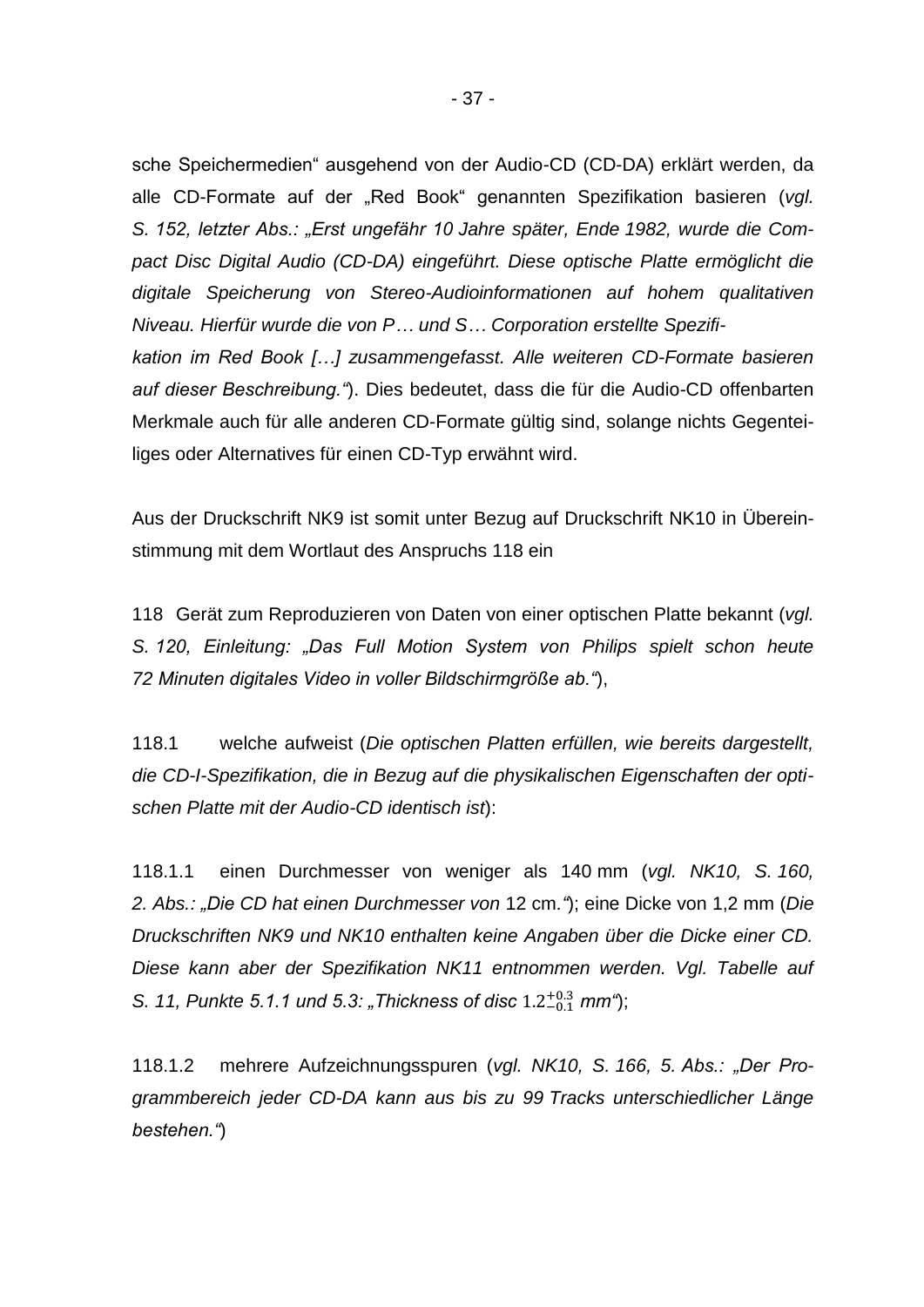sche Speichermedien“ ausgehend von der Audio-CD (CD-DA) erklärt werden, da alle CD-Formate auf der „Red Book“ genannten Spezifikation basieren (*vgl. S. 152, letzter Abs.: „Erst ungefähr 10 Jahre später, Ende 1982, wurde die Compact Disc Digital Audio (CD-DA) eingeführt. Diese optische Platte ermöglicht die digitale Speicherung von Stereo-Audioinformationen auf hohem qualitativen Niveau. Hierfür wurde die von P… und S… Corporation erstellte Spezifikation im Red Book […] zusammengefasst. Alle weiteren CD-Formate basieren auf dieser Beschreibung.“*). Dies bedeutet, dass die für die Audio-CD offenbarten Merkmale auch für alle anderen CD-Formate gültig sind, solange nichts Gegenteiliges oder Alternatives für einen CD-Typ erwähnt wird.

Aus der Druckschrift NK9 ist somit unter Bezug auf Druckschrift NK10 in Übereinstimmung mit dem Wortlaut des Anspruchs 118 ein

118 Gerät zum Reproduzieren von Daten von einer optischen Platte bekannt (*vgl. S. 120, Einleitung: „Das Full Motion System von Philips spielt schon heute 72 Minuten digitales Video in voller Bildschirmgröße ab.“*),

118.1 welche aufweist (*Die optischen Platten erfüllen, wie bereits dargestellt, die CD-I-Spezifikation, die in Bezug auf die physikalischen Eigenschaften der optischen Platte mit der Audio-CD identisch ist*):

118.1.1 einen Durchmesser von weniger als 140 mm (*vgl. NK10, S. 160, 2. Abs.: „Die CD hat einen Durchmesser von* 12 cm.*“*); eine Dicke von 1,2 mm (*Die Druckschriften NK9 und NK10 enthalten keine Angaben über die Dicke einer CD. Diese kann aber der Spezifikation NK11 entnommen werden. Vgl. Tabelle auf S. 11, Punkte 5.1.1 und 5.3: „Thickness of disc* $1.2^{+0.3}_{-0.1}$ *mm“*);

118.1.2 mehrere Aufzeichnungsspuren (*vgl. NK10, S. 166, 5. Abs.: „Der Programmbereich jeder CD-DA kann aus bis zu 99 Tracks unterschiedlicher Länge bestehen.“*)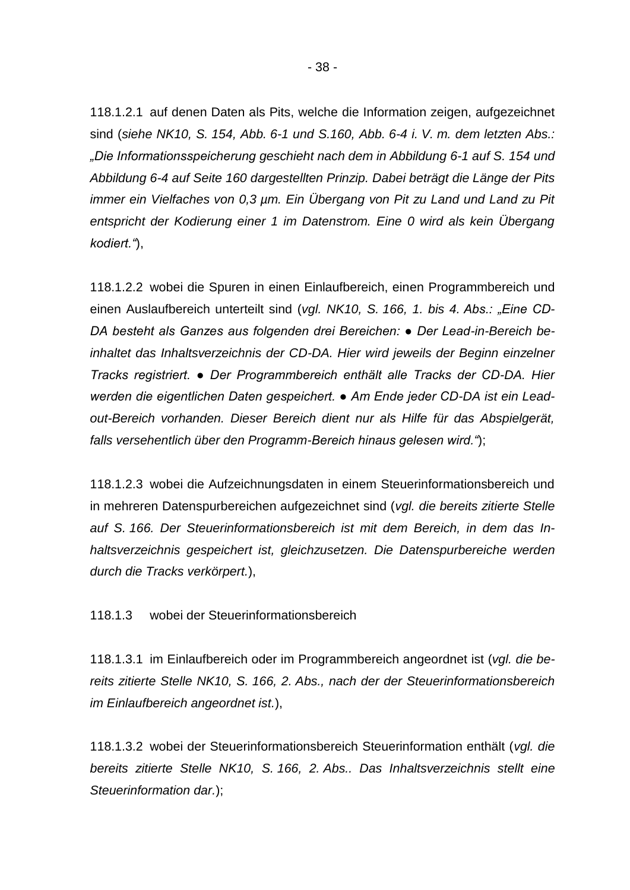118.1.2.1 auf denen Daten als Pits, welche die Information zeigen, aufgezeichnet sind (*siehe NK10, S. 154, Abb. 6-1 und S.160, Abb. 6-4 i. V. m. dem letzten Abs.: „Die Informationsspeicherung geschieht nach dem in Abbildung 6-1 auf S. 154 und Abbildung 6-4 auf Seite 160 dargestellten Prinzip. Dabei beträgt die Länge der Pits immer ein Vielfaches von 0,3 µm. Ein Übergang von Pit zu Land und Land zu Pit entspricht der Kodierung einer 1 im Datenstrom. Eine 0 wird als kein Übergang kodiert.“*),

118.1.2.2 wobei die Spuren in einen Einlaufbereich, einen Programmbereich und einen Auslaufbereich unterteilt sind (*vgl. NK10, S. 166, 1. bis 4. Abs.: „Eine CD-DA besteht als Ganzes aus folgenden drei Bereichen: ● Der Lead-in-Bereich beinhaltet das Inhaltsverzeichnis der CD-DA. Hier wird jeweils der Beginn einzelner Tracks registriert. ● Der Programmbereich enthält alle Tracks der CD-DA. Hier werden die eigentlichen Daten gespeichert. ● Am Ende jeder CD-DA ist ein Lead-out-Bereich vorhanden. Dieser Bereich dient nur als Hilfe für das Abspielgerät, falls versehentlich über den Programm-Bereich hinaus gelesen wird.“*);

118.1.2.3 wobei die Aufzeichnungsdaten in einem Steuerinformationsbereich und in mehreren Datenspurbereichen aufgezeichnet sind (*vgl. die bereits zitierte Stelle auf S. 166. Der Steuerinformationsbereich ist mit dem Bereich, in dem das Inhaltsverzeichnis gespeichert ist, gleichzusetzen. Die Datenspurbereiche werden durch die Tracks verkörpert.*),

118.1.3 wobei der Steuerinformationsbereich

118.1.3.1 im Einlaufbereich oder im Programmbereich angeordnet ist (*vgl. die bereits zitierte Stelle NK10, S. 166, 2. Abs., nach der der Steuerinformationsbereich im Einlaufbereich angeordnet ist.*),

118.1.3.2 wobei der Steuerinformationsbereich Steuerinformation enthält (*vgl. die bereits zitierte Stelle NK10, S. 166, 2. Abs.. Das Inhaltsverzeichnis stellt eine Steuerinformation dar.*);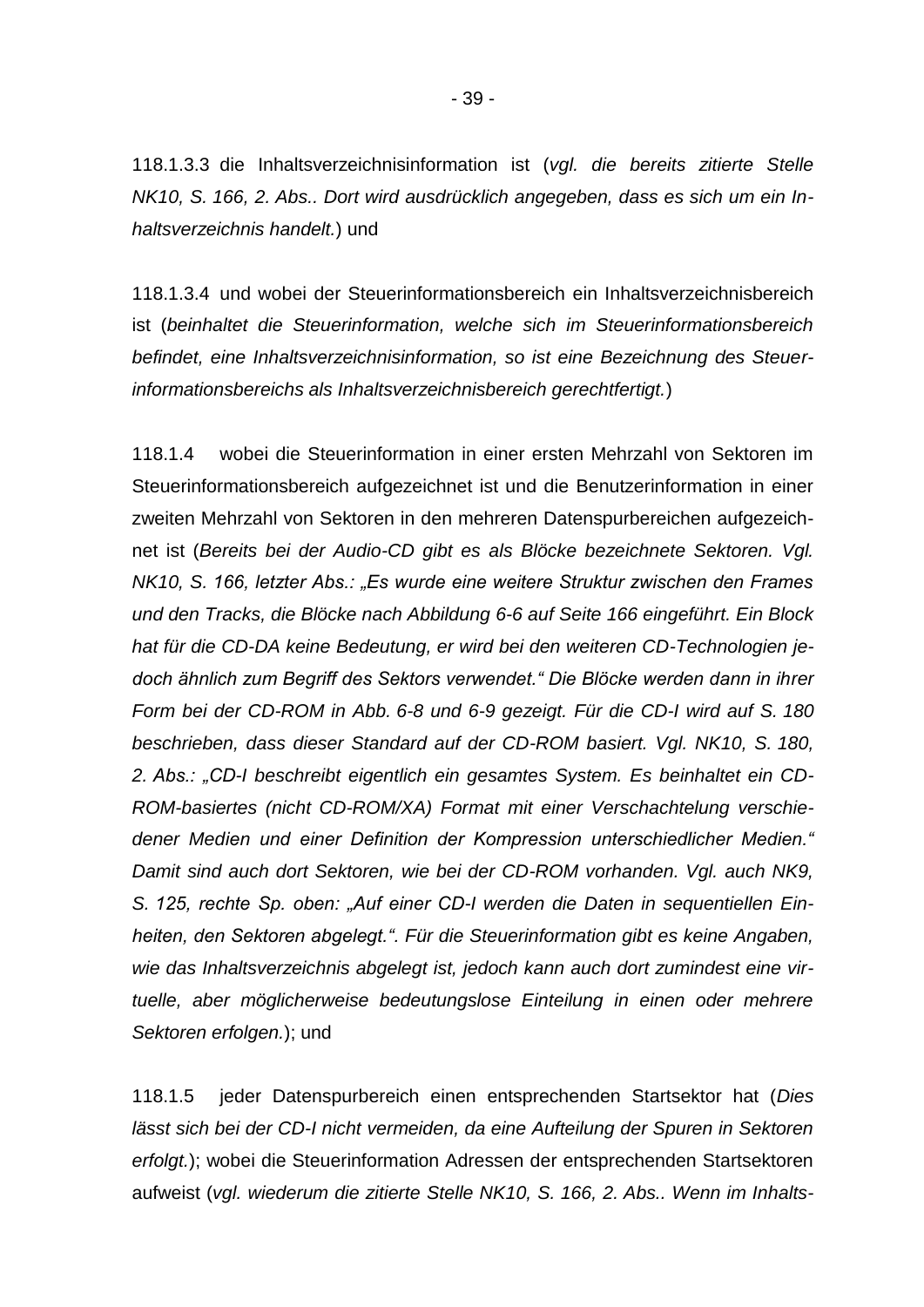118.1.3.3 die Inhaltsverzeichnisinformation ist (*vgl. die bereits zitierte Stelle NK10, S. 166, 2. Abs.. Dort wird ausdrücklich angegeben, dass es sich um ein Inhaltsverzeichnis handelt.*) und

118.1.3.4 und wobei der Steuerinformationsbereich ein Inhaltsverzeichnisbereich ist (*beinhaltet die Steuerinformation, welche sich im Steuerinformationsbereich befindet, eine Inhaltsverzeichnisinformation, so ist eine Bezeichnung des Steuerinformationsbereichs als Inhaltsverzeichnisbereich gerechtfertigt.*)

118.1.4 wobei die Steuerinformation in einer ersten Mehrzahl von Sektoren im Steuerinformationsbereich aufgezeichnet ist und die Benutzerinformation in einer zweiten Mehrzahl von Sektoren in den mehreren Datenspurbereichen aufgezeichnet ist (*Bereits bei der Audio-CD gibt es als Blöcke bezeichnete Sektoren. Vgl. NK10, S. 166, letzter Abs.: „Es wurde eine weitere Struktur zwischen den Frames und den Tracks, die Blöcke nach Abbildung 6-6 auf Seite 166 eingeführt. Ein Block hat für die CD-DA keine Bedeutung, er wird bei den weiteren CD-Technologien jedoch ähnlich zum Begriff des Sektors verwendet." Die Blöcke werden dann in ihrer Form bei der CD-ROM in Abb. 6-8 und 6-9 gezeigt. Für die CD-I wird auf S. 180 beschrieben, dass dieser Standard auf der CD-ROM basiert. Vgl. NK10, S. 180, 2. Abs.: „CD-I beschreibt eigentlich ein gesamtes System. Es beinhaltet ein CD-ROM-basiertes (nicht CD-ROM/XA) Format mit einer Verschachtelung verschiedener Medien und einer Definition der Kompression unterschiedlicher Medien." Damit sind auch dort Sektoren, wie bei der CD-ROM vorhanden. Vgl. auch NK9, S. 125, rechte Sp. oben: „Auf einer CD-I werden die Daten in sequentiellen Einheiten, den Sektoren abgelegt.". Für die Steuerinformation gibt es keine Angaben, wie das Inhaltsverzeichnis abgelegt ist, jedoch kann auch dort zumindest eine virtuelle, aber möglicherweise bedeutungslose Einteilung in einen oder mehrere Sektoren erfolgen.*); und

118.1.5 jeder Datenspurbereich einen entsprechenden Startsektor hat (*Dies lässt sich bei der CD-I nicht vermeiden, da eine Aufteilung der Spuren in Sektoren erfolgt.*); wobei die Steuerinformation Adressen der entsprechenden Startsektoren aufweist (*vgl. wiederum die zitierte Stelle NK10, S. 166, 2. Abs.. Wenn im Inhalts-*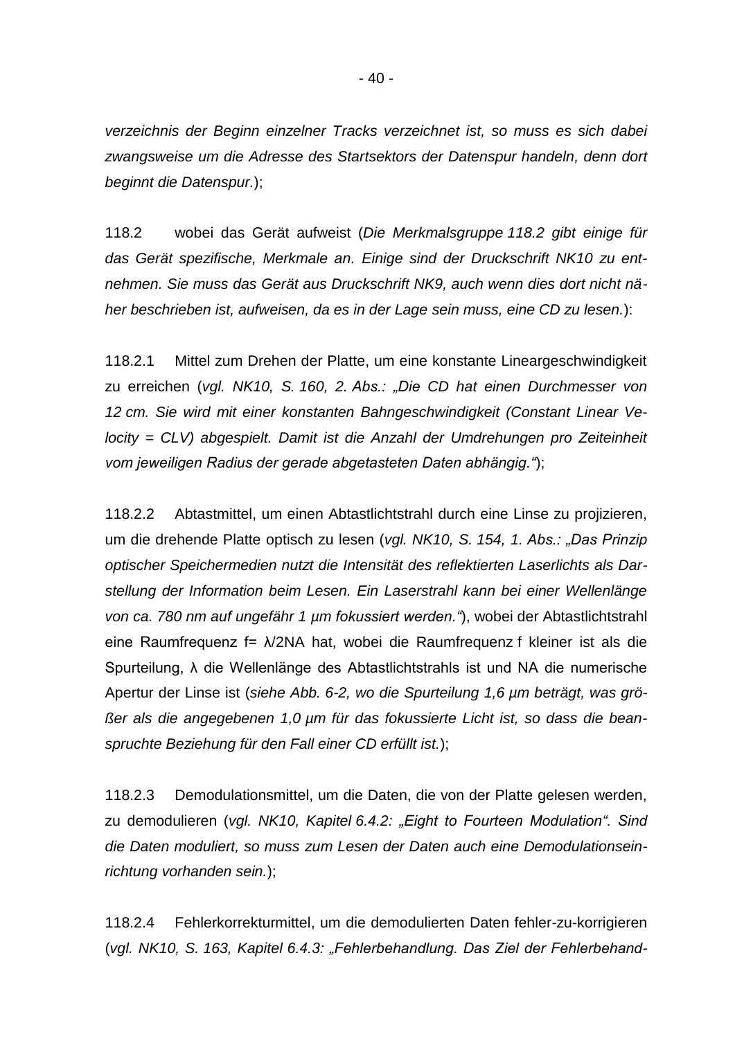*verzeichnis der Beginn einzelner Tracks verzeichnet ist, so muss es sich dabei zwangsweise um die Adresse des Startsektors der Datenspur handeln, denn dort beginnt die Datenspur.*);

118.2 wobei das Gerät aufweist (*Die Merkmalsgruppe 118.2 gibt einige für das Gerät spezifische, Merkmale an. Einige sind der Druckschrift NK10 zu entnehmen. Sie muss das Gerät aus Druckschrift NK9, auch wenn dies dort nicht näher beschrieben ist, aufweisen, da es in der Lage sein muss, eine CD zu lesen.*):

118.2.1 Mittel zum Drehen der Platte, um eine konstante Lineargeschwindigkeit zu erreichen (*vgl. NK10, S. 160, 2. Abs.: „Die CD hat einen Durchmesser von 12 cm. Sie wird mit einer konstanten Bahngeschwindigkeit (Constant Linear Velocity = CLV) abgespielt. Damit ist die Anzahl der Umdrehungen pro Zeiteinheit vom jeweiligen Radius der gerade abgetasteten Daten abhängig.“*);

118.2.2 Abtastmittel, um einen Abtastlichtstrahl durch eine Linse zu projizieren, um die drehende Platte optisch zu lesen (*vgl. NK10, S. 154, 1. Abs.: „Das Prinzip optischer Speichermedien nutzt die Intensität des reflektierten Laserlichts als Darstellung der Information beim Lesen. Ein Laserstrahl kann bei einer Wellenlänge von ca. 780 nm auf ungefähr 1 µm fokussiert werden.“*), wobei der Abtastlichtstrahl eine Raumfrequenz $f = \lambda/2NA$ hat, wobei die Raumfrequenz f kleiner ist als die Spurteilung, λ die Wellenlänge des Abtastlichtstrahls ist und NA die numerische Apertur der Linse ist (*siehe Abb. 6-2, wo die Spurteilung 1,6 µm beträgt, was größer als die angegebenen 1,0 µm für das fokussierte Licht ist, so dass die beanspruchte Beziehung für den Fall einer CD erfüllt ist.*);

118.2.3 Demodulationsmittel, um die Daten, die von der Platte gelesen werden, zu demodulieren (*vgl. NK10, Kapitel 6.4.2: „Eight to Fourteen Modulation“. Sind die Daten moduliert, so muss zum Lesen der Daten auch eine Demodulationseinrichtung vorhanden sein.*);

118.2.4 Fehlerkorrekturmittel, um die demodulierten Daten fehler-zu-korrigieren (*vgl. NK10, S. 163, Kapitel 6.4.3: „Fehlerbehandlung. Das Ziel der Fehlerbehand-*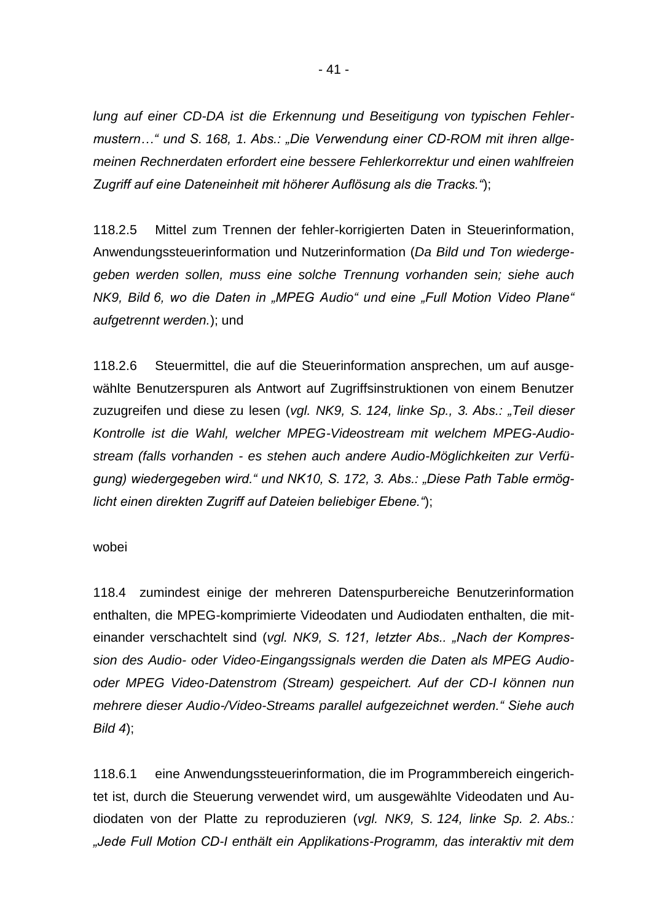*lung auf einer CD-DA ist die Erkennung und Beseitigung von typischen Fehlermustern…" und S. 168, 1. Abs.: „Die Verwendung einer CD-ROM mit ihren allgemeinen Rechnerdaten erfordert eine bessere Fehlerkorrektur und einen wahlfreien Zugriff auf eine Dateneinheit mit höherer Auflösung als die Tracks."*);

118.2.5 Mittel zum Trennen der fehler-korrigierten Daten in Steuerinformation, Anwendungssteuerinformation und Nutzerinformation (*Da Bild und Ton wiedergegeben werden sollen, muss eine solche Trennung vorhanden sein; siehe auch NK9, Bild 6, wo die Daten in „MPEG Audio" und eine „Full Motion Video Plane" aufgetrennt werden.*); und

118.2.6 Steuermittel, die auf die Steuerinformation ansprechen, um auf ausgewählte Benutzerspuren als Antwort auf Zugriffsinstruktionen von einem Benutzer zuzugreifen und diese zu lesen (*vgl. NK9, S. 124, linke Sp., 3. Abs.: „Teil dieser Kontrolle ist die Wahl, welcher MPEG-Videostream mit welchem MPEG-Audiostream (falls vorhanden - es stehen auch andere Audio-Möglichkeiten zur Verfügung) wiedergegeben wird." und NK10, S. 172, 3. Abs.: „Diese Path Table ermöglicht einen direkten Zugriff auf Dateien beliebiger Ebene."*);

wobei

118.4 zumindest einige der mehreren Datenspurbereiche Benutzerinformation enthalten, die MPEG-komprimierte Videodaten und Audiodaten enthalten, die miteinander verschachtelt sind (*vgl. NK9, S. 121, letzter Abs.. „Nach der Kompression des Audio- oder Video-Eingangssignals werden die Daten als MPEG Audio- oder MPEG Video-Datenstrom (Stream) gespeichert. Auf der CD-I können nun mehrere dieser Audio-/Video-Streams parallel aufgezeichnet werden." Siehe auch Bild 4*);

118.6.1 eine Anwendungssteuerinformation, die im Programmbereich eingerichtet ist, durch die Steuerung verwendet wird, um ausgewählte Videodaten und Audiodaten von der Platte zu reproduzieren (*vgl. NK9, S. 124, linke Sp. 2. Abs.: „Jede Full Motion CD-I enthält ein Applikations-Programm, das interaktiv mit dem*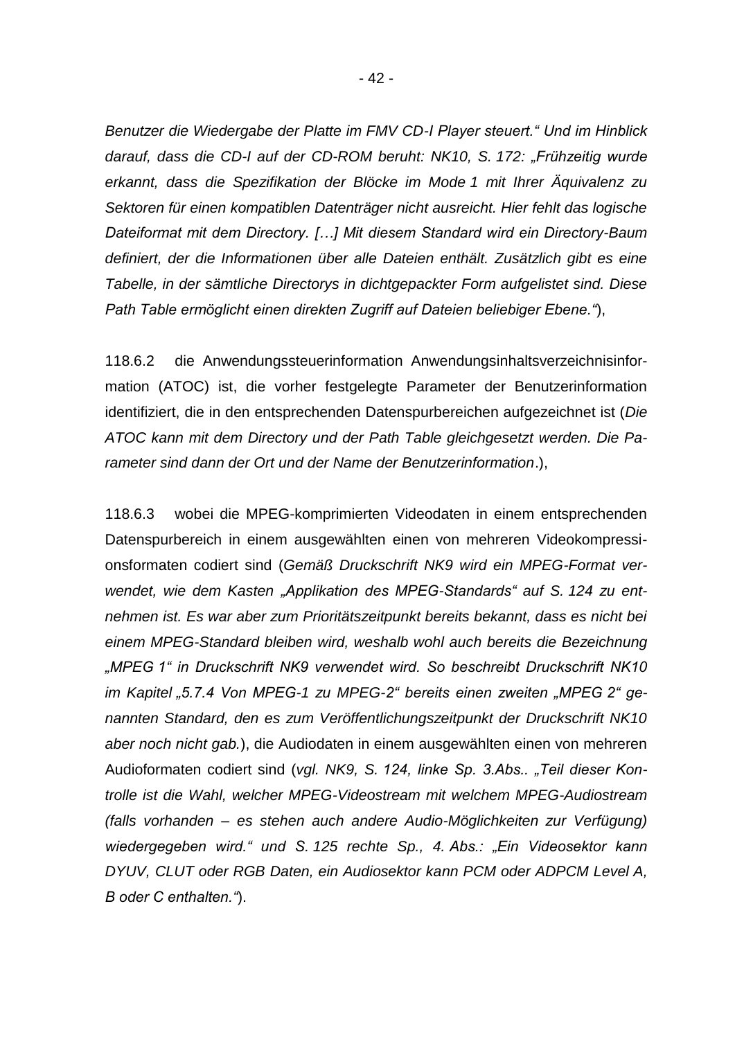*Benutzer die Wiedergabe der Platte im FMV CD-I Player steuert." Und im Hinblick darauf, dass die CD-I auf der CD-ROM beruht: NK10, S. 172: „Frühzeitig wurde erkannt, dass die Spezifikation der Blöcke im Mode 1 mit Ihrer Äquivalenz zu Sektoren für einen kompatiblen Datenträger nicht ausreicht. Hier fehlt das logische Dateiformat mit dem Directory. […] Mit diesem Standard wird ein Directory-Baum definiert, der die Informationen über alle Dateien enthält. Zusätzlich gibt es eine Tabelle, in der sämtliche Directorys in dichtgepackter Form aufgelistet sind. Diese Path Table ermöglicht einen direkten Zugriff auf Dateien beliebiger Ebene."*),

118.6.2 die Anwendungssteuerinformation Anwendungsinhaltsverzeichnisinformation (ATOC) ist, die vorher festgelegte Parameter der Benutzerinformation identifiziert, die in den entsprechenden Datenspurbereichen aufgezeichnet ist (*Die ATOC kann mit dem Directory und der Path Table gleichgesetzt werden. Die Parameter sind dann der Ort und der Name der Benutzerinformation*.),

118.6.3 wobei die MPEG-komprimierten Videodaten in einem entsprechenden Datenspurbereich in einem ausgewählten einen von mehreren Videokompressionsformaten codiert sind (*Gemäß Druckschrift NK9 wird ein MPEG-Format verwendet, wie dem Kasten „Applikation des MPEG-Standards" auf S. 124 zu entnehmen ist. Es war aber zum Prioritätszeitpunkt bereits bekannt, dass es nicht bei einem MPEG-Standard bleiben wird, weshalb wohl auch bereits die Bezeichnung „MPEG 1" in Druckschrift NK9 verwendet wird. So beschreibt Druckschrift NK10 im Kapitel „5.7.4 Von MPEG-1 zu MPEG-2" bereits einen zweiten „MPEG 2" genannten Standard, den es zum Veröffentlichungszeitpunkt der Druckschrift NK10 aber noch nicht gab.*), die Audiodaten in einem ausgewählten einen von mehreren Audioformaten codiert sind (*vgl. NK9, S. 124, linke Sp. 3.Abs.. „Teil dieser Kontrolle ist die Wahl, welcher MPEG-Videostream mit welchem MPEG-Audiostream (falls vorhanden – es stehen auch andere Audio-Möglichkeiten zur Verfügung) wiedergegeben wird." und S. 125 rechte Sp., 4. Abs.: „Ein Videosektor kann DYUV, CLUT oder RGB Daten, ein Audiosektor kann PCM oder ADPCM Level A, B oder C enthalten."*).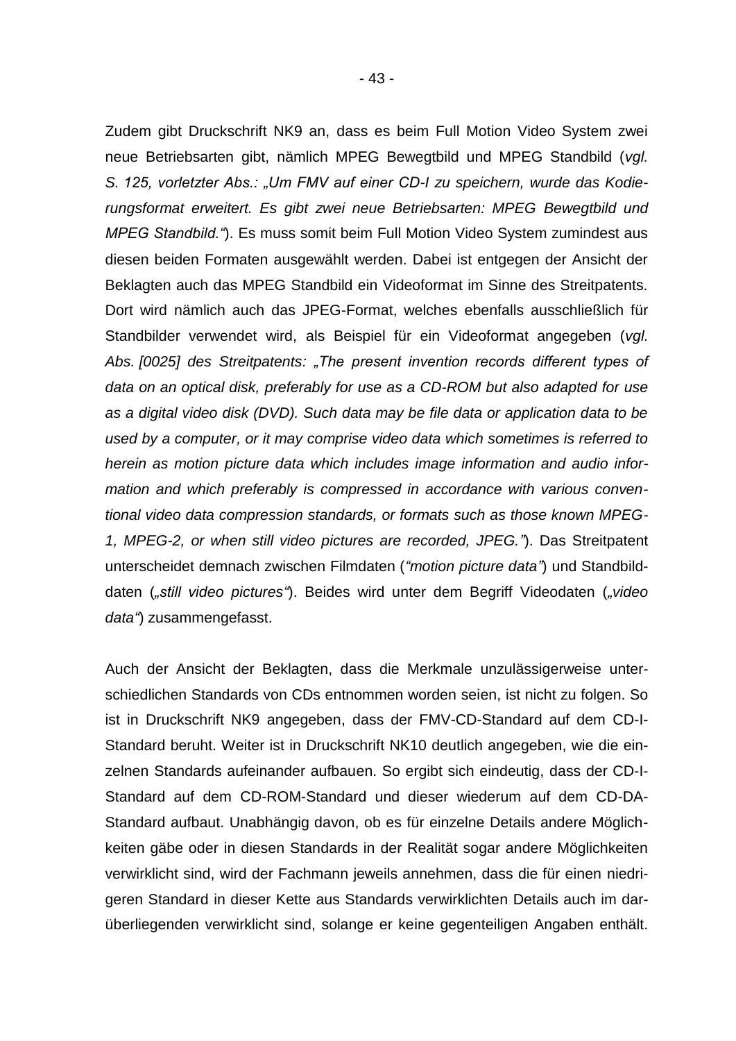Zudem gibt Druckschrift NK9 an, dass es beim Full Motion Video System zwei neue Betriebsarten gibt, nämlich MPEG Bewegtbild und MPEG Standbild (*vgl. S. 125, vorletzter Abs.: „Um FMV auf einer CD-I zu speichern, wurde das Kodierungsformat erweitert. Es gibt zwei neue Betriebsarten: MPEG Bewegtbild und MPEG Standbild.“*). Es muss somit beim Full Motion Video System zumindest aus diesen beiden Formaten ausgewählt werden. Dabei ist entgegen der Ansicht der Beklagten auch das MPEG Standbild ein Videoformat im Sinne des Streitpatents. Dort wird nämlich auch das JPEG-Format, welches ebenfalls ausschließlich für Standbilder verwendet wird, als Beispiel für ein Videoformat angegeben (*vgl. Abs. [0025] des Streitpatents: „The present invention records different types of data on an optical disk, preferably for use as a CD-ROM but also adapted for use as a digital video disk (DVD). Such data may be file data or application data to be used by a computer, or it may comprise video data which sometimes is referred to herein as motion picture data which includes image information and audio information and which preferably is compressed in accordance with various conventional video data compression standards, or formats such as those known MPEG-1, MPEG-2, or when still video pictures are recorded, JPEG.“*). Das Streitpatent unterscheidet demnach zwischen Filmdaten (*“motion picture data”*) und Standbilddaten (*„still video pictures“*). Beides wird unter dem Begriff Videodaten (*„video data“*) zusammengefasst.

Auch der Ansicht der Beklagten, dass die Merkmale unzulässigerweise unterschiedlichen Standards von CDs entnommen worden seien, ist nicht zu folgen. So ist in Druckschrift NK9 angegeben, dass der FMV-CD-Standard auf dem CD-I-Standard beruht. Weiter ist in Druckschrift NK10 deutlich angegeben, wie die einzelnen Standards aufeinander aufbauen. So ergibt sich eindeutig, dass der CD-I-Standard auf dem CD-ROM-Standard und dieser wiederum auf dem CD-DA-Standard aufbaut. Unabhängig davon, ob es für einzelne Details andere Möglichkeiten gäbe oder in diesen Standards in der Realität sogar andere Möglichkeiten verwirklicht sind, wird der Fachmann jeweils annehmen, dass die für einen niedrigeren Standard in dieser Kette aus Standards verwirklichten Details auch im darüberliegenden verwirklicht sind, solange er keine gegenteiligen Angaben enthält.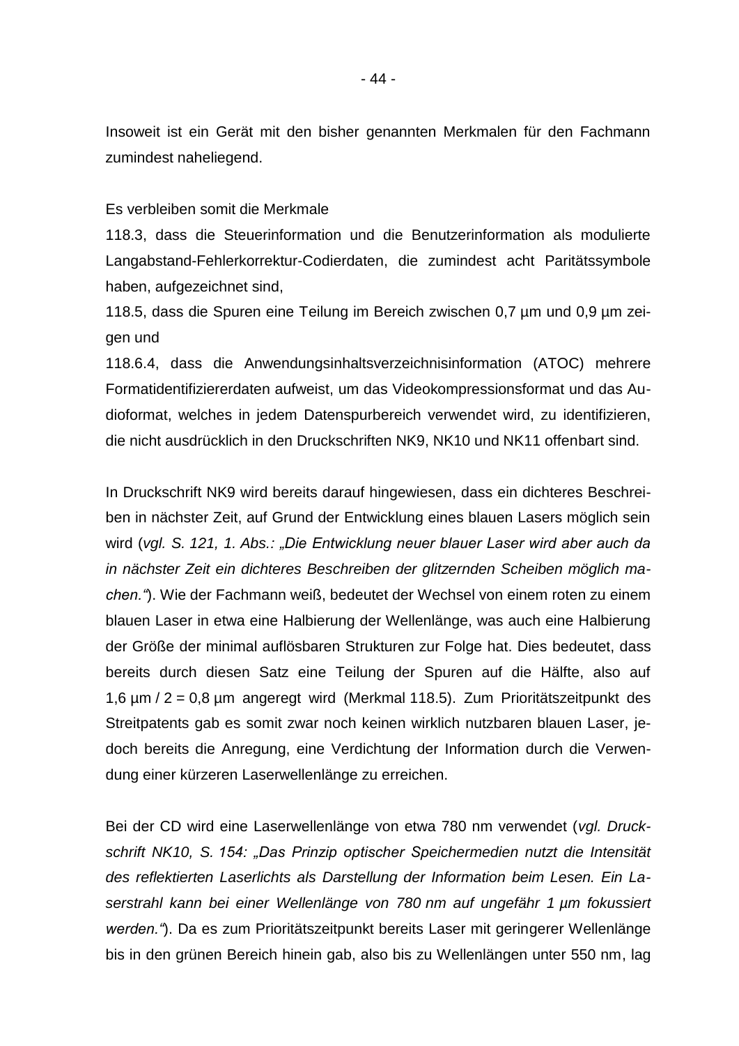Insoweit ist ein Gerät mit den bisher genannten Merkmalen für den Fachmann zumindest naheliegend.

Es verbleiben somit die Merkmale
118.3, dass die Steuerinformation und die Benutzerinformation als modulierte Langabstand-Fehlerkorrektur-Codierdaten, die zumindest acht Paritätssymbole haben, aufgezeichnet sind,
118.5, dass die Spuren eine Teilung im Bereich zwischen 0,7 µm und 0,9 µm zeigen und
118.6.4, dass die Anwendungsinhaltsverzeichnisinformation (ATOC) mehrere Formatidentifiziererdaten aufweist, um das Videokompressionsformat und das Audioformat, welches in jedem Datenspurbereich verwendet wird, zu identifizieren, die nicht ausdrücklich in den Druckschriften NK9, NK10 und NK11 offenbart sind.

In Druckschrift NK9 wird bereits darauf hingewiesen, dass ein dichteres Beschreiben in nächster Zeit, auf Grund der Entwicklung eines blauen Lasers möglich sein wird (*vgl. S. 121, 1. Abs.: „Die Entwicklung neuer blauer Laser wird aber auch da in nächster Zeit ein dichteres Beschreiben der glitzernden Scheiben möglich machen.“*). Wie der Fachmann weiß, bedeutet der Wechsel von einem roten zu einem blauen Laser in etwa eine Halbierung der Wellenlänge, was auch eine Halbierung der Größe der minimal auflösbaren Strukturen zur Folge hat. Dies bedeutet, dass bereits durch diesen Satz eine Teilung der Spuren auf die Hälfte, also auf 1,6 µm / 2 = 0,8 µm angeregt wird (Merkmal 118.5). Zum Prioritätszeitpunkt des Streitpatents gab es somit zwar noch keinen wirklich nutzbaren blauen Laser, jedoch bereits die Anregung, eine Verdichtung der Information durch die Verwendung einer kürzeren Laserwellenlänge zu erreichen.

Bei der CD wird eine Laserwellenlänge von etwa 780 nm verwendet (*vgl. Druckschrift NK10, S. 154: „Das Prinzip optischer Speichermedien nutzt die Intensität des reflektierten Laserlichts als Darstellung der Information beim Lesen. Ein Laserstrahl kann bei einer Wellenlänge von 780 nm auf ungefähr 1 µm fokussiert werden.“*). Da es zum Prioritätszeitpunkt bereits Laser mit geringerer Wellenlänge bis in den grünen Bereich hinein gab, also bis zu Wellenlängen unter 550 nm, lag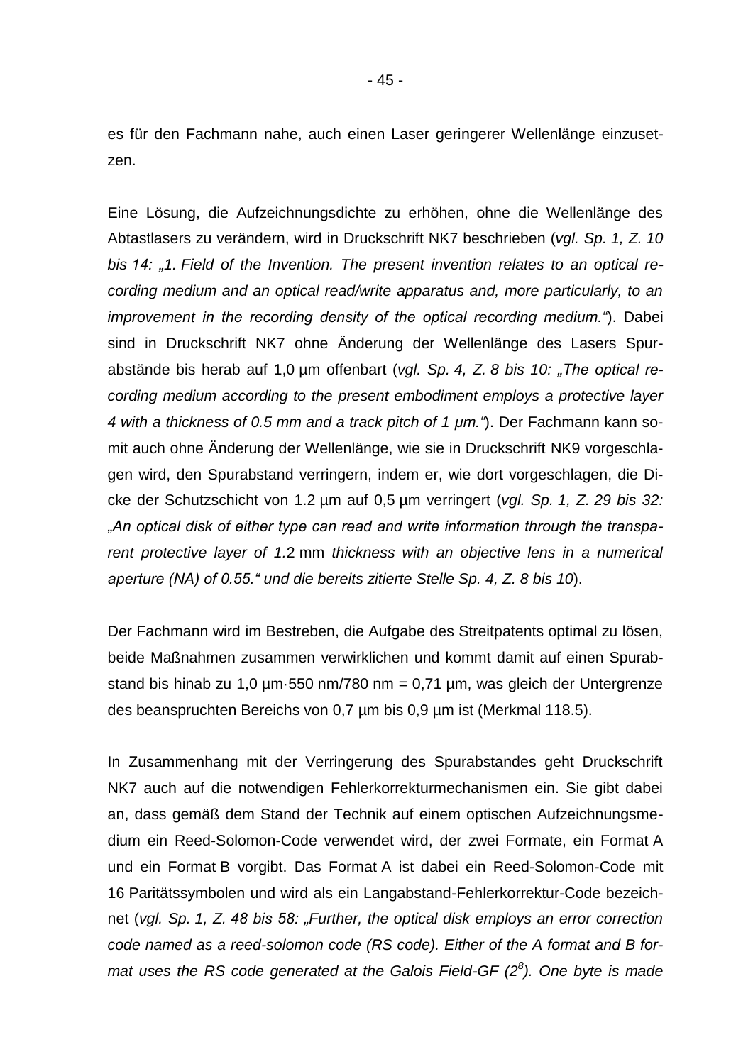es für den Fachmann nahe, auch einen Laser geringerer Wellenlänge einzusetzen.

Eine Lösung, die Aufzeichnungsdichte zu erhöhen, ohne die Wellenlänge des Abtastlasers zu verändern, wird in Druckschrift NK7 beschrieben (*vgl. Sp. 1, Z. 10 bis 14: „1. Field of the Invention. The present invention relates to an optical recording medium and an optical read/write apparatus and, more particularly, to an improvement in the recording density of the optical recording medium.“*). Dabei sind in Druckschrift NK7 ohne Änderung der Wellenlänge des Lasers Spurabstände bis herab auf 1,0 µm offenbart (*vgl. Sp. 4, Z. 8 bis 10: „The optical recording medium according to the present embodiment employs a protective layer 4 with a thickness of 0.5 mm and a track pitch of 1 µm.“*). Der Fachmann kann somit auch ohne Änderung der Wellenlänge, wie sie in Druckschrift NK9 vorgeschlagen wird, den Spurabstand verringern, indem er, wie dort vorgeschlagen, die Dicke der Schutzschicht von 1.2 µm auf 0,5 µm verringert (*vgl. Sp. 1, Z. 29 bis 32: „An optical disk of either type can read and write information through the transparent protective layer of 1.*2 mm *thickness with an objective lens in a numerical aperture (NA) of 0.55.“ und die bereits zitierte Stelle Sp. 4, Z. 8 bis 10*).

Der Fachmann wird im Bestreben, die Aufgabe des Streitpatents optimal zu lösen, beide Maßnahmen zusammen verwirklichen und kommt damit auf einen Spurabstand bis hinab zu 1,0 µm·550 nm/780 nm = 0,71 µm, was gleich der Untergrenze des beanspruchten Bereichs von 0,7 µm bis 0,9 µm ist (Merkmal 118.5).

In Zusammenhang mit der Verringerung des Spurabstandes geht Druckschrift NK7 auch auf die notwendigen Fehlerkorrekturmechanismen ein. Sie gibt dabei an, dass gemäß dem Stand der Technik auf einem optischen Aufzeichnungsmedium ein Reed-Solomon-Code verwendet wird, der zwei Formate, ein Format A und ein Format B vorgibt. Das Format A ist dabei ein Reed-Solomon-Code mit 16 Paritätssymbolen und wird als ein Langabstand-Fehlerkorrektur-Code bezeichnet (*vgl. Sp. 1, Z. 48 bis 58: „Further, the optical disk employs an error correction code named as a reed-solomon code (RS code). Either of the A format and B format uses the RS code generated at the Galois Field-GF ($2^8$). One byte is made*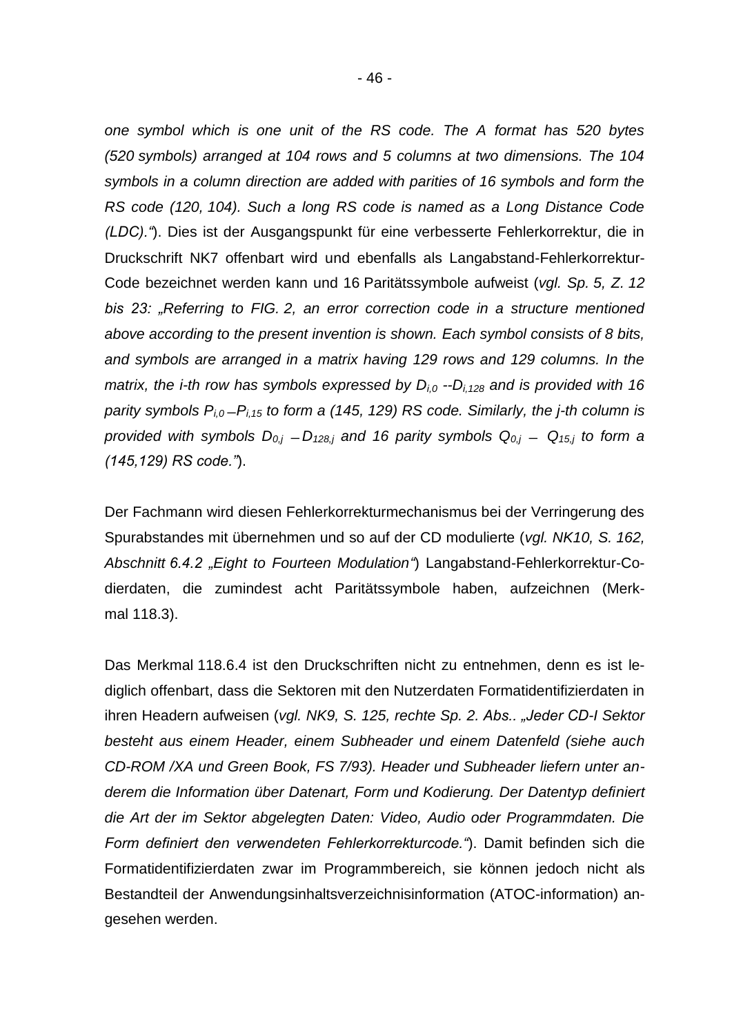*one symbol which is one unit of the RS code. The A format has 520 bytes (520 symbols) arranged at 104 rows and 5 columns at two dimensions. The 104 symbols in a column direction are added with parities of 16 symbols and form the RS code (120, 104). Such a long RS code is named as a Long Distance Code (LDC).“*). Dies ist der Ausgangspunkt für eine verbesserte Fehlerkorrektur, die in Druckschrift NK7 offenbart wird und ebenfalls als Langabstand-Fehlerkorrektur-Code bezeichnet werden kann und 16 Paritätssymbole aufweist (*vgl. Sp. 5, Z. 12 bis 23: „Referring to FIG. 2, an error correction code in a structure mentioned above according to the present invention is shown. Each symbol consists of 8 bits, and symbols are arranged in a matrix having 129 rows and 129 columns. In the matrix, the i-th row has symbols expressed by $D_{i,0}$ --$D_{i,128}$ and is provided with 16 parity symbols $P_{i,0}$ –$P_{i,15}$ to form a (145, 129) RS code. Similarly, the j-th column is provided with symbols $D_{0,j}$ – $D_{128,j}$ and 16 parity symbols $Q_{0,j}$ – $Q_{15,j}$ to form a (145,129) RS code.“*).

Der Fachmann wird diesen Fehlerkorrekturmechanismus bei der Verringerung des Spurabstandes mit übernehmen und so auf der CD modulierte (*vgl. NK10, S. 162, Abschnitt 6.4.2 „Eight to Fourteen Modulation“*) Langabstand-Fehlerkorrektur-Codierdaten, die zumindest acht Paritätssymbole haben, aufzeichnen (Merkmal 118.3).

Das Merkmal 118.6.4 ist den Druckschriften nicht zu entnehmen, denn es ist lediglich offenbart, dass die Sektoren mit den Nutzerdaten Formatidentifizierdaten in ihren Headern aufweisen (*vgl. NK9, S. 125, rechte Sp. 2. Abs.. „Jeder CD-I Sektor besteht aus einem Header, einem Subheader und einem Datenfeld (siehe auch CD-ROM /XA und Green Book, FS 7/93). Header und Subheader liefern unter anderem die Information über Datenart, Form und Kodierung. Der Datentyp definiert die Art der im Sektor abgelegten Daten: Video, Audio oder Programmdaten. Die Form definiert den verwendeten Fehlerkorrekturcode.“*). Damit befinden sich die Formatidentifizierdaten zwar im Programmbereich, sie können jedoch nicht als Bestandteil der Anwendungsinhaltsverzeichnisinformation (ATOC-information) angesehen werden.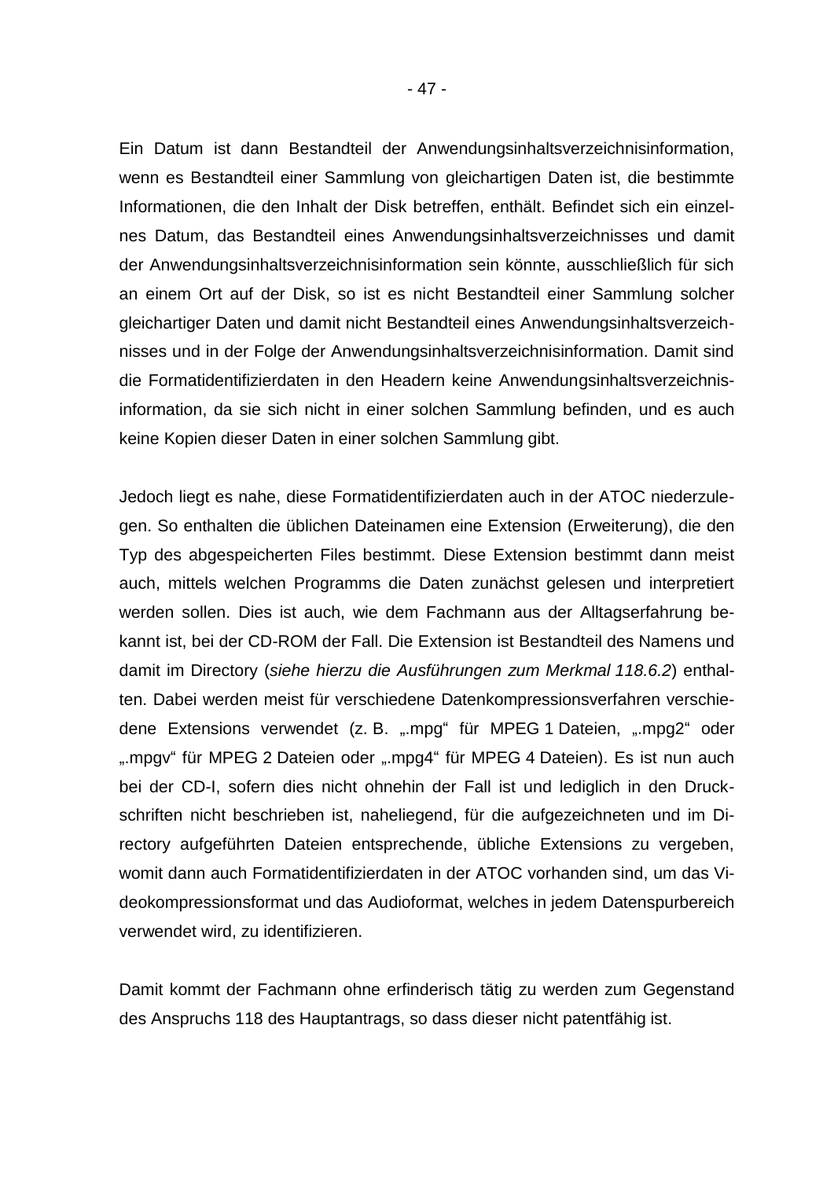Ein Datum ist dann Bestandteil der Anwendungsinhaltsverzeichnisinformation, wenn es Bestandteil einer Sammlung von gleichartigen Daten ist, die bestimmte Informationen, die den Inhalt der Disk betreffen, enthält. Befindet sich ein einzelnes Datum, das Bestandteil eines Anwendungsinhaltsverzeichnisses und damit der Anwendungsinhaltsverzeichnisinformation sein könnte, ausschließlich für sich an einem Ort auf der Disk, so ist es nicht Bestandteil einer Sammlung solcher gleichartiger Daten und damit nicht Bestandteil eines Anwendungsinhaltsverzeichnisses und in der Folge der Anwendungsinhaltsverzeichnisinformation. Damit sind die Formatidentifizierdaten in den Headern keine Anwendungsinhaltsverzeichnisinformation, da sie sich nicht in einer solchen Sammlung befinden, und es auch keine Kopien dieser Daten in einer solchen Sammlung gibt.

Jedoch liegt es nahe, diese Formatidentifizierdaten auch in der ATOC niederzulegen. So enthalten die üblichen Dateinamen eine Extension (Erweiterung), die den Typ des abgespeicherten Files bestimmt. Diese Extension bestimmt dann meist auch, mittels welchen Programms die Daten zunächst gelesen und interpretiert werden sollen. Dies ist auch, wie dem Fachmann aus der Alltagserfahrung bekannt ist, bei der CD-ROM der Fall. Die Extension ist Bestandteil des Namens und damit im Directory (*siehe hierzu die Ausführungen zum Merkmal 118.6.2*) enthalten. Dabei werden meist für verschiedene Datenkompressionsverfahren verschiedene Extensions verwendet (z. B. „.mpg“ für MPEG 1 Dateien, „.mpg2“ oder „.mpgv“ für MPEG 2 Dateien oder „.mpg4“ für MPEG 4 Dateien). Es ist nun auch bei der CD-I, sofern dies nicht ohnehin der Fall ist und lediglich in den Druckschriften nicht beschrieben ist, naheliegend, für die aufgezeichneten und im Directory aufgeführten Dateien entsprechende, übliche Extensions zu vergeben, womit dann auch Formatidentifizierdaten in der ATOC vorhanden sind, um das Videokompressionsformat und das Audioformat, welches in jedem Datenspurbereich verwendet wird, zu identifizieren.

Damit kommt der Fachmann ohne erfinderisch tätig zu werden zum Gegenstand des Anspruchs 118 des Hauptantrags, so dass dieser nicht patentfähig ist.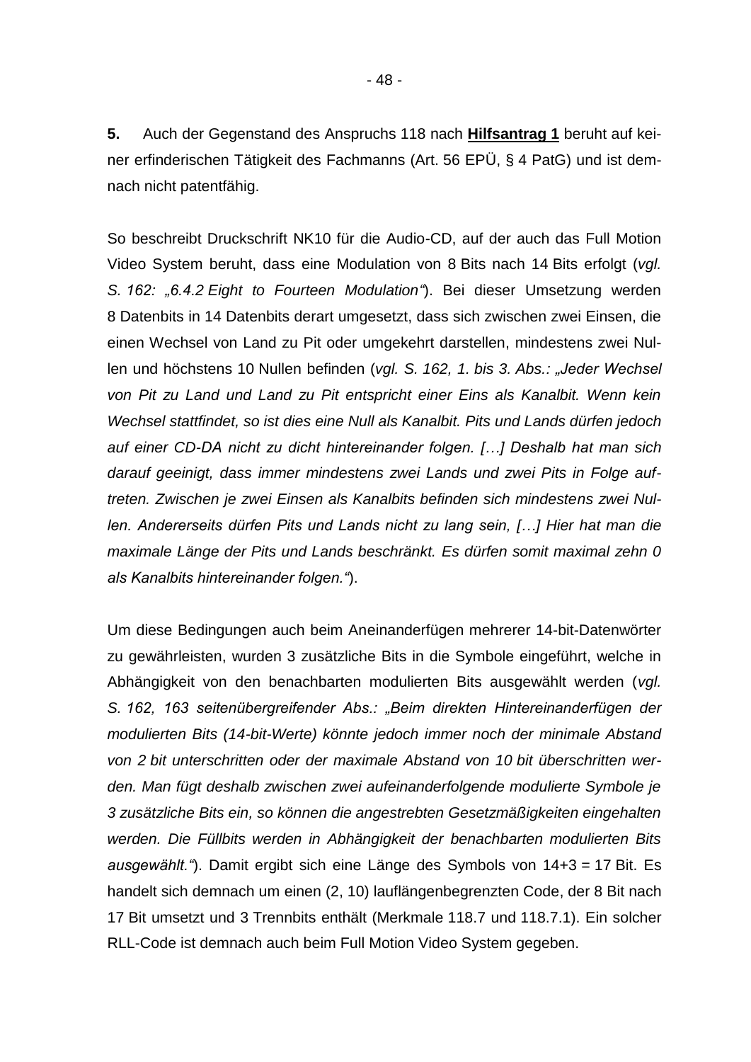**5.** Auch der Gegenstand des Anspruchs 118 nach **Hilfsantrag 1** beruht auf keiner erfinderischen Tätigkeit des Fachmanns (Art. 56 EPÜ, § 4 PatG) und ist demnach nicht patentfähig.

So beschreibt Druckschrift NK10 für die Audio-CD, auf der auch das Full Motion Video System beruht, dass eine Modulation von 8 Bits nach 14 Bits erfolgt (*vgl. S. 162: „6.4.2 Eight to Fourteen Modulation“*). Bei dieser Umsetzung werden 8 Datenbits in 14 Datenbits derart umgesetzt, dass sich zwischen zwei Einsen, die einen Wechsel von Land zu Pit oder umgekehrt darstellen, mindestens zwei Nullen und höchstens 10 Nullen befinden (*vgl. S. 162, 1. bis 3. Abs.: „Jeder Wechsel von Pit zu Land und Land zu Pit entspricht einer Eins als Kanalbit. Wenn kein Wechsel stattfindet, so ist dies eine Null als Kanalbit. Pits und Lands dürfen jedoch auf einer CD-DA nicht zu dicht hintereinander folgen. […] Deshalb hat man sich darauf geeinigt, dass immer mindestens zwei Lands und zwei Pits in Folge auftreten. Zwischen je zwei Einsen als Kanalbits befinden sich mindestens zwei Nullen. Andererseits dürfen Pits und Lands nicht zu lang sein, […] Hier hat man die maximale Länge der Pits und Lands beschränkt. Es dürfen somit maximal zehn 0 als Kanalbits hintereinander folgen.“*).

Um diese Bedingungen auch beim Aneinanderfügen mehrerer 14-bit-Datenwörter zu gewährleisten, wurden 3 zusätzliche Bits in die Symbole eingeführt, welche in Abhängigkeit von den benachbarten modulierten Bits ausgewählt werden (*vgl. S. 162, 163 seitenübergreifender Abs.: „Beim direkten Hintereinanderfügen der modulierten Bits (14-bit-Werte) könnte jedoch immer noch der minimale Abstand von 2 bit unterschritten oder der maximale Abstand von 10 bit überschritten werden. Man fügt deshalb zwischen zwei aufeinanderfolgende modulierte Symbole je 3 zusätzliche Bits ein, so können die angestrebten Gesetzmäßigkeiten eingehalten werden. Die Füllbits werden in Abhängigkeit der benachbarten modulierten Bits ausgewählt.“*). Damit ergibt sich eine Länge des Symbols von 14+3 = 17 Bit. Es handelt sich demnach um einen (2, 10) lauflängenbegrenzten Code, der 8 Bit nach 17 Bit umsetzt und 3 Trennbits enthält (Merkmale 118.7 und 118.7.1). Ein solcher RLL-Code ist demnach auch beim Full Motion Video System gegeben.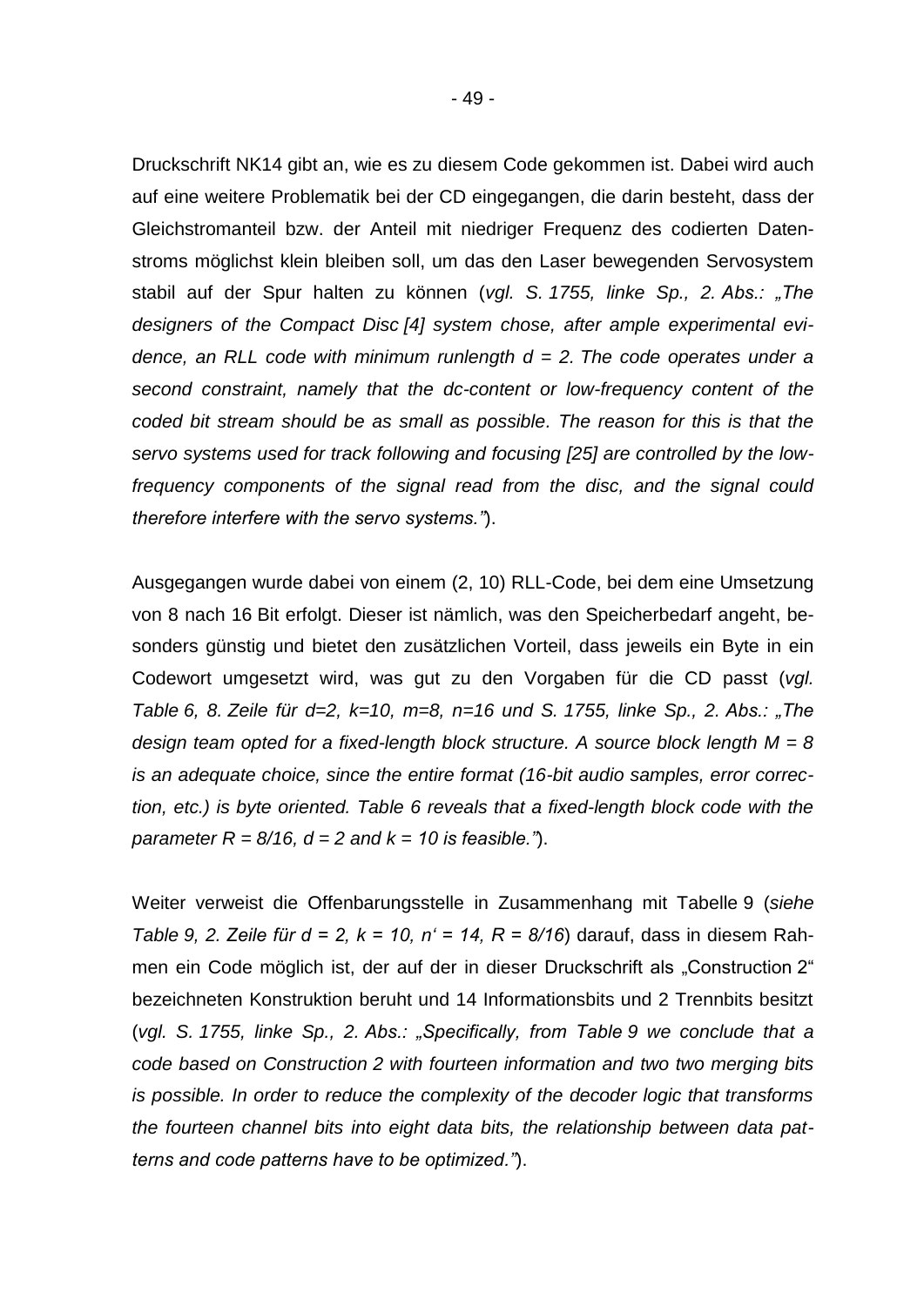Druckschrift NK14 gibt an, wie es zu diesem Code gekommen ist. Dabei wird auch auf eine weitere Problematik bei der CD eingegangen, die darin besteht, dass der Gleichstromanteil bzw. der Anteil mit niedriger Frequenz des codierten Datenstroms möglichst klein bleiben soll, um das den Laser bewegenden Servosystem stabil auf der Spur halten zu können (*vgl. S. 1755, linke Sp., 2. Abs.: „The designers of the Compact Disc [4] system chose, after ample experimental evidence, an RLL code with minimum runlength d = 2. The code operates under a second constraint, namely that the dc-content or low-frequency content of the coded bit stream should be as small as possible. The reason for this is that the servo systems used for track following and focusing [25] are controlled by the low-frequency components of the signal read from the disc, and the signal could therefore interfere with the servo systems."*).

Ausgegangen wurde dabei von einem (2, 10) RLL-Code, bei dem eine Umsetzung von 8 nach 16 Bit erfolgt. Dieser ist nämlich, was den Speicherbedarf angeht, besonders günstig und bietet den zusätzlichen Vorteil, dass jeweils ein Byte in ein Codewort umgesetzt wird, was gut zu den Vorgaben für die CD passt (*vgl. Table 6, 8. Zeile für d=2, k=10, m=8, n=16 und S. 1755, linke Sp., 2. Abs.: „The design team opted for a fixed-length block structure. A source block length M = 8 is an adequate choice, since the entire format (16-bit audio samples, error correction, etc.) is byte oriented. Table 6 reveals that a fixed-length block code with the parameter R = 8/16, d = 2 and k = 10 is feasible."*).

Weiter verweist die Offenbarungsstelle in Zusammenhang mit Tabelle 9 (*siehe Table 9, 2. Zeile für d = 2, k = 10, n' = 14, R = 8/16*) darauf, dass in diesem Rahmen ein Code möglich ist, der auf der in dieser Druckschrift als „Construction 2" bezeichneten Konstruktion beruht und 14 Informationsbits und 2 Trennbits besitzt (*vgl. S. 1755, linke Sp., 2. Abs.: „Specifically, from Table 9 we conclude that a code based on Construction 2 with fourteen information and two two merging bits is possible. In order to reduce the complexity of the decoder logic that transforms the fourteen channel bits into eight data bits, the relationship between data patterns and code patterns have to be optimized."*).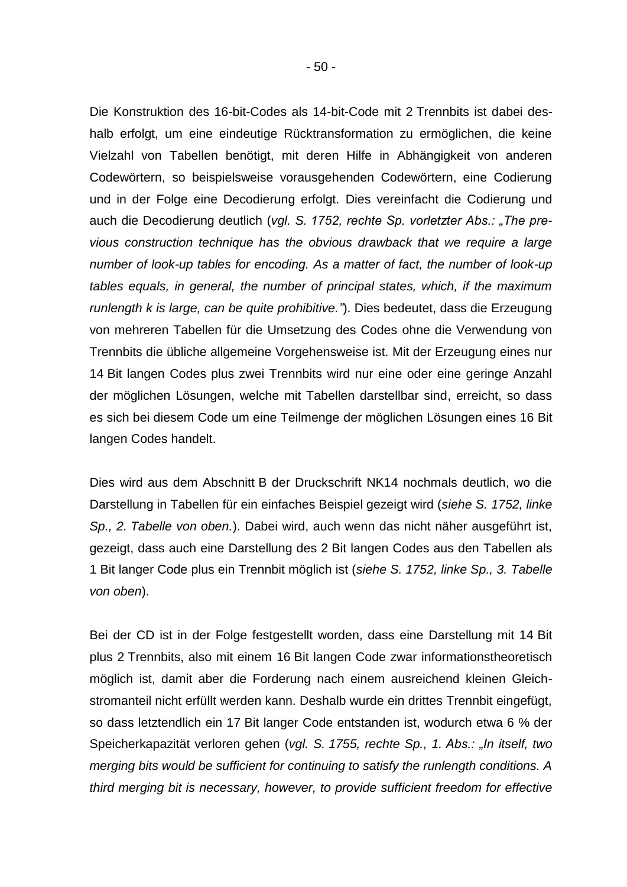Die Konstruktion des 16-bit-Codes als 14-bit-Code mit 2 Trennbits ist dabei deshalb erfolgt, um eine eindeutige Rücktransformation zu ermöglichen, die keine Vielzahl von Tabellen benötigt, mit deren Hilfe in Abhängigkeit von anderen Codewörtern, so beispielsweise vorausgehenden Codewörtern, eine Codierung und in der Folge eine Decodierung erfolgt. Dies vereinfacht die Codierung und auch die Decodierung deutlich (*vgl. S. 1752, rechte Sp. vorletzter Abs.: „The previous construction technique has the obvious drawback that we require a large number of look-up tables for encoding. As a matter of fact, the number of look-up tables equals, in general, the number of principal states, which, if the maximum runlength k is large, can be quite prohibitive."*). Dies bedeutet, dass die Erzeugung von mehreren Tabellen für die Umsetzung des Codes ohne die Verwendung von Trennbits die übliche allgemeine Vorgehensweise ist. Mit der Erzeugung eines nur 14 Bit langen Codes plus zwei Trennbits wird nur eine oder eine geringe Anzahl der möglichen Lösungen, welche mit Tabellen darstellbar sind, erreicht, so dass es sich bei diesem Code um eine Teilmenge der möglichen Lösungen eines 16 Bit langen Codes handelt.

Dies wird aus dem Abschnitt B der Druckschrift NK14 nochmals deutlich, wo die Darstellung in Tabellen für ein einfaches Beispiel gezeigt wird (*siehe S. 1752, linke Sp., 2. Tabelle von oben.*). Dabei wird, auch wenn das nicht näher ausgeführt ist, gezeigt, dass auch eine Darstellung des 2 Bit langen Codes aus den Tabellen als 1 Bit langer Code plus ein Trennbit möglich ist (*siehe S. 1752, linke Sp., 3. Tabelle von oben*).

Bei der CD ist in der Folge festgestellt worden, dass eine Darstellung mit 14 Bit plus 2 Trennbits, also mit einem 16 Bit langen Code zwar informationstheoretisch möglich ist, damit aber die Forderung nach einem ausreichend kleinen Gleichstromanteil nicht erfüllt werden kann. Deshalb wurde ein drittes Trennbit eingefügt, so dass letztendlich ein 17 Bit langer Code entstanden ist, wodurch etwa 6 % der Speicherkapazität verloren gehen (*vgl. S. 1755, rechte Sp., 1. Abs.: „In itself, two merging bits would be sufficient for continuing to satisfy the runlength conditions. A third merging bit is necessary, however, to provide sufficient freedom for effective*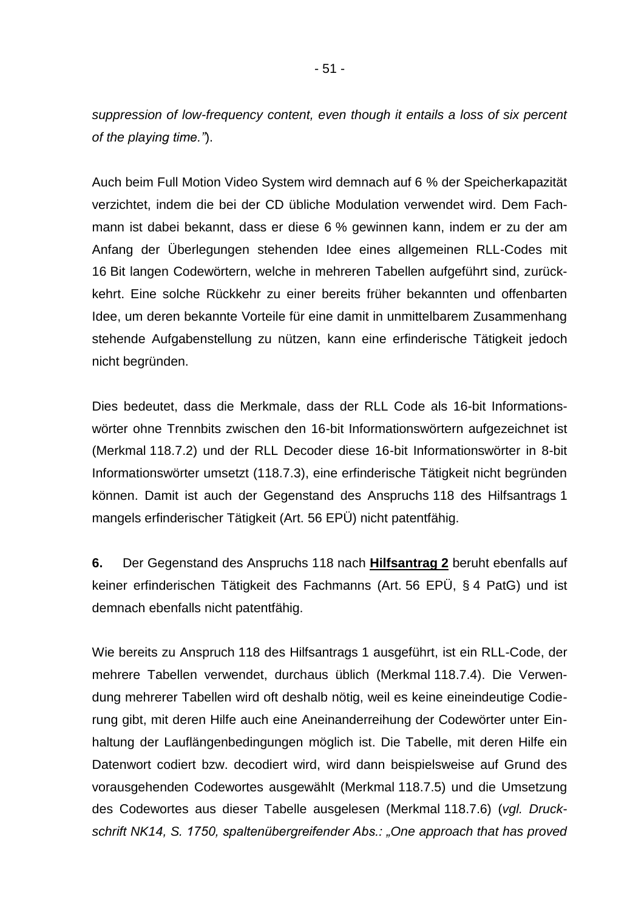*suppression of low-frequency content, even though it entails a loss of six percent of the playing time."*).

Auch beim Full Motion Video System wird demnach auf 6 % der Speicherkapazität verzichtet, indem die bei der CD übliche Modulation verwendet wird. Dem Fachmann ist dabei bekannt, dass er diese 6 % gewinnen kann, indem er zu der am Anfang der Überlegungen stehenden Idee eines allgemeinen RLL-Codes mit 16 Bit langen Codewörtern, welche in mehreren Tabellen aufgeführt sind, zurückkehrt. Eine solche Rückkehr zu einer bereits früher bekannten und offenbarten Idee, um deren bekannte Vorteile für eine damit in unmittelbarem Zusammenhang stehende Aufgabenstellung zu nützen, kann eine erfinderische Tätigkeit jedoch nicht begründen.

Dies bedeutet, dass die Merkmale, dass der RLL Code als 16-bit Informationswörter ohne Trennbits zwischen den 16-bit Informationswörtern aufgezeichnet ist (Merkmal 118.7.2) und der RLL Decoder diese 16-bit Informationswörter in 8-bit Informationswörter umsetzt (118.7.3), eine erfinderische Tätigkeit nicht begründen können. Damit ist auch der Gegenstand des Anspruchs 118 des Hilfsantrags 1 mangels erfinderischer Tätigkeit (Art. 56 EPÜ) nicht patentfähig.

**6.** Der Gegenstand des Anspruchs 118 nach **Hilfsantrag 2** beruht ebenfalls auf keiner erfinderischen Tätigkeit des Fachmanns (Art. 56 EPÜ, § 4 PatG) und ist demnach ebenfalls nicht patentfähig.

Wie bereits zu Anspruch 118 des Hilfsantrags 1 ausgeführt, ist ein RLL-Code, der mehrere Tabellen verwendet, durchaus üblich (Merkmal 118.7.4). Die Verwendung mehrerer Tabellen wird oft deshalb nötig, weil es keine eineindeutige Codierung gibt, mit deren Hilfe auch eine Aneinanderreihung der Codewörter unter Einhaltung der Lauflängenbedingungen möglich ist. Die Tabelle, mit deren Hilfe ein Datenwort codiert bzw. decodiert wird, wird dann beispielsweise auf Grund des vorausgehenden Codewortes ausgewählt (Merkmal 118.7.5) und die Umsetzung des Codewortes aus dieser Tabelle ausgelesen (Merkmal 118.7.6) (*vgl. Druckschrift NK14, S. 1750, spaltenübergreifender Abs.: „One approach that has proved*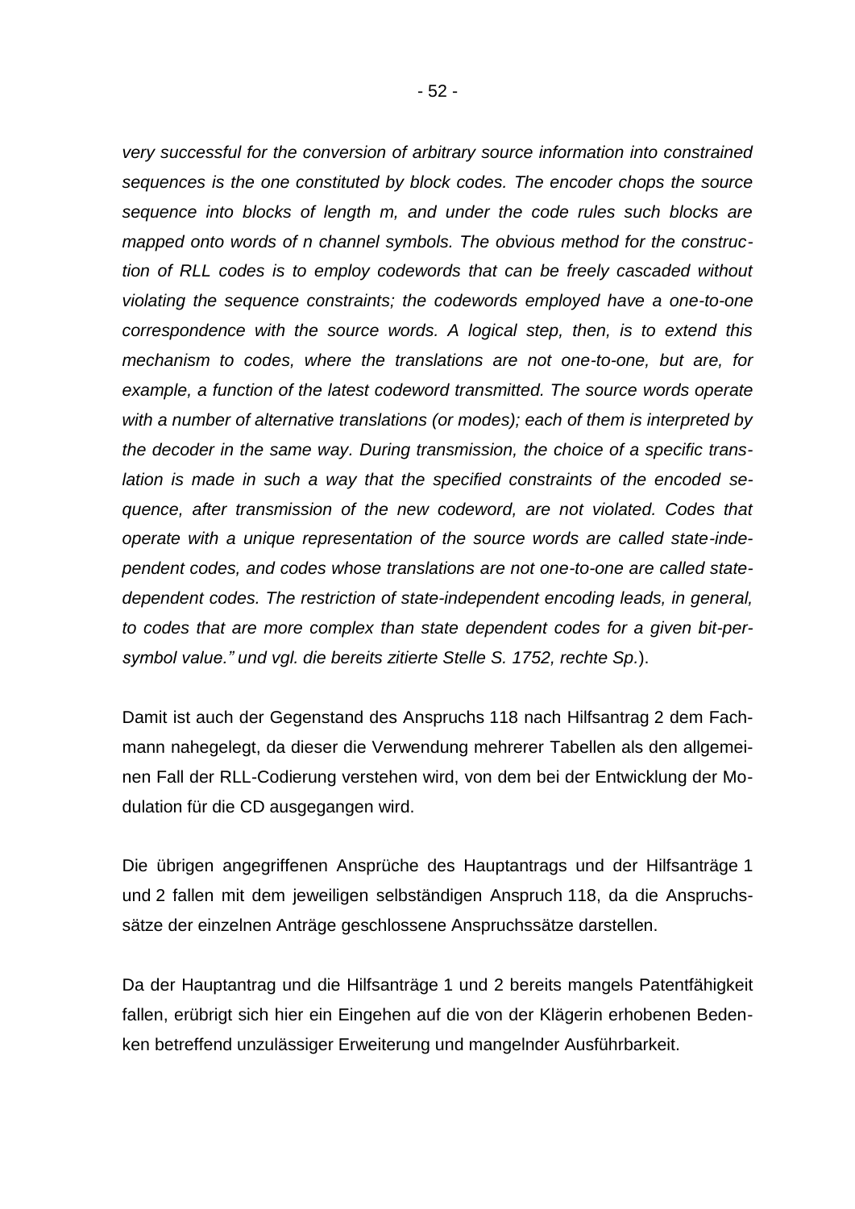*very successful for the conversion of arbitrary source information into constrained sequences is the one constituted by block codes. The encoder chops the source sequence into blocks of length m, and under the code rules such blocks are mapped onto words of n channel symbols. The obvious method for the construction of RLL codes is to employ codewords that can be freely cascaded without violating the sequence constraints; the codewords employed have a one-to-one correspondence with the source words. A logical step, then, is to extend this mechanism to codes, where the translations are not one-to-one, but are, for example, a function of the latest codeword transmitted. The source words operate with a number of alternative translations (or modes); each of them is interpreted by the decoder in the same way. During transmission, the choice of a specific translation is made in such a way that the specified constraints of the encoded sequence, after transmission of the new codeword, are not violated. Codes that operate with a unique representation of the source words are called state-independent codes, and codes whose translations are not one-to-one are called state-dependent codes. The restriction of state-independent encoding leads, in general, to codes that are more complex than state dependent codes for a given bit-per-symbol value." und vgl. die bereits zitierte Stelle S. 1752, rechte Sp.*).

Damit ist auch der Gegenstand des Anspruchs 118 nach Hilfsantrag 2 dem Fachmann nahegelegt, da dieser die Verwendung mehrerer Tabellen als den allgemeinen Fall der RLL-Codierung verstehen wird, von dem bei der Entwicklung der Modulation für die CD ausgegangen wird.

Die übrigen angegriffenen Ansprüche des Hauptantrags und der Hilfsanträge 1 und 2 fallen mit dem jeweiligen selbständigen Anspruch 118, da die Anspruchssätze der einzelnen Anträge geschlossene Anspruchssätze darstellen.

Da der Hauptantrag und die Hilfsanträge 1 und 2 bereits mangels Patentfähigkeit fallen, erübrigt sich hier ein Eingehen auf die von der Klägerin erhobenen Bedenken betreffend unzulässiger Erweiterung und mangelnder Ausführbarkeit.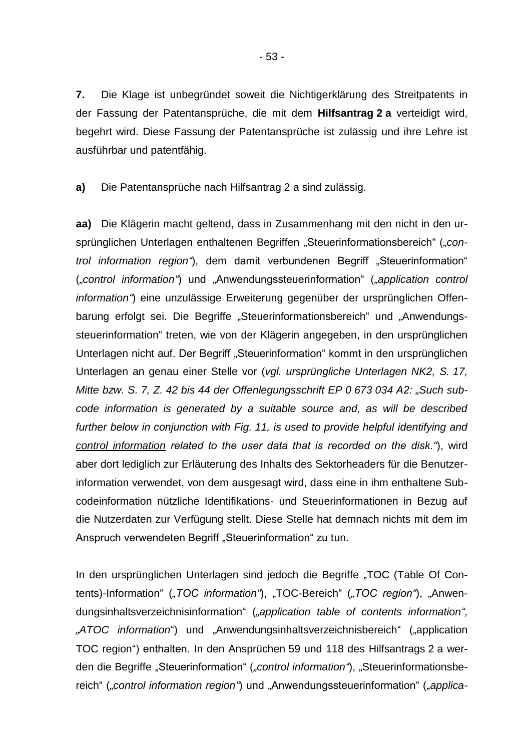**7.** Die Klage ist unbegründet soweit die Nichtigerklärung des Streitpatents in der Fassung der Patentansprüche, die mit dem **Hilfsantrag 2 a** verteidigt wird, begehrt wird. Diese Fassung der Patentansprüche ist zulässig und ihre Lehre ist ausführbar und patentfähig.

**a)** Die Patentansprüche nach Hilfsantrag 2 a sind zulässig.

**aa)** Die Klägerin macht geltend, dass in Zusammenhang mit den nicht in den ursprünglichen Unterlagen enthaltenen Begriffen „Steuerinformationsbereich“ (*„control information region“*), dem damit verbundenen Begriff „Steuerinformation“ (*„control information“*) und „Anwendungssteuerinformation“ (*„application control information“*) eine unzulässige Erweiterung gegenüber der ursprünglichen Offenbarung erfolgt sei. Die Begriffe „Steuerinformationsbereich“ und „Anwendungssteuerinformation“ treten, wie von der Klägerin angegeben, in den ursprünglichen Unterlagen nicht auf. Der Begriff „Steuerinformation“ kommt in den ursprünglichen Unterlagen an genau einer Stelle vor (*vgl. ursprüngliche Unterlagen NK2, S. 17, Mitte bzw. S. 7, Z. 42 bis 44 der Offenlegungsschrift EP 0 673 034 A2: „Such subcode information is generated by a suitable source and, as will be described further below in conjunction with Fig. 11, is used to provide helpful identifying and <u>control information</u> related to the user data that is recorded on the disk.“*), wird aber dort lediglich zur Erläuterung des Inhalts des Sektorheaders für die Benutzerinformation verwendet, von dem ausgesagt wird, dass eine in ihm enthaltene Subcodeinformation nützliche Identifikations- und Steuerinformationen in Bezug auf die Nutzerdaten zur Verfügung stellt. Diese Stelle hat demnach nichts mit dem im Anspruch verwendeten Begriff „Steuerinformation“ zu tun.

In den ursprünglichen Unterlagen sind jedoch die Begriffe „TOC (Table Of Contents)-Information“ (*„TOC information“*), „TOC-Bereich“ (*„TOC region“*), „Anwendungsinhaltsverzeichnisinformation“ (*„application table of contents information“, „ATOC information“*) und „Anwendungsinhaltsverzeichnisbereich“ („application TOC region“) enthalten. In den Ansprüchen 59 und 118 des Hilfsantrags 2 a werden die Begriffe „Steuerinformation“ (*„control information“*), „Steuerinformationsbereich“ (*„control information region“*) und „Anwendungssteuerinformation“ (*„applica-*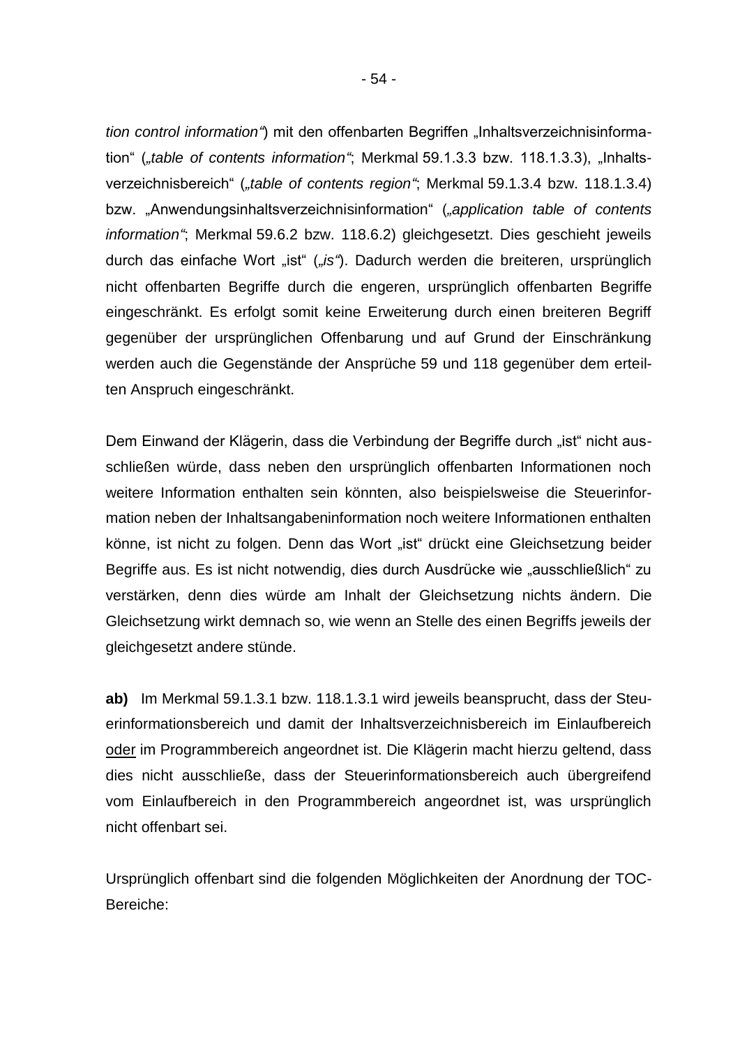*tion control information“*) mit den offenbarten Begriffen „Inhaltsverzeichnisinformation“ (*„table of contents information“*; Merkmal 59.1.3.3 bzw. 118.1.3.3), „Inhaltsverzeichnisbereich“ (*„table of contents region“*; Merkmal 59.1.3.4 bzw. 118.1.3.4) bzw. „Anwendungsinhaltsverzeichnisinformation“ (*„application table of contents information“*; Merkmal 59.6.2 bzw. 118.6.2) gleichgesetzt. Dies geschieht jeweils durch das einfache Wort „ist“ (*„is“*). Dadurch werden die breiteren, ursprünglich nicht offenbarten Begriffe durch die engeren, ursprünglich offenbarten Begriffe eingeschränkt. Es erfolgt somit keine Erweiterung durch einen breiteren Begriff gegenüber der ursprünglichen Offenbarung und auf Grund der Einschränkung werden auch die Gegenstände der Ansprüche 59 und 118 gegenüber dem erteilten Anspruch eingeschränkt.

Dem Einwand der Klägerin, dass die Verbindung der Begriffe durch „ist“ nicht ausschließen würde, dass neben den ursprünglich offenbarten Informationen noch weitere Information enthalten sein könnten, also beispielsweise die Steuerinformation neben der Inhaltsangabeninformation noch weitere Informationen enthalten könne, ist nicht zu folgen. Denn das Wort „ist“ drückt eine Gleichsetzung beider Begriffe aus. Es ist nicht notwendig, dies durch Ausdrücke wie „ausschließlich“ zu verstärken, denn dies würde am Inhalt der Gleichsetzung nichts ändern. Die Gleichsetzung wirkt demnach so, wie wenn an Stelle des einen Begriffs jeweils der gleichgesetzt andere stünde.

**ab)** Im Merkmal 59.1.3.1 bzw. 118.1.3.1 wird jeweils beansprucht, dass der Steuerinformationsbereich und damit der Inhaltsverzeichnisbereich im Einlaufbereich <u>oder</u> im Programmbereich angeordnet ist. Die Klägerin macht hierzu geltend, dass dies nicht ausschließe, dass der Steuerinformationsbereich auch übergreifend vom Einlaufbereich in den Programmbereich angeordnet ist, was ursprünglich nicht offenbart sei.

Ursprünglich offenbart sind die folgenden Möglichkeiten der Anordnung der TOC-Bereiche: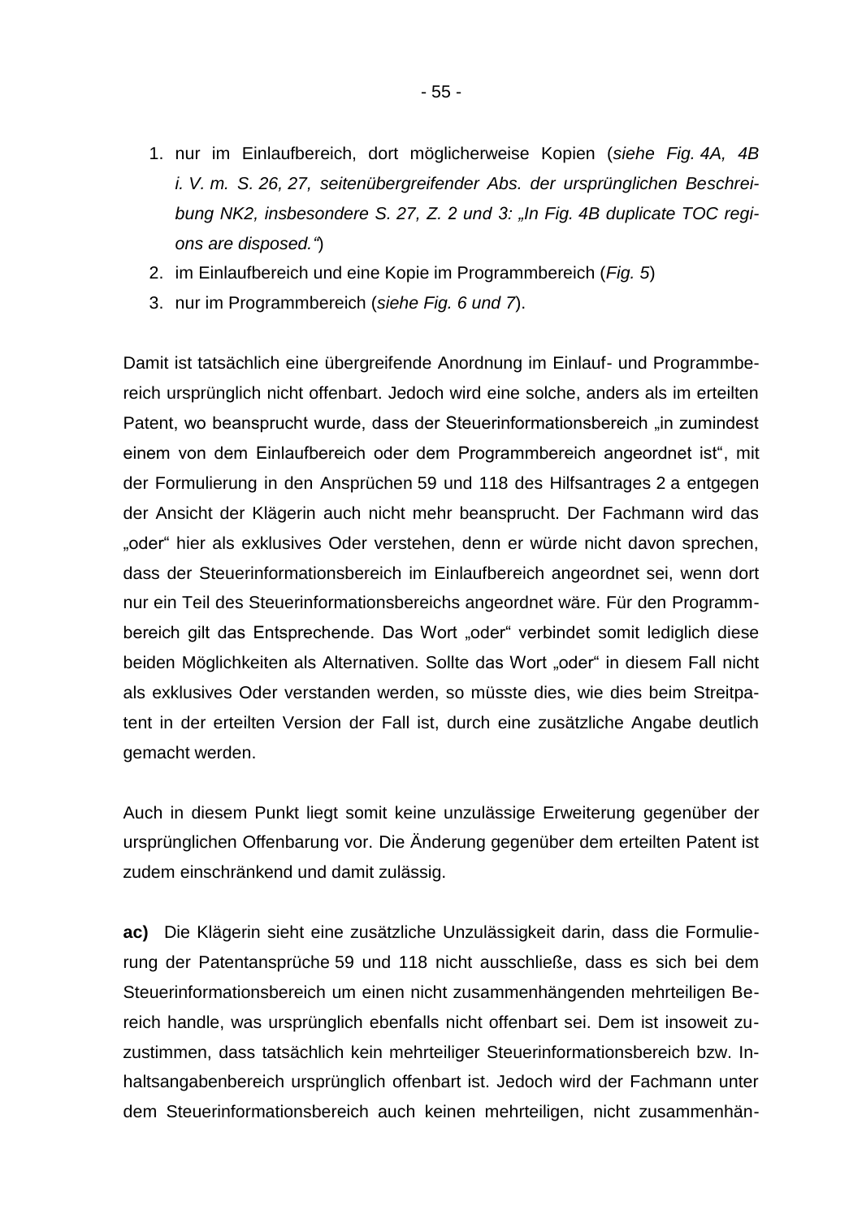1. nur im Einlaufbereich, dort möglicherweise Kopien (*siehe Fig. 4A, 4B i. V. m. S. 26, 27, seitenübergreifender Abs. der ursprünglichen Beschreibung NK2, insbesondere S. 27, Z. 2 und 3: „In Fig. 4B duplicate TOC regions are disposed.“*)
2. im Einlaufbereich und eine Kopie im Programmbereich (*Fig. 5*)
3. nur im Programmbereich (*siehe Fig. 6 und 7*).

Damit ist tatsächlich eine übergreifende Anordnung im Einlauf- und Programmbereich ursprünglich nicht offenbart. Jedoch wird eine solche, anders als im erteilten Patent, wo beansprucht wurde, dass der Steuerinformationsbereich „in zumindest einem von dem Einlaufbereich oder dem Programmbereich angeordnet ist“, mit der Formulierung in den Ansprüchen 59 und 118 des Hilfsantrages 2 a entgegen der Ansicht der Klägerin auch nicht mehr beansprucht. Der Fachmann wird das „oder“ hier als exklusives Oder verstehen, denn er würde nicht davon sprechen, dass der Steuerinformationsbereich im Einlaufbereich angeordnet sei, wenn dort nur ein Teil des Steuerinformationsbereichs angeordnet wäre. Für den Programmbereich gilt das Entsprechende. Das Wort „oder“ verbindet somit lediglich diese beiden Möglichkeiten als Alternativen. Sollte das Wort „oder“ in diesem Fall nicht als exklusives Oder verstanden werden, so müsste dies, wie dies beim Streitpatent in der erteilten Version der Fall ist, durch eine zusätzliche Angabe deutlich gemacht werden.

Auch in diesem Punkt liegt somit keine unzulässige Erweiterung gegenüber der ursprünglichen Offenbarung vor. Die Änderung gegenüber dem erteilten Patent ist zudem einschränkend und damit zulässig.

**ac)** Die Klägerin sieht eine zusätzliche Unzulässigkeit darin, dass die Formulierung der Patentansprüche 59 und 118 nicht ausschließe, dass es sich bei dem Steuerinformationsbereich um einen nicht zusammenhängenden mehrteiligen Bereich handle, was ursprünglich ebenfalls nicht offenbart sei. Dem ist insoweit zuzustimmen, dass tatsächlich kein mehrteiliger Steuerinformationsbereich bzw. Inhaltsangabenbereich ursprünglich offenbart ist. Jedoch wird der Fachmann unter dem Steuerinformationsbereich auch keinen mehrteiligen, nicht zusammenhän-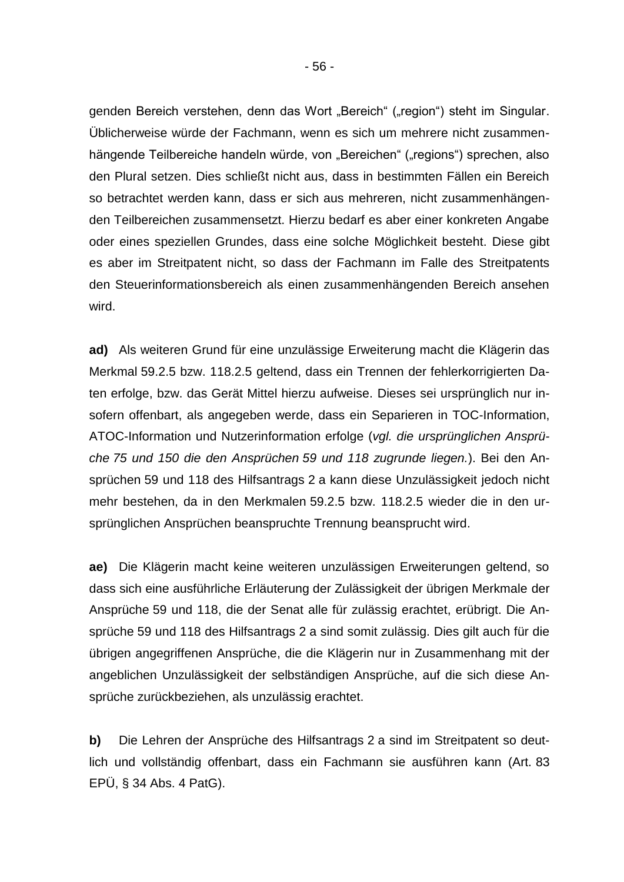genden Bereich verstehen, denn das Wort „Bereich" („region") steht im Singular. Üblicherweise würde der Fachmann, wenn es sich um mehrere nicht zusammenhängende Teilbereiche handeln würde, von „Bereichen" („regions") sprechen, also den Plural setzen. Dies schließt nicht aus, dass in bestimmten Fällen ein Bereich so betrachtet werden kann, dass er sich aus mehreren, nicht zusammenhängenden Teilbereichen zusammensetzt. Hierzu bedarf es aber einer konkreten Angabe oder eines speziellen Grundes, dass eine solche Möglichkeit besteht. Diese gibt es aber im Streitpatent nicht, so dass der Fachmann im Falle des Streitpatents den Steuerinformationsbereich als einen zusammenhängenden Bereich ansehen wird.

**ad)** Als weiteren Grund für eine unzulässige Erweiterung macht die Klägerin das Merkmal 59.2.5 bzw. 118.2.5 geltend, dass ein Trennen der fehlerkorrigierten Daten erfolge, bzw. das Gerät Mittel hierzu aufweise. Dieses sei ursprünglich nur insofern offenbart, als angegeben werde, dass ein Separieren in TOC-Information, ATOC-Information und Nutzerinformation erfolge (*vgl. die ursprünglichen Ansprüche 75 und 150 die den Ansprüchen 59 und 118 zugrunde liegen.*). Bei den Ansprüchen 59 und 118 des Hilfsantrags 2 a kann diese Unzulässigkeit jedoch nicht mehr bestehen, da in den Merkmalen 59.2.5 bzw. 118.2.5 wieder die in den ursprünglichen Ansprüchen beanspruchte Trennung beansprucht wird.

**ae)** Die Klägerin macht keine weiteren unzulässigen Erweiterungen geltend, so dass sich eine ausführliche Erläuterung der Zulässigkeit der übrigen Merkmale der Ansprüche 59 und 118, die der Senat alle für zulässig erachtet, erübrigt. Die Ansprüche 59 und 118 des Hilfsantrags 2 a sind somit zulässig. Dies gilt auch für die übrigen angegriffenen Ansprüche, die die Klägerin nur in Zusammenhang mit der angeblichen Unzulässigkeit der selbständigen Ansprüche, auf die sich diese Ansprüche zurückbeziehen, als unzulässig erachtet.

**b)** Die Lehren der Ansprüche des Hilfsantrags 2 a sind im Streitpatent so deutlich und vollständig offenbart, dass ein Fachmann sie ausführen kann (Art. 83 EPÜ, § 34 Abs. 4 PatG).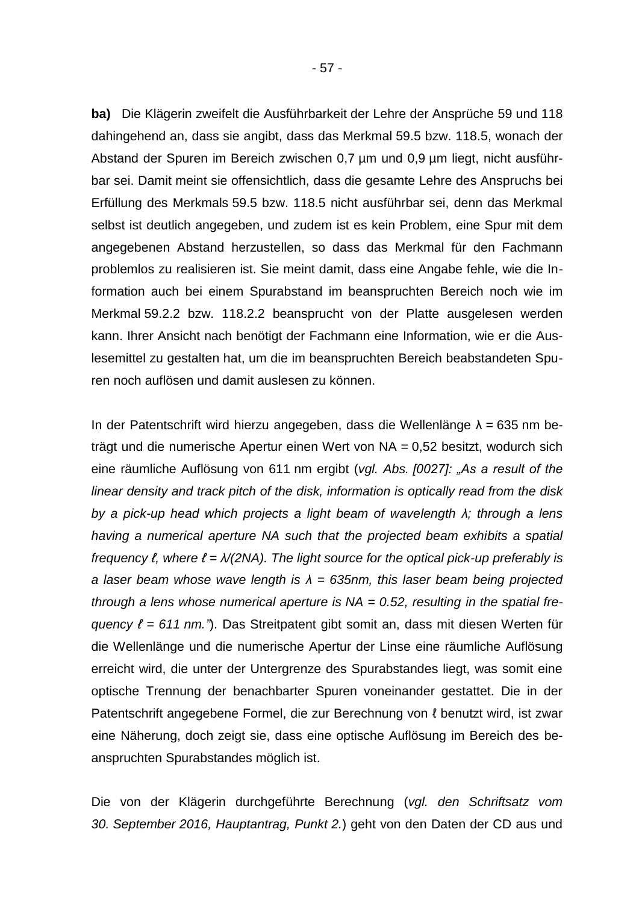**ba)** Die Klägerin zweifelt die Ausführbarkeit der Lehre der Ansprüche 59 und 118 dahingehend an, dass sie angibt, dass das Merkmal 59.5 bzw. 118.5, wonach der Abstand der Spuren im Bereich zwischen 0,7 µm und 0,9 µm liegt, nicht ausführbar sei. Damit meint sie offensichtlich, dass die gesamte Lehre des Anspruchs bei Erfüllung des Merkmals 59.5 bzw. 118.5 nicht ausführbar sei, denn das Merkmal selbst ist deutlich angegeben, und zudem ist es kein Problem, eine Spur mit dem angegebenen Abstand herzustellen, so dass das Merkmal für den Fachmann problemlos zu realisieren ist. Sie meint damit, dass eine Angabe fehle, wie die Information auch bei einem Spurabstand im beanspruchten Bereich noch wie im Merkmal 59.2.2 bzw. 118.2.2 beansprucht von der Platte ausgelesen werden kann. Ihrer Ansicht nach benötigt der Fachmann eine Information, wie er die Auslesemittel zu gestalten hat, um die im beanspruchten Bereich beabstandeten Spuren noch auflösen und damit auslesen zu können.

In der Patentschrift wird hierzu angegeben, dass die Wellenlänge $\lambda$ = 635 nm beträgt und die numerische Apertur einen Wert von NA = 0,52 besitzt, wodurch sich eine räumliche Auflösung von 611 nm ergibt (*vgl. Abs. [0027]: „As a result of the linear density and track pitch of the disk, information is optically read from the disk by a pick-up head which projects a light beam of wavelength $\lambda$; through a lens having a numerical aperture NA such that the projected beam exhibits a spatial frequency $\ell$, where $\ell = \lambda/(2NA)$. The light source for the optical pick-up preferably is a laser beam whose wave length is $\lambda$ = 635nm, this laser beam being projected through a lens whose numerical aperture is NA = 0.52, resulting in the spatial frequency $\ell$ = 611 nm."*). Das Streitpatent gibt somit an, dass mit diesen Werten für die Wellenlänge und die numerische Apertur der Linse eine räumliche Auflösung erreicht wird, die unter der Untergrenze des Spurabstandes liegt, was somit eine optische Trennung der benachbarter Spuren voneinander gestattet. Die in der Patentschrift angegebene Formel, die zur Berechnung von $\ell$ benutzt wird, ist zwar eine Näherung, doch zeigt sie, dass eine optische Auflösung im Bereich des beanspruchten Spurabstandes möglich ist.

Die von der Klägerin durchgeführte Berechnung (*vgl. den Schriftsatz vom 30. September 2016, Hauptantrag, Punkt 2.*) geht von den Daten der CD aus und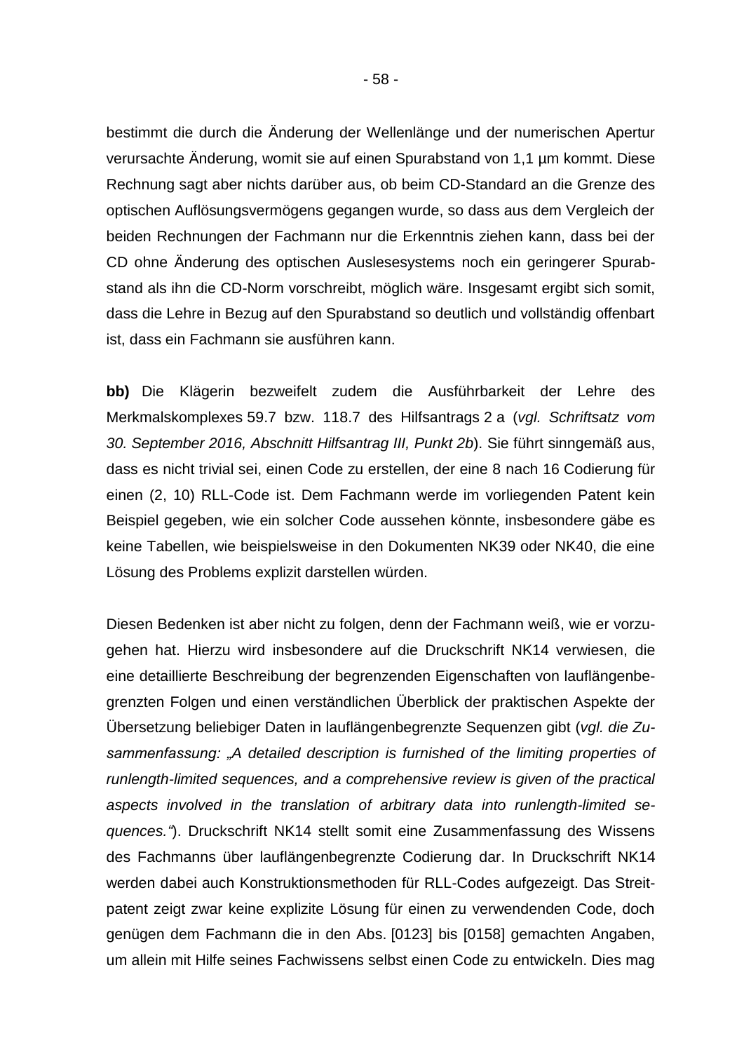bestimmt die durch die Änderung der Wellenlänge und der numerischen Apertur verursachte Änderung, womit sie auf einen Spurabstand von 1,1 µm kommt. Diese Rechnung sagt aber nichts darüber aus, ob beim CD-Standard an die Grenze des optischen Auflösungsvermögens gegangen wurde, so dass aus dem Vergleich der beiden Rechnungen der Fachmann nur die Erkenntnis ziehen kann, dass bei der CD ohne Änderung des optischen Auslesesystems noch ein geringerer Spurabstand als ihn die CD-Norm vorschreibt, möglich wäre. Insgesamt ergibt sich somit, dass die Lehre in Bezug auf den Spurabstand so deutlich und vollständig offenbart ist, dass ein Fachmann sie ausführen kann.

**bb)** Die Klägerin bezweifelt zudem die Ausführbarkeit der Lehre des Merkmalskomplexes 59.7 bzw. 118.7 des Hilfsantrags 2 a (*vgl. Schriftsatz vom 30. September 2016, Abschnitt Hilfsantrag III, Punkt 2b*). Sie führt sinngemäß aus, dass es nicht trivial sei, einen Code zu erstellen, der eine 8 nach 16 Codierung für einen (2, 10) RLL-Code ist. Dem Fachmann werde im vorliegenden Patent kein Beispiel gegeben, wie ein solcher Code aussehen könnte, insbesondere gäbe es keine Tabellen, wie beispielsweise in den Dokumenten NK39 oder NK40, die eine Lösung des Problems explizit darstellen würden.

Diesen Bedenken ist aber nicht zu folgen, denn der Fachmann weiß, wie er vorzugehen hat. Hierzu wird insbesondere auf die Druckschrift NK14 verwiesen, die eine detaillierte Beschreibung der begrenzenden Eigenschaften von lauflängenbegrenzten Folgen und einen verständlichen Überblick der praktischen Aspekte der Übersetzung beliebiger Daten in lauflängenbegrenzte Sequenzen gibt (*vgl. die Zusammenfassung: „A detailed description is furnished of the limiting properties of runlength-limited sequences, and a comprehensive review is given of the practical aspects involved in the translation of arbitrary data into runlength-limited sequences.“*). Druckschrift NK14 stellt somit eine Zusammenfassung des Wissens des Fachmanns über lauflängenbegrenzte Codierung dar. In Druckschrift NK14 werden dabei auch Konstruktionsmethoden für RLL-Codes aufgezeigt. Das Streitpatent zeigt zwar keine explizite Lösung für einen zu verwendenden Code, doch genügen dem Fachmann die in den Abs. [0123] bis [0158] gemachten Angaben, um allein mit Hilfe seines Fachwissens selbst einen Code zu entwickeln. Dies mag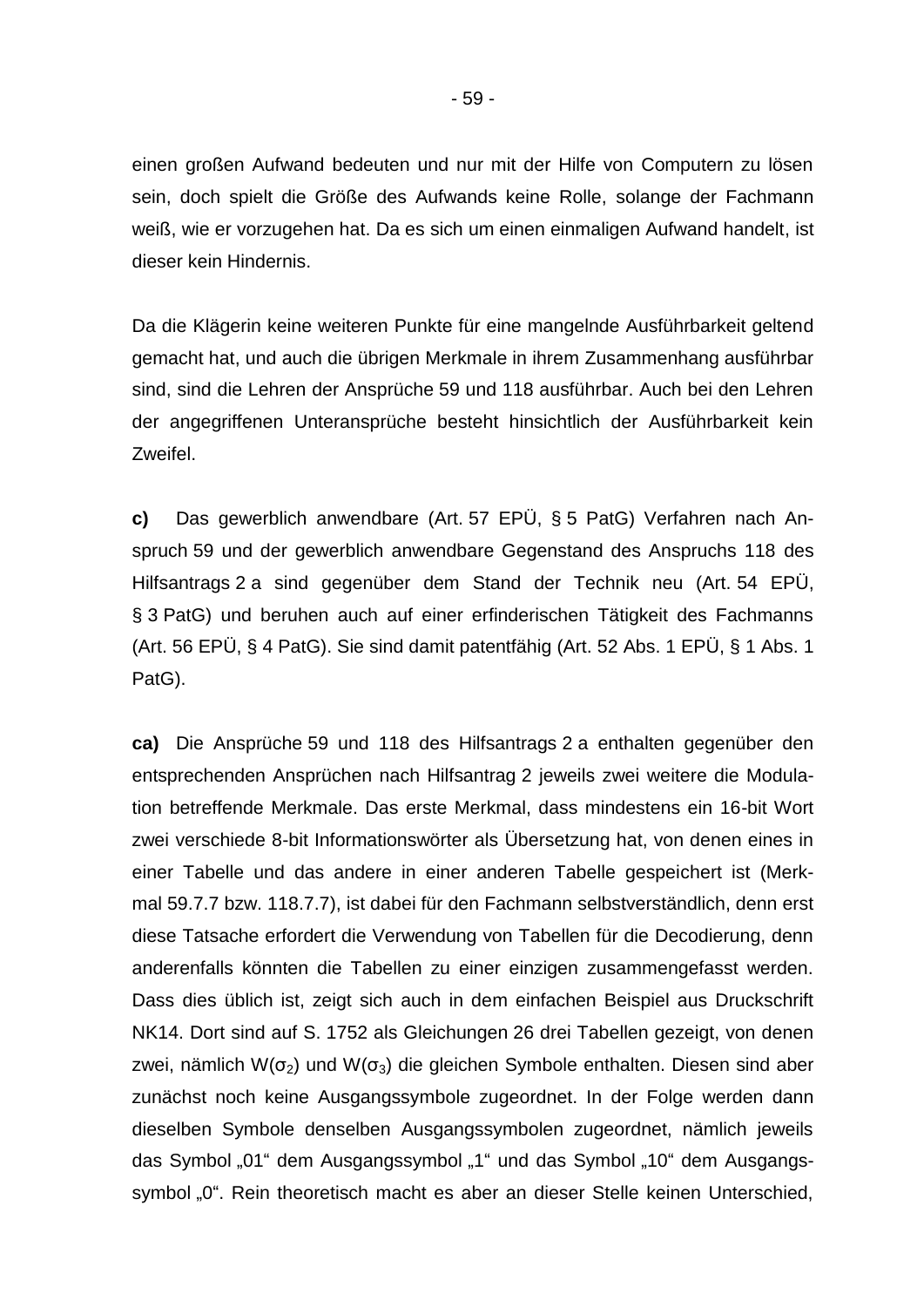einen großen Aufwand bedeuten und nur mit der Hilfe von Computern zu lösen sein, doch spielt die Größe des Aufwands keine Rolle, solange der Fachmann weiß, wie er vorzugehen hat. Da es sich um einen einmaligen Aufwand handelt, ist dieser kein Hindernis.

Da die Klägerin keine weiteren Punkte für eine mangelnde Ausführbarkeit geltend gemacht hat, und auch die übrigen Merkmale in ihrem Zusammenhang ausführbar sind, sind die Lehren der Ansprüche 59 und 118 ausführbar. Auch bei den Lehren der angegriffenen Unteransprüche besteht hinsichtlich der Ausführbarkeit kein Zweifel.

**c)** Das gewerblich anwendbare (Art. 57 EPÜ, § 5 PatG) Verfahren nach Anspruch 59 und der gewerblich anwendbare Gegenstand des Anspruchs 118 des Hilfsantrags 2 a sind gegenüber dem Stand der Technik neu (Art. 54 EPÜ, § 3 PatG) und beruhen auch auf einer erfinderischen Tätigkeit des Fachmanns (Art. 56 EPÜ, § 4 PatG). Sie sind damit patentfähig (Art. 52 Abs. 1 EPÜ, § 1 Abs. 1 PatG).

**ca)** Die Ansprüche 59 und 118 des Hilfsantrags 2 a enthalten gegenüber den entsprechenden Ansprüchen nach Hilfsantrag 2 jeweils zwei weitere die Modulation betreffende Merkmale. Das erste Merkmal, dass mindestens ein 16-bit Wort zwei verschiede 8-bit Informationswörter als Übersetzung hat, von denen eines in einer Tabelle und das andere in einer anderen Tabelle gespeichert ist (Merkmal 59.7.7 bzw. 118.7.7), ist dabei für den Fachmann selbstverständlich, denn erst diese Tatsache erfordert die Verwendung von Tabellen für die Decodierung, denn anderenfalls könnten die Tabellen zu einer einzigen zusammengefasst werden. Dass dies üblich ist, zeigt sich auch in dem einfachen Beispiel aus Druckschrift NK14. Dort sind auf S. 1752 als Gleichungen 26 drei Tabellen gezeigt, von denen zwei, nämlich $W(\sigma_2)$ und $W(\sigma_3)$ die gleichen Symbole enthalten. Diesen sind aber zunächst noch keine Ausgangssymbole zugeordnet. In der Folge werden dann dieselben Symbole denselben Ausgangssymbolen zugeordnet, nämlich jeweils das Symbol „01" dem Ausgangssymbol „1" und das Symbol „10" dem Ausgangssymbol „0". Rein theoretisch macht es aber an dieser Stelle keinen Unterschied,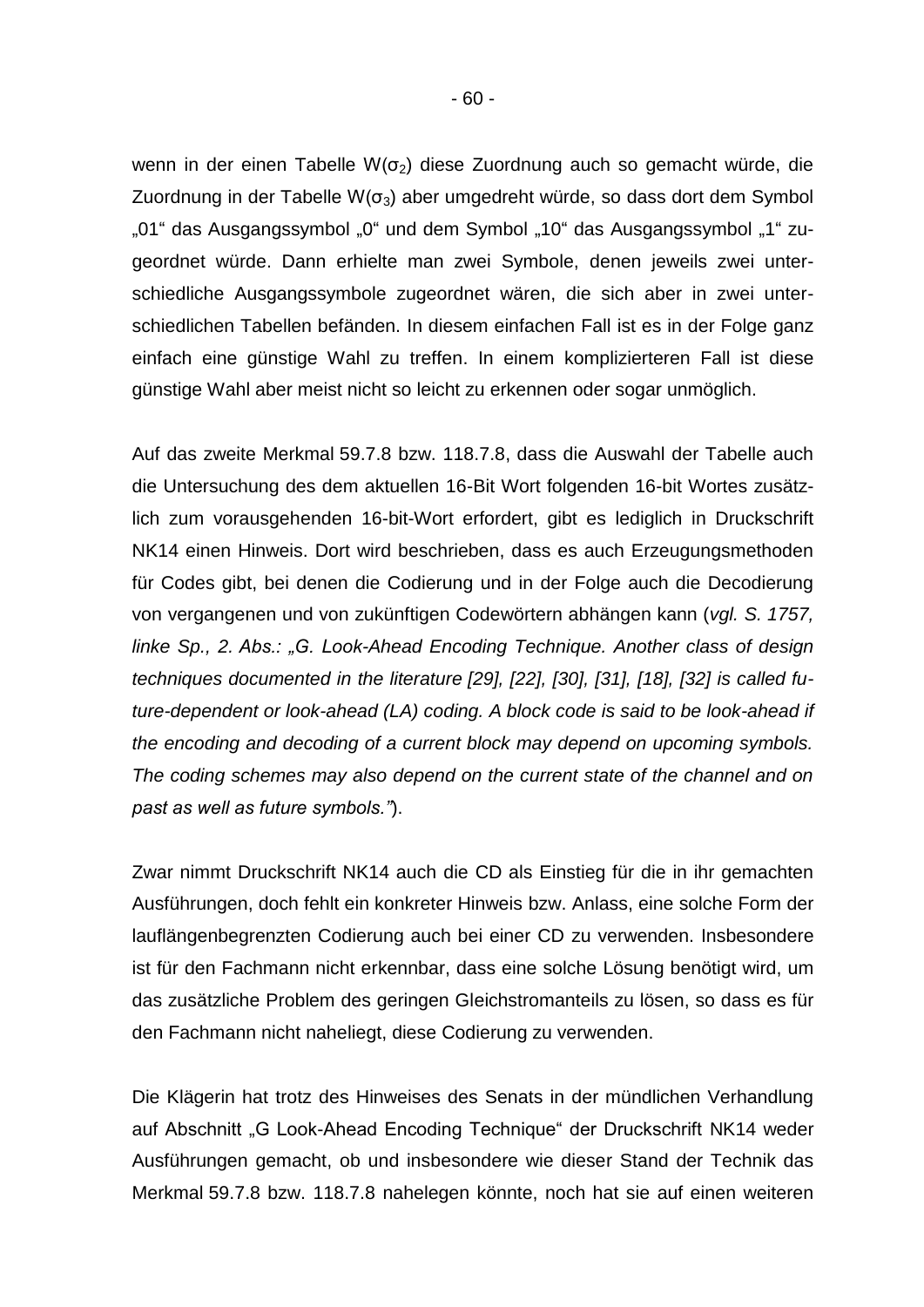wenn in der einen Tabelle W($\sigma_2$) diese Zuordnung auch so gemacht würde, die Zuordnung in der Tabelle W($\sigma_3$) aber umgedreht würde, so dass dort dem Symbol „01“ das Ausgangssymbol „0“ und dem Symbol „10“ das Ausgangssymbol „1“ zugeordnet würde. Dann erhielte man zwei Symbole, denen jeweils zwei unterschiedliche Ausgangssymbole zugeordnet wären, die sich aber in zwei unterschiedlichen Tabellen befänden. In diesem einfachen Fall ist es in der Folge ganz einfach eine günstige Wahl zu treffen. In einem komplizierteren Fall ist diese günstige Wahl aber meist nicht so leicht zu erkennen oder sogar unmöglich.

Auf das zweite Merkmal 59.7.8 bzw. 118.7.8, dass die Auswahl der Tabelle auch die Untersuchung des dem aktuellen 16-Bit Wort folgenden 16-bit Wortes zusätzlich zum vorausgehenden 16-bit-Wort erfordert, gibt es lediglich in Druckschrift NK14 einen Hinweis. Dort wird beschrieben, dass es auch Erzeugungsmethoden für Codes gibt, bei denen die Codierung und in der Folge auch die Decodierung von vergangenen und von zukünftigen Codewörtern abhängen kann (*vgl. S. 1757, linke Sp., 2. Abs.: „G. Look-Ahead Encoding Technique. Another class of design techniques documented in the literature [29], [22], [30], [31], [18], [32] is called future-dependent or look-ahead (LA) coding. A block code is said to be look-ahead if the encoding and decoding of a current block may depend on upcoming symbols. The coding schemes may also depend on the current state of the channel and on past as well as future symbols.“*).

Zwar nimmt Druckschrift NK14 auch die CD als Einstieg für die in ihr gemachten Ausführungen, doch fehlt ein konkreter Hinweis bzw. Anlass, eine solche Form der lauflängenbegrenzten Codierung auch bei einer CD zu verwenden. Insbesondere ist für den Fachmann nicht erkennbar, dass eine solche Lösung benötigt wird, um das zusätzliche Problem des geringen Gleichstromanteils zu lösen, so dass es für den Fachmann nicht naheliegt, diese Codierung zu verwenden.

Die Klägerin hat trotz des Hinweises des Senats in der mündlichen Verhandlung auf Abschnitt „G Look-Ahead Encoding Technique“ der Druckschrift NK14 weder Ausführungen gemacht, ob und insbesondere wie dieser Stand der Technik das Merkmal 59.7.8 bzw. 118.7.8 nahelegen könnte, noch hat sie auf einen weiteren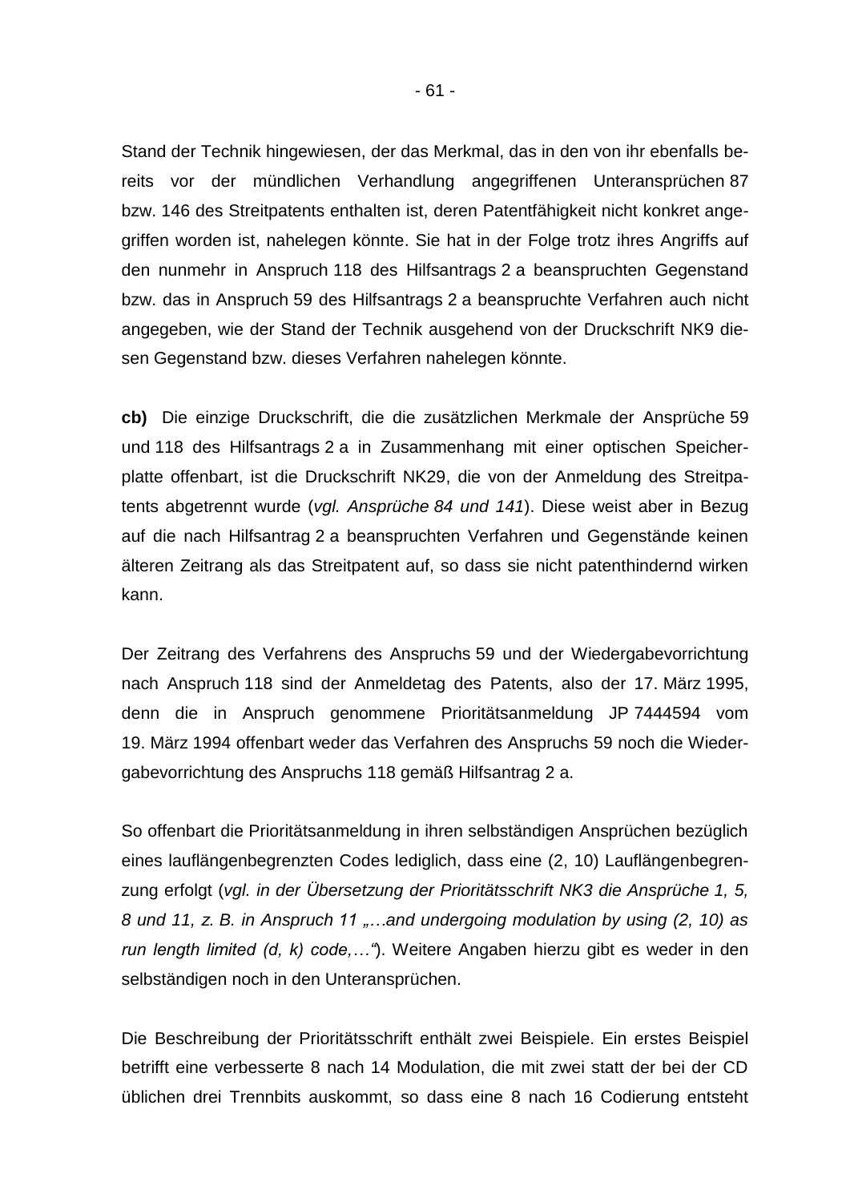Stand der Technik hingewiesen, der das Merkmal, das in den von ihr ebenfalls bereits vor der mündlichen Verhandlung angegriffenen Unteransprüchen 87 bzw. 146 des Streitpatents enthalten ist, deren Patentfähigkeit nicht konkret angegriffen worden ist, nahelegen könnte. Sie hat in der Folge trotz ihres Angriffs auf den nunmehr in Anspruch 118 des Hilfsantrags 2 a beanspruchten Gegenstand bzw. das in Anspruch 59 des Hilfsantrags 2 a beanspruchte Verfahren auch nicht angegeben, wie der Stand der Technik ausgehend von der Druckschrift NK9 diesen Gegenstand bzw. dieses Verfahren nahelegen könnte.

**cb)** Die einzige Druckschrift, die die zusätzlichen Merkmale der Ansprüche 59 und 118 des Hilfsantrags 2 a in Zusammenhang mit einer optischen Speicherplatte offenbart, ist die Druckschrift NK29, die von der Anmeldung des Streitpatents abgetrennt wurde (*vgl. Ansprüche 84 und 141*). Diese weist aber in Bezug auf die nach Hilfsantrag 2 a beanspruchten Verfahren und Gegenstände keinen älteren Zeitrang als das Streitpatent auf, so dass sie nicht patenthindernd wirken kann.

Der Zeitrang des Verfahrens des Anspruchs 59 und der Wiedergabevorrichtung nach Anspruch 118 sind der Anmeldetag des Patents, also der 17. März 1995, denn die in Anspruch genommene Prioritätsanmeldung JP 7444594 vom 19. März 1994 offenbart weder das Verfahren des Anspruchs 59 noch die Wiedergabevorrichtung des Anspruchs 118 gemäß Hilfsantrag 2 a.

So offenbart die Prioritätsanmeldung in ihren selbständigen Ansprüchen bezüglich eines lauflängenbegrenzten Codes lediglich, dass eine (2, 10) Lauflängenbegrenzung erfolgt (*vgl. in der Übersetzung der Prioritätsschrift NK3 die Ansprüche 1, 5, 8 und 11, z. B. in Anspruch 11 „…and undergoing modulation by using (2, 10) as run length limited (d, k) code,…“*). Weitere Angaben hierzu gibt es weder in den selbständigen noch in den Unteransprüchen.

Die Beschreibung der Prioritätsschrift enthält zwei Beispiele. Ein erstes Beispiel betrifft eine verbesserte 8 nach 14 Modulation, die mit zwei statt der bei der CD üblichen drei Trennbits auskommt, so dass eine 8 nach 16 Codierung entsteht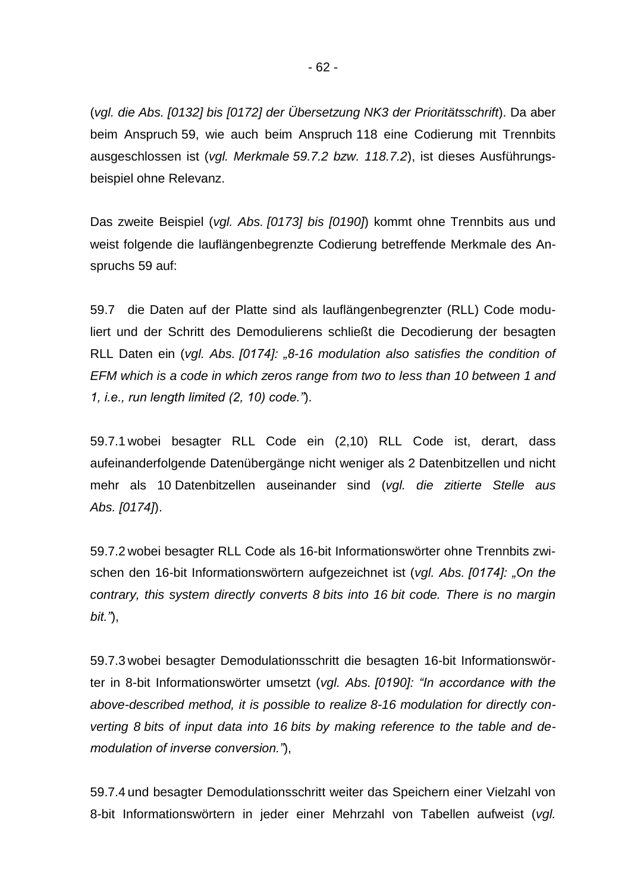(*vgl. die Abs. [0132] bis [0172] der Übersetzung NK3 der Prioritätsschrift*). Da aber beim Anspruch 59, wie auch beim Anspruch 118 eine Codierung mit Trennbits ausgeschlossen ist (*vgl. Merkmale 59.7.2 bzw. 118.7.2*), ist dieses Ausführungsbeispiel ohne Relevanz.

Das zweite Beispiel (*vgl. Abs. [0173] bis [0190]*) kommt ohne Trennbits aus und weist folgende die lauflängenbegrenzte Codierung betreffende Merkmale des Anspruchs 59 auf:

59.7 die Daten auf der Platte sind als lauflängenbegrenzter (RLL) Code moduliert und der Schritt des Demodulierens schließt die Decodierung der besagten RLL Daten ein (*vgl. Abs. [0174]: „8-16 modulation also satisfies the condition of EFM which is a code in which zeros range from two to less than 10 between 1 and 1, i.e., run length limited (2, 10) code."*).

59.7.1 wobei besagter RLL Code ein (2,10) RLL Code ist, derart, dass aufeinanderfolgende Datenübergänge nicht weniger als 2 Datenbitzellen und nicht mehr als 10 Datenbitzellen auseinander sind (*vgl. die zitierte Stelle aus Abs. [0174]*).

59.7.2 wobei besagter RLL Code als 16-bit Informationswörter ohne Trennbits zwischen den 16-bit Informationswörtern aufgezeichnet ist (*vgl. Abs. [0174]: „On the contrary, this system directly converts 8 bits into 16 bit code. There is no margin bit."*),

59.7.3 wobei besagter Demodulationsschritt die besagten 16-bit Informationswörter in 8-bit Informationswörter umsetzt (*vgl. Abs. [0190]: "In accordance with the above-described method, it is possible to realize 8-16 modulation for directly converting 8 bits of input data into 16 bits by making reference to the table and demodulation of inverse conversion."*),

59.7.4 und besagter Demodulationsschritt weiter das Speichern einer Vielzahl von 8-bit Informationswörtern in jeder einer Mehrzahl von Tabellen aufweist (*vgl.*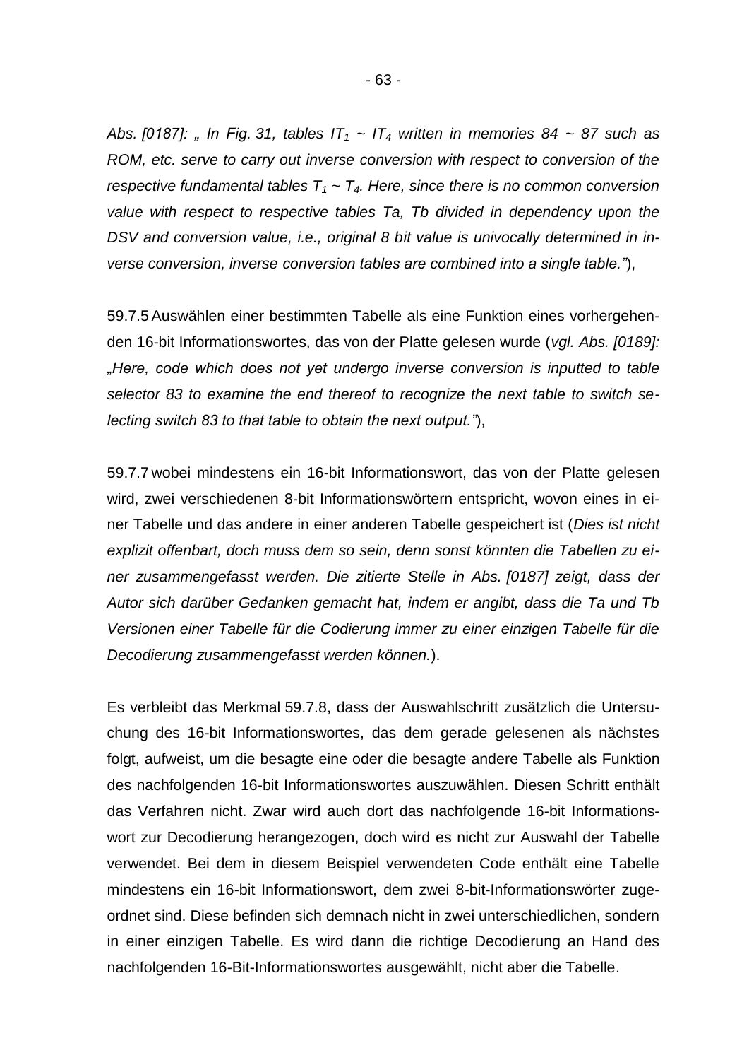*Abs. [0187]: „ In Fig. 31, tables $IT_1$ ~ $IT_4$ written in memories 84 ~ 87 such as ROM, etc. serve to carry out inverse conversion with respect to conversion of the respective fundamental tables $T_1$ ~ $T_4$. Here, since there is no common conversion value with respect to respective tables Ta, Tb divided in dependency upon the DSV and conversion value, i.e., original 8 bit value is univocally determined in inverse conversion, inverse conversion tables are combined into a single table."*),

59.7.5 Auswählen einer bestimmten Tabelle als eine Funktion eines vorhergehenden 16-bit Informationswortes, das von der Platte gelesen wurde (*vgl. Abs. [0189]: „Here, code which does not yet undergo inverse conversion is inputted to table selector 83 to examine the end thereof to recognize the next table to switch selecting switch 83 to that table to obtain the next output."*),

59.7.7 wobei mindestens ein 16-bit Informationswort, das von der Platte gelesen wird, zwei verschiedenen 8-bit Informationswörtern entspricht, wovon eines in einer Tabelle und das andere in einer anderen Tabelle gespeichert ist (*Dies ist nicht explizit offenbart, doch muss dem so sein, denn sonst könnten die Tabellen zu einer zusammengefasst werden. Die zitierte Stelle in Abs. [0187] zeigt, dass der Autor sich darüber Gedanken gemacht hat, indem er angibt, dass die Ta und Tb Versionen einer Tabelle für die Codierung immer zu einer einzigen Tabelle für die Decodierung zusammengefasst werden können.*).

Es verbleibt das Merkmal 59.7.8, dass der Auswahlschritt zusätzlich die Untersuchung des 16-bit Informationswortes, das dem gerade gelesenen als nächstes folgt, aufweist, um die besagte eine oder die besagte andere Tabelle als Funktion des nachfolgenden 16-bit Informationswortes auszuwählen. Diesen Schritt enthält das Verfahren nicht. Zwar wird auch dort das nachfolgende 16-bit Informationswort zur Decodierung herangezogen, doch wird es nicht zur Auswahl der Tabelle verwendet. Bei dem in diesem Beispiel verwendeten Code enthält eine Tabelle mindestens ein 16-bit Informationswort, dem zwei 8-bit-Informationswörter zugeordnet sind. Diese befinden sich demnach nicht in zwei unterschiedlichen, sondern in einer einzigen Tabelle. Es wird dann die richtige Decodierung an Hand des nachfolgenden 16-Bit-Informationswortes ausgewählt, nicht aber die Tabelle.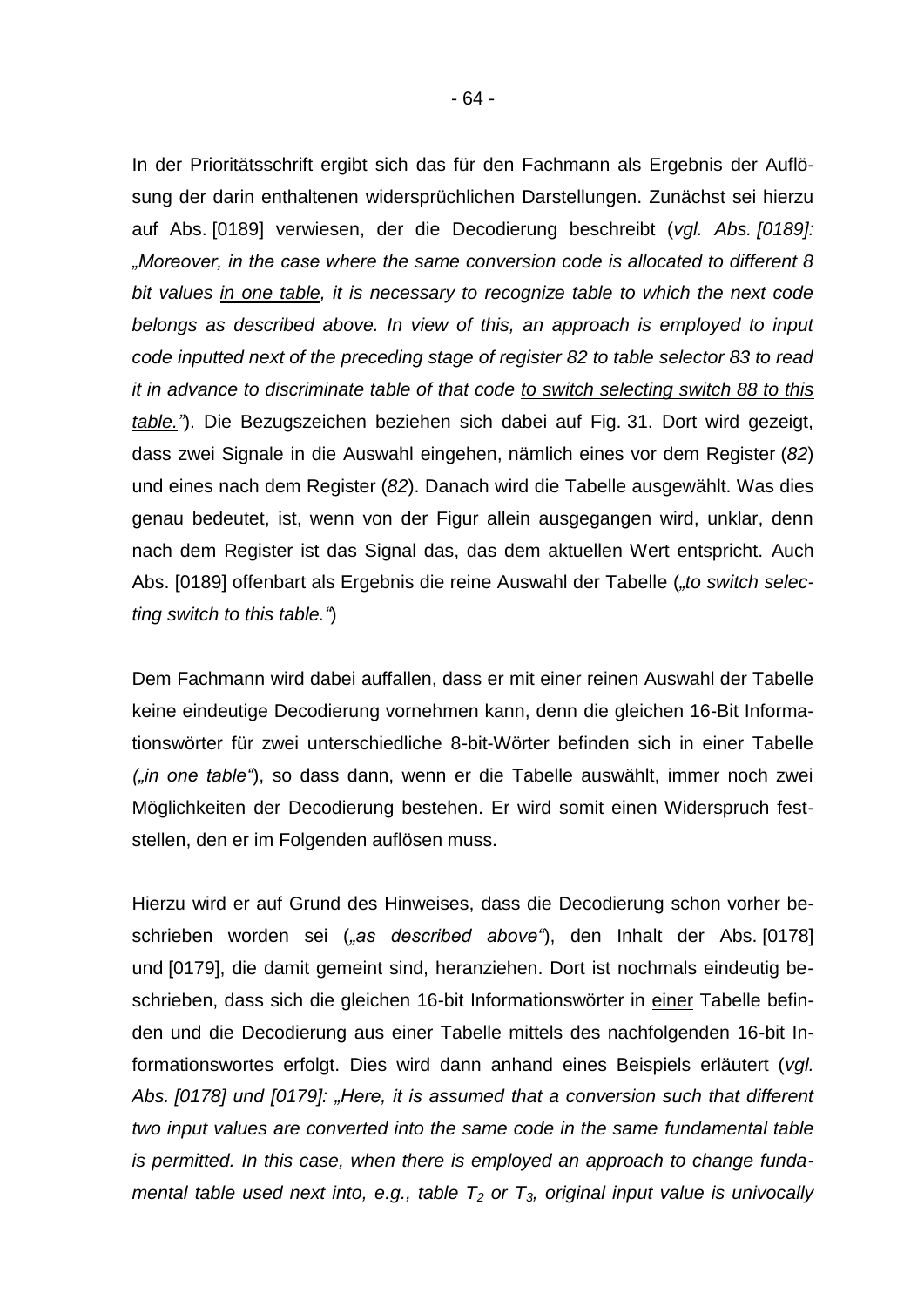In der Prioritätsschrift ergibt sich das für den Fachmann als Ergebnis der Auflösung der darin enthaltenen widersprüchlichen Darstellungen. Zunächst sei hierzu auf Abs. [0189] verwiesen, der die Decodierung beschreibt (*vgl. Abs. [0189]: „Moreover, in the case where the same conversion code is allocated to different 8 bit values <u>in one table</u>, it is necessary to recognize table to which the next code belongs as described above. In view of this, an approach is employed to input code inputted next of the preceding stage of register 82 to table selector 83 to read it in advance to discriminate table of that code <u>to switch selecting switch 88 to this table.</u>"*). Die Bezugszeichen beziehen sich dabei auf Fig. 31. Dort wird gezeigt, dass zwei Signale in die Auswahl eingehen, nämlich eines vor dem Register (*82*) und eines nach dem Register (*82*). Danach wird die Tabelle ausgewählt. Was dies genau bedeutet, ist, wenn von der Figur allein ausgegangen wird, unklar, denn nach dem Register ist das Signal das, das dem aktuellen Wert entspricht. Auch Abs. [0189] offenbart als Ergebnis die reine Auswahl der Tabelle (*„to switch selecting switch to this table."*)

Dem Fachmann wird dabei auffallen, dass er mit einer reinen Auswahl der Tabelle keine eindeutige Decodierung vornehmen kann, denn die gleichen 16-Bit Informationswörter für zwei unterschiedliche 8-bit-Wörter befinden sich in einer Tabelle *(„in one table"*), so dass dann, wenn er die Tabelle auswählt, immer noch zwei Möglichkeiten der Decodierung bestehen. Er wird somit einen Widerspruch feststellen, den er im Folgenden auflösen muss.

Hierzu wird er auf Grund des Hinweises, dass die Decodierung schon vorher beschrieben worden sei (*„as described above"*), den Inhalt der Abs. [0178] und [0179], die damit gemeint sind, heranziehen. Dort ist nochmals eindeutig beschrieben, dass sich die gleichen 16-bit Informationswörter in <u>einer</u> Tabelle befinden und die Decodierung aus einer Tabelle mittels des nachfolgenden 16-bit Informationswortes erfolgt. Dies wird dann anhand eines Beispiels erläutert (*vgl. Abs. [0178] und [0179]: „Here, it is assumed that a conversion such that different two input values are converted into the same code in the same fundamental table is permitted. In this case, when there is employed an approach to change fundamental table used next into, e.g., table $T_2$ or $T_3$, original input value is univocally*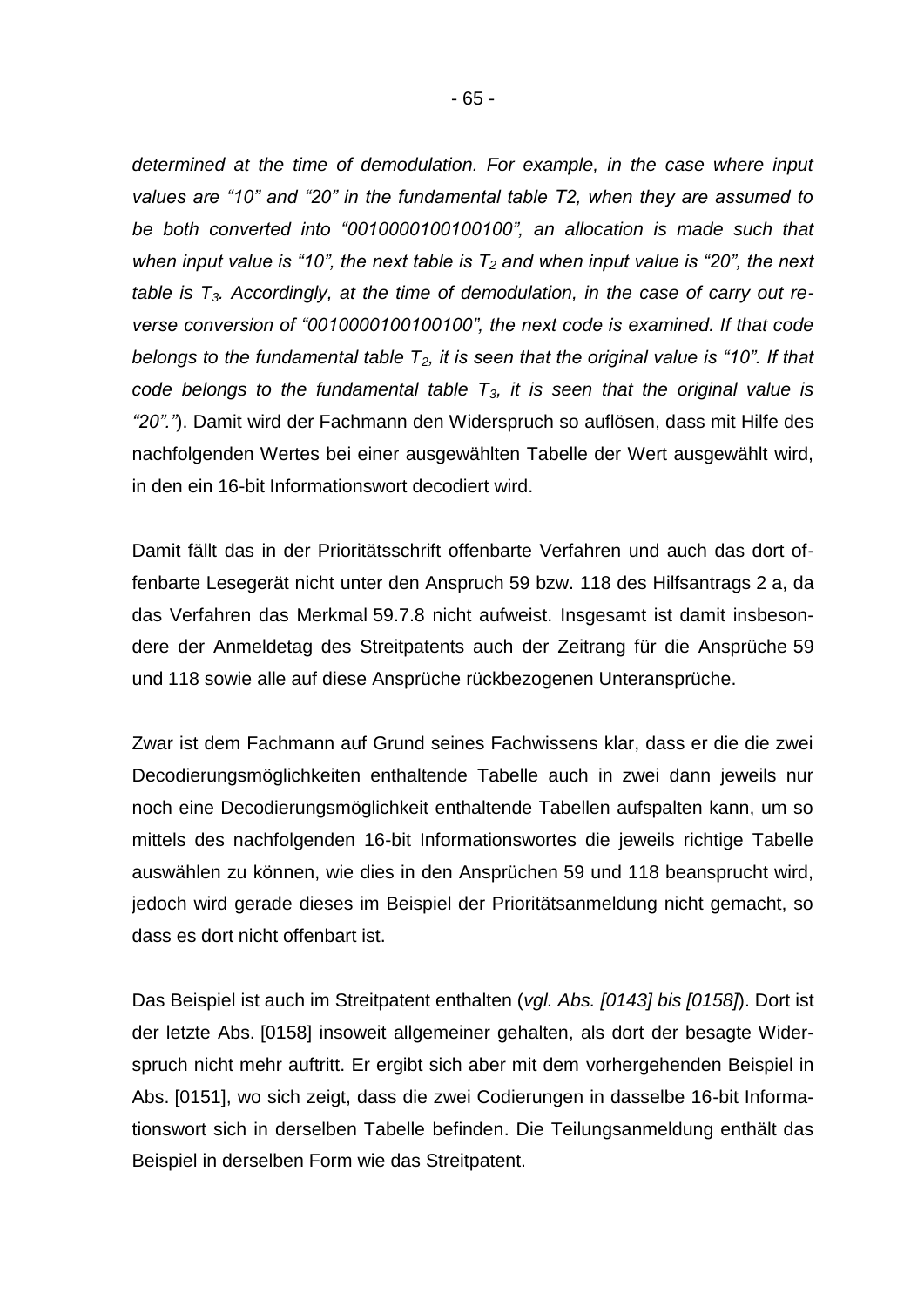*determined at the time of demodulation. For example, in the case where input values are "10" and "20" in the fundamental table T2, when they are assumed to be both converted into "0010000100100100", an allocation is made such that when input value is "10", the next table is $T_2$ and when input value is "20", the next table is $T_3$. Accordingly, at the time of demodulation, in the case of carry out reverse conversion of "0010000100100100", the next code is examined. If that code belongs to the fundamental table $T_2$, it is seen that the original value is "10". If that code belongs to the fundamental table $T_3$, it is seen that the original value is "20"."*). Damit wird der Fachmann den Widerspruch so auflösen, dass mit Hilfe des nachfolgenden Wertes bei einer ausgewählten Tabelle der Wert ausgewählt wird, in den ein 16-bit Informationswort decodiert wird.

Damit fällt das in der Prioritätsschrift offenbarte Verfahren und auch das dort offenbarte Lesegerät nicht unter den Anspruch 59 bzw. 118 des Hilfsantrags 2 a, da das Verfahren das Merkmal 59.7.8 nicht aufweist. Insgesamt ist damit insbesondere der Anmeldetag des Streitpatents auch der Zeitrang für die Ansprüche 59 und 118 sowie alle auf diese Ansprüche rückbezogenen Unteransprüche.

Zwar ist dem Fachmann auf Grund seines Fachwissens klar, dass er die die zwei Decodierungsmöglichkeiten enthaltende Tabelle auch in zwei dann jeweils nur noch eine Decodierungsmöglichkeit enthaltende Tabellen aufspalten kann, um so mittels des nachfolgenden 16-bit Informationswortes die jeweils richtige Tabelle auswählen zu können, wie dies in den Ansprüchen 59 und 118 beansprucht wird, jedoch wird gerade dieses im Beispiel der Prioritätsanmeldung nicht gemacht, so dass es dort nicht offenbart ist.

Das Beispiel ist auch im Streitpatent enthalten (*vgl. Abs. [0143] bis [0158]*). Dort ist der letzte Abs. [0158] insoweit allgemeiner gehalten, als dort der besagte Widerspruch nicht mehr auftritt. Er ergibt sich aber mit dem vorhergehenden Beispiel in Abs. [0151], wo sich zeigt, dass die zwei Codierungen in dasselbe 16-bit Informationswort sich in derselben Tabelle befinden. Die Teilungsanmeldung enthält das Beispiel in derselben Form wie das Streitpatent.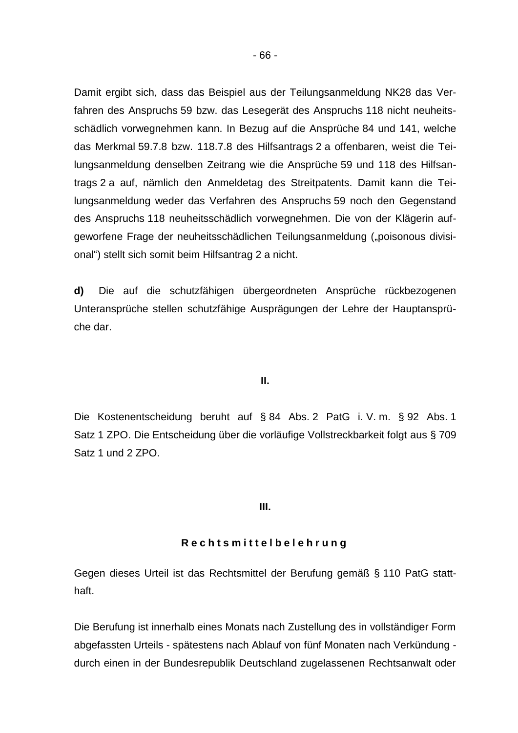Damit ergibt sich, dass das Beispiel aus der Teilungsanmeldung NK28 das Verfahren des Anspruchs 59 bzw. das Lesegerät des Anspruchs 118 nicht neuheitsschädlich vorwegnehmen kann. In Bezug auf die Ansprüche 84 und 141, welche das Merkmal 59.7.8 bzw. 118.7.8 des Hilfsantrags 2 a offenbaren, weist die Teilungsanmeldung denselben Zeitrang wie die Ansprüche 59 und 118 des Hilfsantrags 2 a auf, nämlich den Anmeldetag des Streitpatents. Damit kann die Teilungsanmeldung weder das Verfahren des Anspruchs 59 noch den Gegenstand des Anspruchs 118 neuheitsschädlich vorwegnehmen. Die von der Klägerin aufgeworfene Frage der neuheitsschädlichen Teilungsanmeldung („poisonous divisional") stellt sich somit beim Hilfsantrag 2 a nicht.

**d)** Die auf die schutzfähigen übergeordneten Ansprüche rückbezogenen Unteransprüche stellen schutzfähige Ausprägungen der Lehre der Hauptansprüche dar.

**II.**

Die Kostenentscheidung beruht auf § 84 Abs. 2 PatG i. V. m. § 92 Abs. 1 Satz 1 ZPO. Die Entscheidung über die vorläufige Vollstreckbarkeit folgt aus § 709 Satz 1 und 2 ZPO.

**III.**

**R e c h t s m i t t e l b e l e h r u n g**

Gegen dieses Urteil ist das Rechtsmittel der Berufung gemäß § 110 PatG statthaft.

Die Berufung ist innerhalb eines Monats nach Zustellung des in vollständiger Form abgefassten Urteils - spätestens nach Ablauf von fünf Monaten nach Verkündung - durch einen in der Bundesrepublik Deutschland zugelassenen Rechtsanwalt oder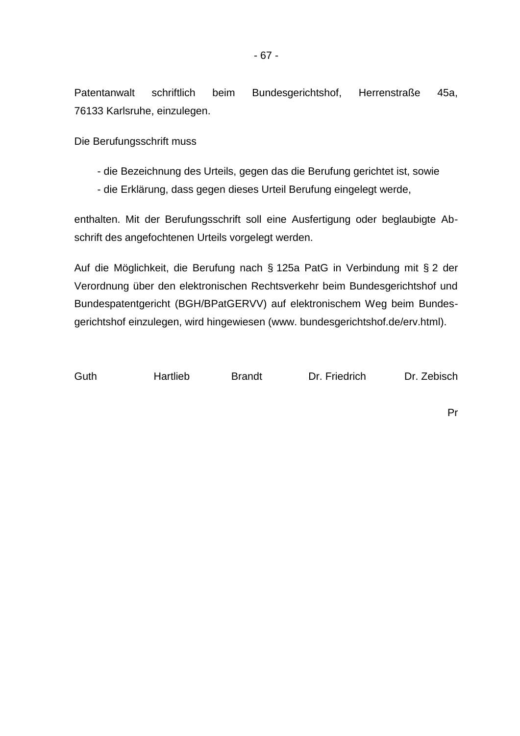Patentanwalt schriftlich beim Bundesgerichtshof, Herrenstraße 45a, 76133 Karlsruhe, einzulegen.

Die Berufungsschrift muss

- die Bezeichnung des Urteils, gegen das die Berufung gerichtet ist, sowie
- die Erklärung, dass gegen dieses Urteil Berufung eingelegt werde,

enthalten. Mit der Berufungsschrift soll eine Ausfertigung oder beglaubigte Abschrift des angefochtenen Urteils vorgelegt werden.

Auf die Möglichkeit, die Berufung nach § 125a PatG in Verbindung mit § 2 der Verordnung über den elektronischen Rechtsverkehr beim Bundesgerichtshof und Bundespatentgericht (BGH/BPatGERVV) auf elektronischem Weg beim Bundesgerichtshof einzulegen, wird hingewiesen (www. bundesgerichtshof.de/erv.html).

Guth Hartlieb Brandt Dr. Friedrich Dr. Zebisch

Pr